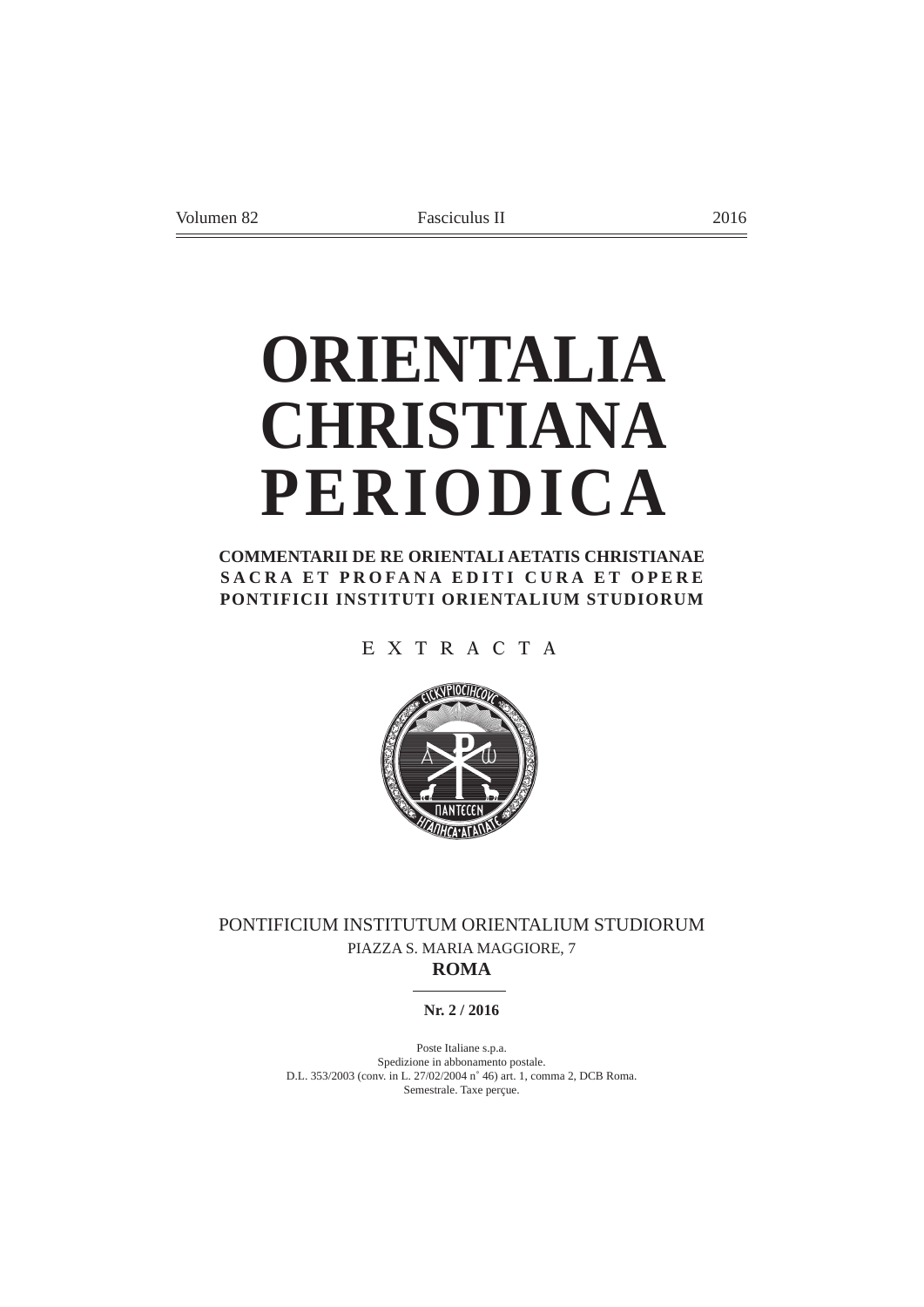Volumen 82 Fasciculus II 2016

# ORIENTALIA CHRISTIANA PERIODICA

**COMMENTARII DE RE ORIENTALI AETATIS CHRISTIANAE SACRA ET PROFANA EDITI CURA ET OPERE PONTIFICII INSTITUTI ORIENTALIUM STUDIORUM**

E X T R A C T A

PONTIFICIUM INSTITUTUM ORIENTALIUM STUDIORUM

PIAZZA S. MARIA MAGGIORE, 7

**ROMA**

**Nr. 2 / 2016**

Poste Italiane s.p.a.
Spedizione in abbonamento postale.
D.L. 353/2003 (conv. in L. 27/02/2004 n° 46) art. 1, comma 2, DCB Roma.
Semestrale. Taxe perçue.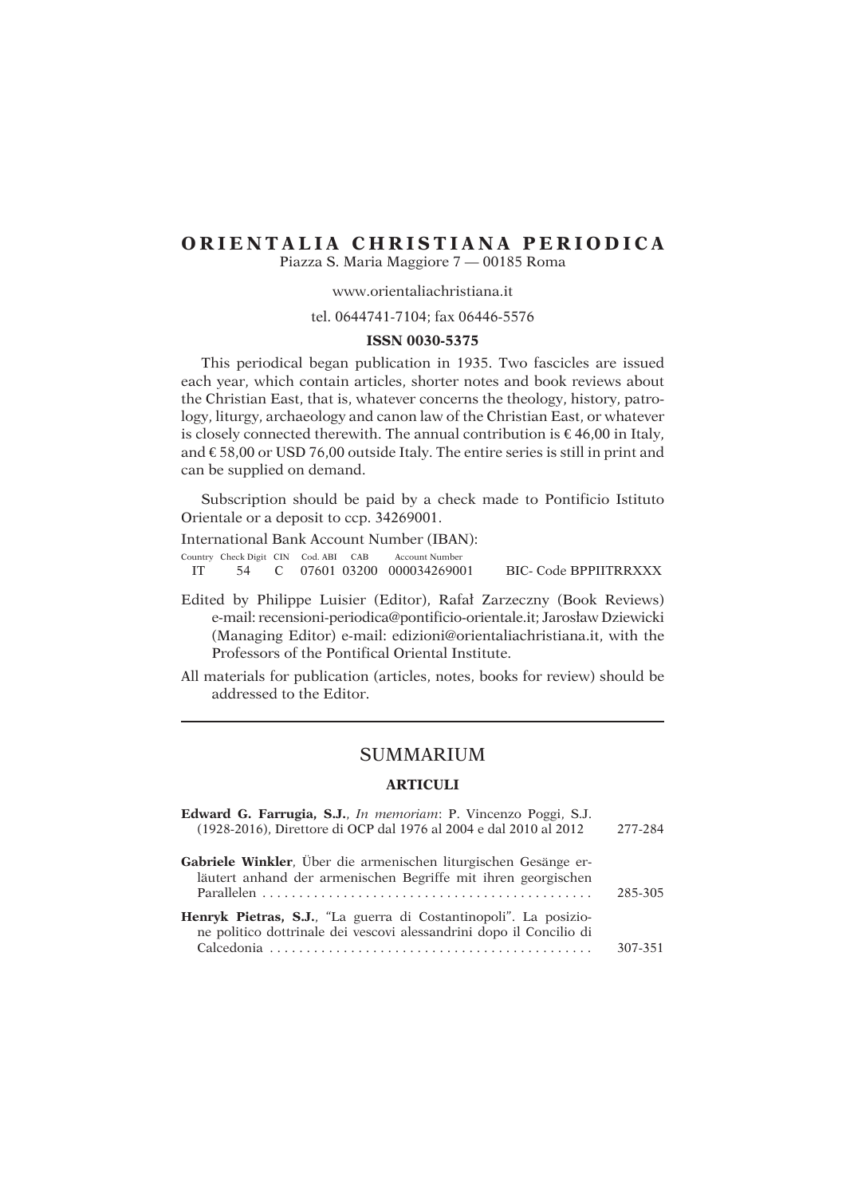# ORIENTALIA CHRISTIANA PERIODICA

Piazza S. Maria Maggiore 7 — 00185 Roma

www.orientaliachristiana.it

tel. 0644741-7104; fax 06446-5576

**ISSN 0030-5375**

This periodical began publication in 1935. Two fascicles are issued each year, which contain articles, shorter notes and book reviews about the Christian East, that is, whatever concerns the theology, history, patrology, liturgy, archaeology and canon law of the Christian East, or whatever is closely connected therewith. The annual contribution is € 46,00 in Italy, and € 58,00 or USD 76,00 outside Italy. The entire series is still in print and can be supplied on demand.

Subscription should be paid by a check made to Pontificio Istituto Orientale or a deposit to ccp. 34269001.

International Bank Account Number (IBAN):

| Country | Check Digit | CIN | Cod. ABI | CAB | Account Number | |
|---|---|---|---|---|---|---|
| IT | 54 | C | 07601 | 03200 | 000034269001 | BIC- Code BPPIITRRXXX |

Edited by Philippe Luisier (Editor), Rafał Zarzeczny (Book Reviews) e-mail: recensioni-periodica@pontificio-orientale.it; Jarosław Dziewicki (Managing Editor) e-mail: edizioni@orientaliachristiana.it, with the Professors of the Pontifical Oriental Institute.

All materials for publication (articles, notes, books for review) should be addressed to the Editor.

## SUMMARIUM

### ARTICULI

**Edward G. Farrugia, S.J.**, *In memoriam*: P. Vincenzo Poggi, S.J. (1928-2016), Direttore di OCP dal 1976 al 2004 e dal 2010 al 2012 ........ 277-284

**Gabriele Winkler**, Über die armenischen liturgischen Gesänge erläutert anhand der armenischen Begriffe mit ihren georgischen Parallelen ........ 285-305

**Henryk Pietras, S.J.**, "La guerra di Costantinopoli". La posizione politico dottrinale dei vescovi alessandrini dopo il Concilio di Calcedonia ........ 307-351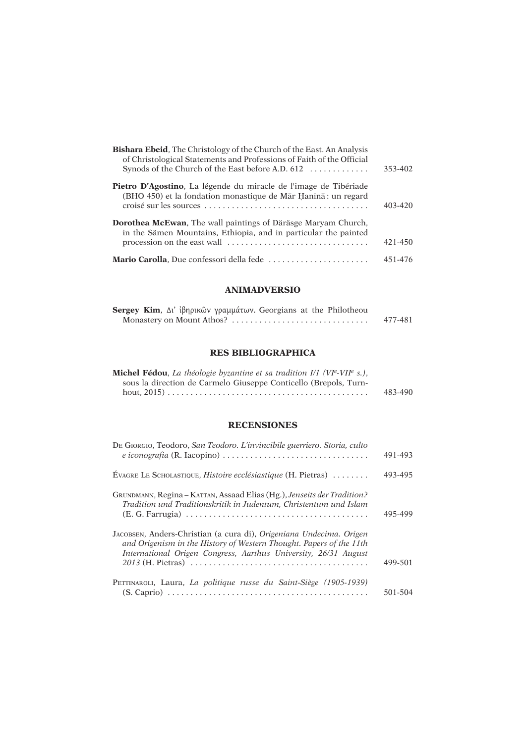**Bishara Ebeid**, The Christology of the Church of the East. An Analysis of Christological Statements and Professions of Faith of the Official Synods of the Church of the East before A.D. 612 ............. 353-402

**Pietro D'Agostino**, La légende du miracle de l'image de Tibériade (BHO 450) et la fondation monastique de Mār Ḥanīnā : un regard croisé sur les sources .................................... 403-420

**Dorothea McEwan**, The wall paintings of Däräsge Maryam Church, in the Sämen Mountains, Ethiopia, and in particular the painted procession on the east wall ............................... 421-450

**Mario Carolla**, Due confessori della fede ...................... 451-476

## ANIMADVERSIO

**Sergey Kim**, Δι' ἰβηρικῶν γραμμάτων. Georgians at the Philotheou Monastery on Mount Athos? .............................. 477-481

## RES BIBLIOGRAPHICA

**Michel Fédou**, *La théologie byzantine et sa tradition I/1 (VIe-VIIe s.)*, sous la direction de Carmelo Giuseppe Conticello (Brepols, Turnhout, 2015) ........................................... 483-490

## RECENSIONES

De Giorgio, Teodoro, *San Teodoro. L'invincibile guerriero. Storia, culto e iconografia* (R. Iacopino) ................................ 491-493

Évagre Le Scholastique, *Histoire ecclésiastique* (H. Pietras) ........ 493-495

Grundmann, Regina – Kattan, Assaad Elias (Hg.), *Jenseits der Tradition? Tradition und Traditionskritik in Judentum, Christentum und Islam* (E. G. Farrugia) ........................................ 495-499

Jacobsen, Anders-Christian (a cura di), *Origeniana Undecima. Origen and Origenism in the History of Western Thought. Papers of the 11th International Origen Congress, Aarthus University, 26/31 August 2013* (H. Pietras) ....................................... 499-501

Pettinaroli, Laura, *La politique russe du Saint-Siège (1905-1939)* (S. Caprio) ........................................... 501-504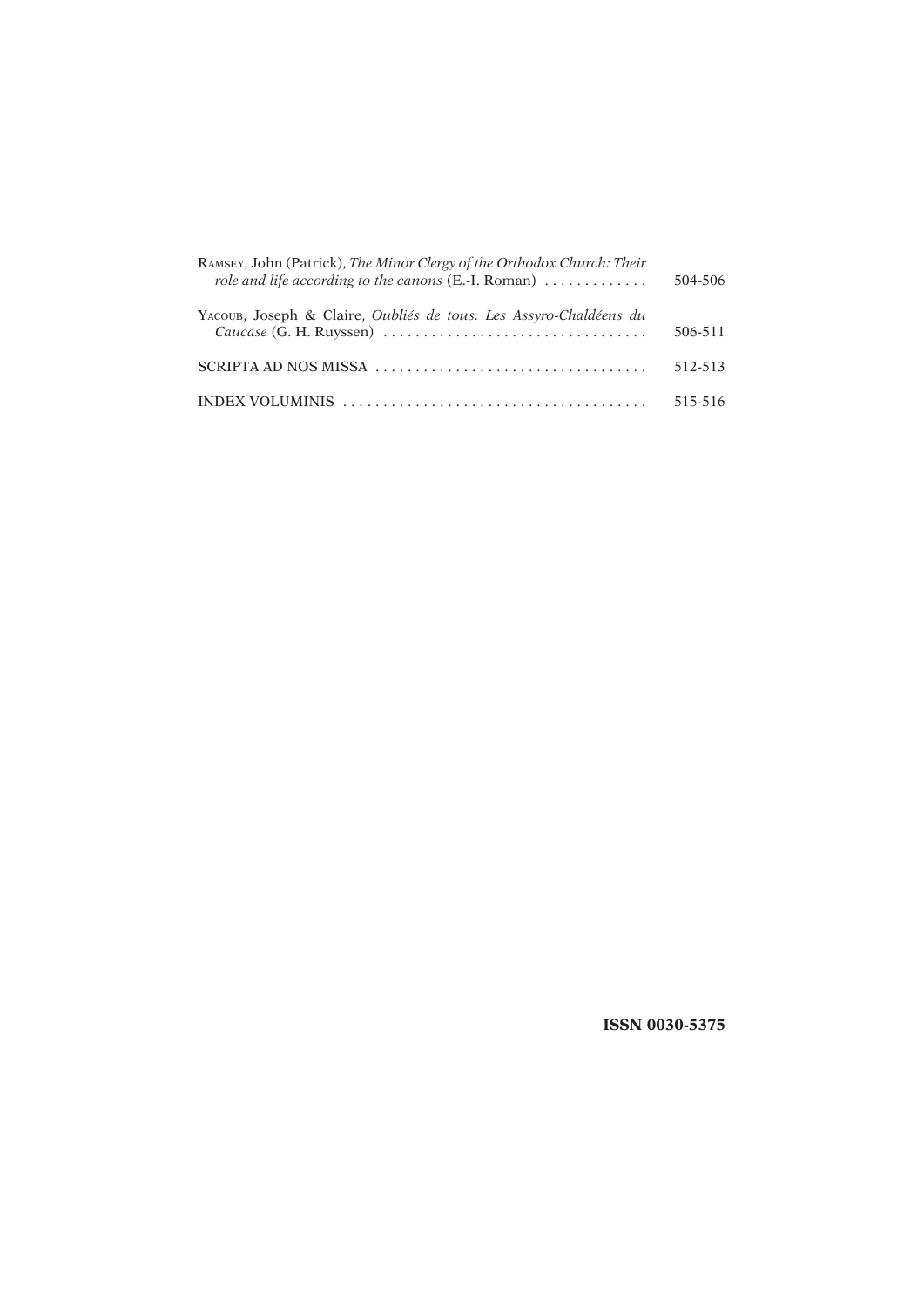Ramsey, John (Patrick), *The Minor Clergy of the Orthodox Church: Their role and life according to the canons* (E.-I. Roman) . . . . . . . . . . . . . 504-506

Yacoub, Joseph & Claire, *Oubliés de tous. Les Assyro-Chaldéens du Caucase* (G. H. Ruyssen) . . . . . . . . . . . . . . . . . . . . . . . . . . . . . . . . . 506-511

SCRIPTA AD NOS MISSA . . . . . . . . . . . . . . . . . . . . . . . . . . . . . . . . . . 512-513

INDEX VOLUMINIS . . . . . . . . . . . . . . . . . . . . . . . . . . . . . . . . . . . . . . 515-516

**ISSN 0030-5375**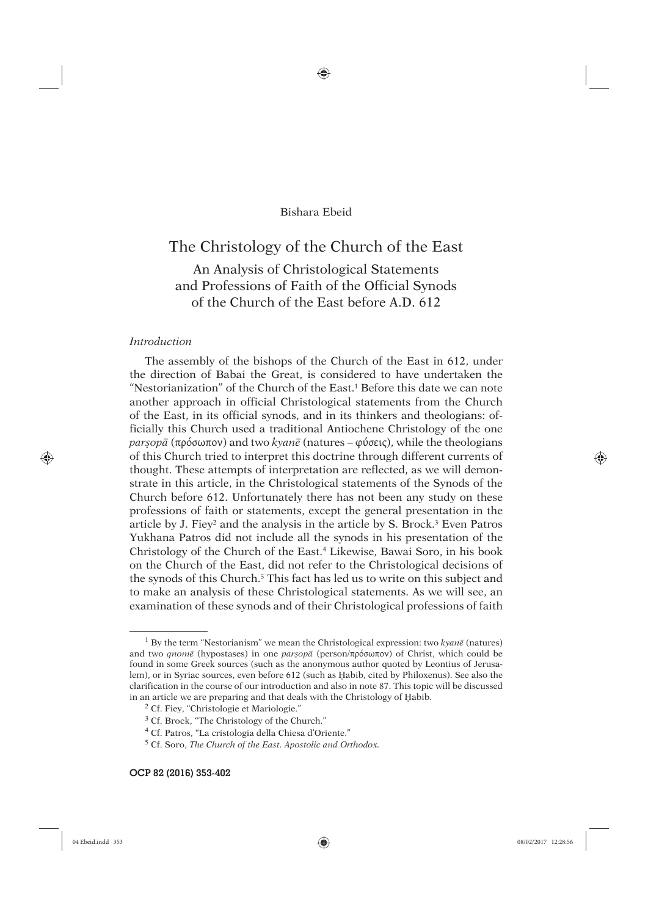Bishara Ebeid

# The Christology of the Church of the East

## An Analysis of Christological Statements and Professions of Faith of the Official Synods of the Church of the East before A.D. 612

### *Introduction*

The assembly of the bishops of the Church of the East in 612, under the direction of Babai the Great, is considered to have undertaken the "Nestorianization" of the Church of the East.[1] Before this date we can note another approach in official Christological statements from the Church of the East, in its official synods, and in its thinkers and theologians: officially this Church used a traditional Antiochene Christology of the one *parṣopā* (πρόσωπον) and two *kyanē* (natures – φύσεις), while the theologians of this Church tried to interpret this doctrine through different currents of thought. These attempts of interpretation are reflected, as we will demonstrate in this article, in the Christological statements of the Synods of the Church before 612. Unfortunately there has not been any study on these professions of faith or statements, except the general presentation in the article by J. Fiey[2] and the analysis in the article by S. Brock.[3] Even Patros Yukhana Patros did not include all the synods in his presentation of the Christology of the Church of the East.[4] Likewise, Bawai Soro, in his book on the Church of the East, did not refer to the Christological decisions of the synods of this Church.[5] This fact has led us to write on this subject and to make an analysis of these Christological statements. As we will see, an examination of these synods and of their Christological professions of faith

---

[1] By the term "Nestorianism" we mean the Christological expression: two *kyanē* (natures) and two *qnomē* (hypostases) in one *parṣopā* (person/πρόσωπον) of Christ, which could be found in some Greek sources (such as the anonymous author quoted by Leontius of Jerusalem), or in Syriac sources, even before 612 (such as Ḥabib, cited by Philoxenus). See also the clarification in the course of our introduction and also in note 87. This topic will be discussed in an article we are preparing and that deals with the Christology of Ḥabib.

[2] Cf. Fiey, "Christologie et Mariologie."

[3] Cf. Brock, "The Christology of the Church."

[4] Cf. Patros, "La cristologia della Chiesa d'Oriente."

[5] Cf. Soro, *The Church of the East. Apostolic and Orthodox*.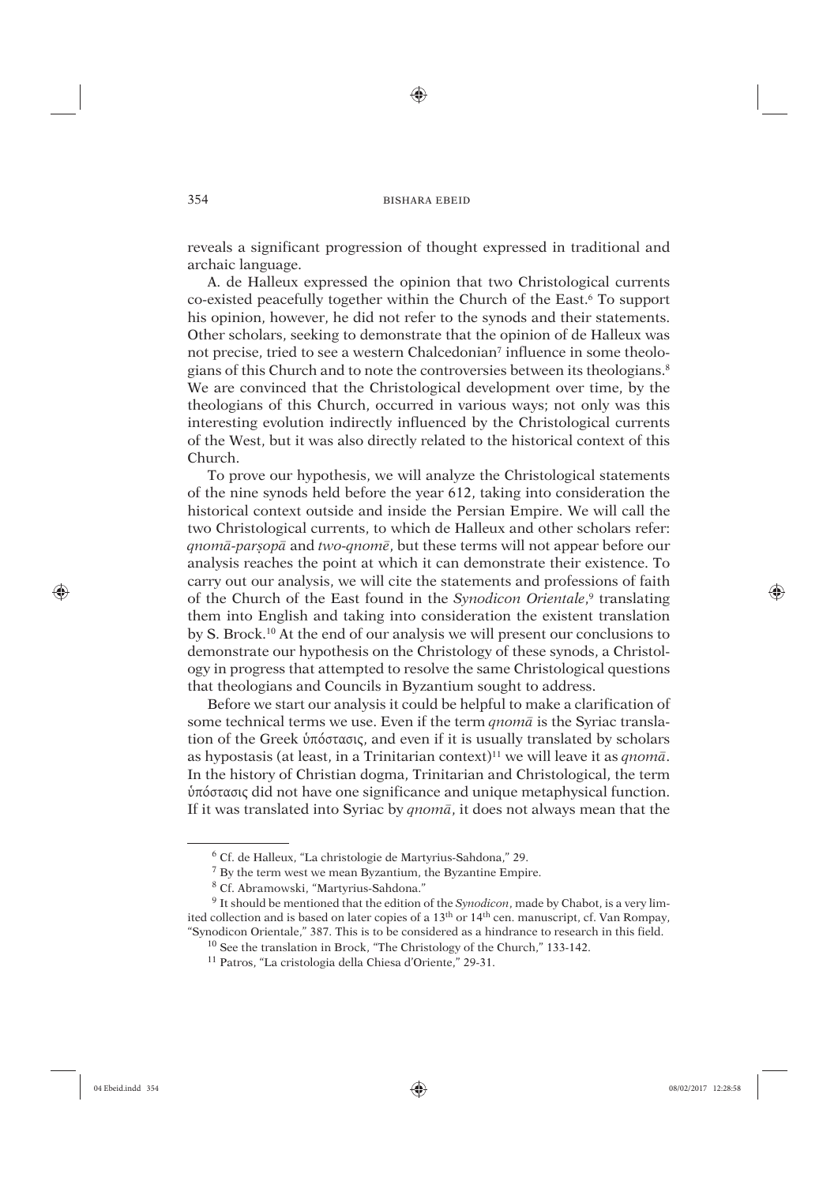reveals a significant progression of thought expressed in traditional and archaic language.

A. de Halleux expressed the opinion that two Christological currents co-existed peacefully together within the Church of the East.[6] To support his opinion, however, he did not refer to the synods and their statements. Other scholars, seeking to demonstrate that the opinion of de Halleux was not precise, tried to see a western Chalcedonian[7] influence in some theologians of this Church and to note the controversies between its theologians.[8] We are convinced that the Christological development over time, by the theologians of this Church, occurred in various ways; not only was this interesting evolution indirectly influenced by the Christological currents of the West, but it was also directly related to the historical context of this Church.

To prove our hypothesis, we will analyze the Christological statements of the nine synods held before the year 612, taking into consideration the historical context outside and inside the Persian Empire. We will call the two Christological currents, to which de Halleux and other scholars refer: *qnomā-parṣopā* and *two-qnomē*, but these terms will not appear before our analysis reaches the point at which it can demonstrate their existence. To carry out our analysis, we will cite the statements and professions of faith of the Church of the East found in the *Synodicon Orientale*,[9] translating them into English and taking into consideration the existent translation by S. Brock.[10] At the end of our analysis we will present our conclusions to demonstrate our hypothesis on the Christology of these synods, a Christology in progress that attempted to resolve the same Christological questions that theologians and Councils in Byzantium sought to address.

Before we start our analysis it could be helpful to make a clarification of some technical terms we use. Even if the term *qnomā* is the Syriac translation of the Greek ὑπόστασις, and even if it is usually translated by scholars as hypostasis (at least, in a Trinitarian context)[11] we will leave it as *qnomā*. In the history of Christian dogma, Trinitarian and Christological, the term ὑπόστασις did not have one significance and unique metaphysical function. If it was translated into Syriac by *qnomā*, it does not always mean that the

---

[6] Cf. de Halleux, "La christologie de Martyrius-Sahdona," 29.

[7] By the term west we mean Byzantium, the Byzantine Empire.

[8] Cf. Abramowski, "Martyrius-Sahdona."

[9] It should be mentioned that the edition of the *Synodicon*, made by Chabot, is a very limited collection and is based on later copies of a 13th or 14th cen. manuscript, cf. Van Rompay, "Synodicon Orientale," 387. This is to be considered as a hindrance to research in this field.

[10] See the translation in Brock, "The Christology of the Church," 133-142.

[11] Patros, "La cristologia della Chiesa d'Oriente," 29-31.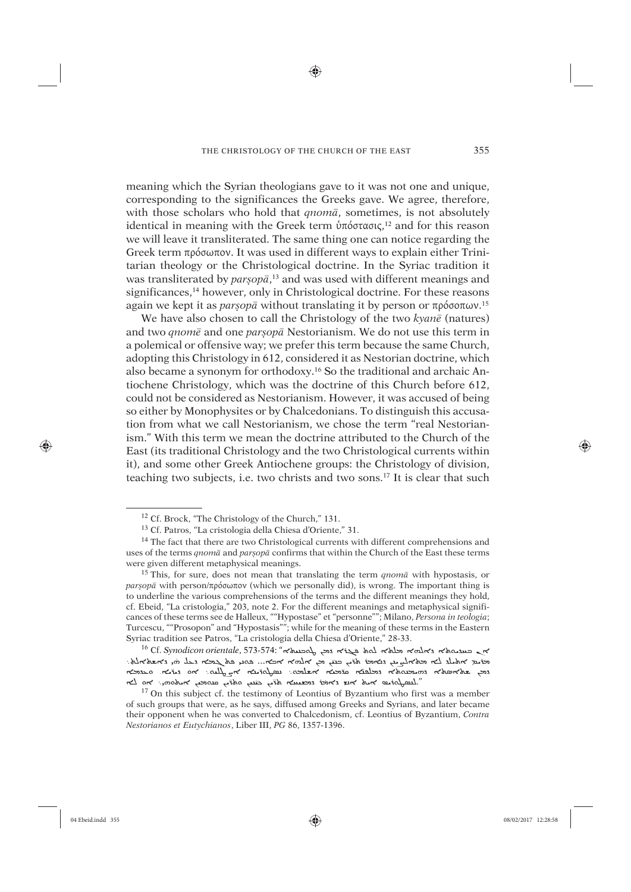meaning which the Syrian theologians gave to it was not one and unique, corresponding to the significances the Greeks gave. We agree, therefore, with those scholars who hold that *qnomā*, sometimes, is not absolutely identical in meaning with the Greek term ὑπόστασις,[12] and for this reason we will leave it transliterated. The same thing one can notice regarding the Greek term πρόσωπον. It was used in different ways to explain either Trinitarian theology or the Christological doctrine. In the Syriac tradition it was transliterated by *parṣopā*,[13] and was used with different meanings and significances,[14] however, only in Christological doctrine. For these reasons again we kept it as *parṣopā* without translating it by person or πρόσοπων.[15]

We have also chosen to call the Christology of the two *kyanē* (natures) and two *qnomē* and one *parṣopā* Nestorianism. We do not use this term in a polemical or offensive way; we prefer this term because the same Church, adopting this Christology in 612, considered it as Nestorian doctrine, which also became a synonym for orthodoxy.[16] So the traditional and archaic Antiochene Christology, which was the doctrine of this Church before 612, could not be considered as Nestorianism. However, it was accused of being so either by Monophysites or by Chalcedonians. To distinguish this accusation from what we call Nestorianism, we chose the term "real Nestorianism." With this term we mean the doctrine attributed to the Church of the East (its traditional Christology and the two Christological currents within it), and some other Greek Antiochene groups: the Christology of division, teaching two subjects, i.e. two christs and two sons.[17] It is clear that such

---

[12] Cf. Brock, "The Christology of the Church," 131.

[13] Cf. Patros, "La cristologia della Chiesa d'Oriente," 31.

[14] The fact that there are two Christological currents with different comprehensions and uses of the terms *qnomā* and *parṣopā* confirms that within the Church of the East these terms were given different metaphysical meanings.

[15] This, for sure, does not mean that translating the term *qnomā* with hypostasis, or *parṣopā* with person/πρόσωπον (which we personally did), is wrong. The important thing is to underline the various comprehensions of the terms and the different meanings they hold, cf. Ebeid, "La cristologia," 203, note 2. For the different meanings and metaphysical significances of these terms see de Halleux, ""Hypostase" et "personne""; Milano, *Persona in teologia*; Turcescu, ""Prosopon" and "Hypostasis""; while for the meaning of these terms in the Eastern Syriac tradition see Patros, "La cristologia della Chiesa d'Oriente," 28-33.

[16] Cf. *Synodicon orientale*, 573-574: "ܐܢ ܒܫܘܡܗܐ ܕܐܠܗܐ ܡܠܬܐ ܠܘܬ ܦܛܪܐ ܕܡܢ ܢܣܛܘܪܝܣ ܡܛܠ ܕܐܬܚܒܠ ܠܗ ܡܢ ܐܬܠܝܛܝܢ ܕܐܡܪܝܢ ܕܐܝܟ ܒܪ ܐܢܫܐ ܡܢ ܐܠܗܐ ܐܒܐ... ܗܘ ܦܠܓ ܥܠ ܗܕܐ ܕܠܐ ܗܘ ܕܐܬܐܡܪܬ. ܕܡܢ ܫܠܝܚܘܬܐ ܕܐܫܬܘܕܥܬ ܕܡܠܦܢܐ ܩܕܡܝܐ ܐܫܠܡܘ: ܢܣܛܘܪܝܘܣ ܐܝܟ ܕܝܠܗ: ܐܦ ܕܪܫܐ. ܘܡܕܡ ܠܢܣܛܘܪܝܘܣ ܐܝܟ ܕܐܡܪܝܢ ܕܐܡܪܝܢ ܬܪܝܢ ܒܢܝܢ ܘܬܪܝܢ ܡܫܝܚܐ ܡܘܕܝܢ ܐܢܚܢܢ. ܐܦ ܠܐ."

[17] On this subject cf. the testimony of Leontius of Byzantium who first was a member of such groups that were, as he says, diffused among Greeks and Syrians, and later became their opponent when he was converted to Chalcedonism, cf. Leontius of Byzantium, *Contra Nestorianos et Eutychianos*, Liber III, *PG* 86, 1357-1396.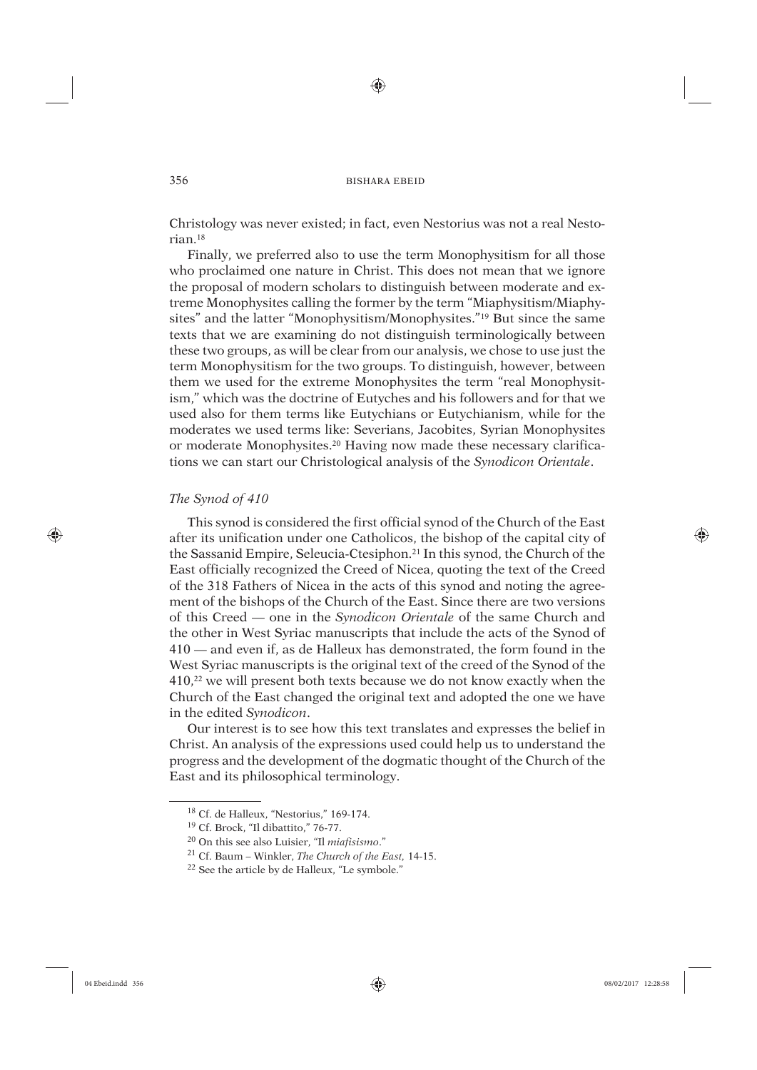Christology was never existed; in fact, even Nestorius was not a real Nestorian.[18]

Finally, we preferred also to use the term Monophysitism for all those who proclaimed one nature in Christ. This does not mean that we ignore the proposal of modern scholars to distinguish between moderate and extreme Monophysites calling the former by the term "Miaphysitism/Miaphysites" and the latter "Monophysitism/Monophysites."[19] But since the same texts that we are examining do not distinguish terminologically between these two groups, as will be clear from our analysis, we chose to use just the term Monophysitism for the two groups. To distinguish, however, between them we used for the extreme Monophysites the term "real Monophysitism," which was the doctrine of Eutyches and his followers and for that we used also for them terms like Eutychians or Eutychianism, while for the moderates we used terms like: Severians, Jacobites, Syrian Monophysites or moderate Monophysites.[20] Having now made these necessary clarifications we can start our Christological analysis of the *Synodicon Orientale*.

### *The Synod of 410*

This synod is considered the first official synod of the Church of the East after its unification under one Catholicos, the bishop of the capital city of the Sassanid Empire, Seleucia-Ctesiphon.[21] In this synod, the Church of the East officially recognized the Creed of Nicea, quoting the text of the Creed of the 318 Fathers of Nicea in the acts of this synod and noting the agreement of the bishops of the Church of the East. Since there are two versions of this Creed — one in the *Synodicon Orientale* of the same Church and the other in West Syriac manuscripts that include the acts of the Synod of 410 — and even if, as de Halleux has demonstrated, the form found in the West Syriac manuscripts is the original text of the creed of the Synod of the 410,[22] we will present both texts because we do not know exactly when the Church of the East changed the original text and adopted the one we have in the edited *Synodicon*.

Our interest is to see how this text translates and expresses the belief in Christ. An analysis of the expressions used could help us to understand the progress and the development of the dogmatic thought of the Church of the East and its philosophical terminology.

---

[18] Cf. de Halleux, "Nestorius," 169-174.

[19] Cf. Brock, "Il dibattito," 76-77.

[20] On this see also Luisier, "Il *miafisismo*."

[21] Cf. Baum – Winkler, *The Church of the East*, 14-15.

[22] See the article by de Halleux, "Le symbole."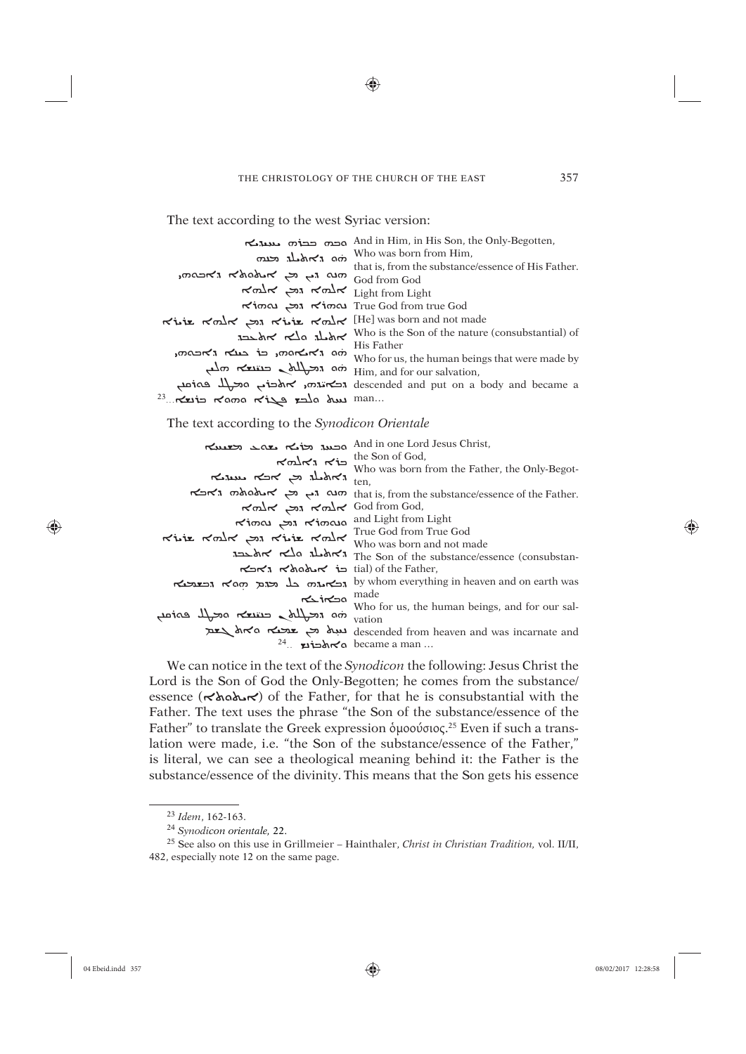The text according to the west Syriac version:

| | |
|---|---|
| ܘܒܗ ܒܒܪܗ ܝܚܝܕܝܐ | And in Him, in His Son, the Only-Begotten, |
| ܗܘ ܕܐܬܝܠܕ ܡܢܗ | Who was born from Him, |
| ܗܢܘ ܕܝܢ ܡܢ ܐܝܬܘܬܐ ܕܐܒܘܗܝ | that is, from the substance/essence of His Father. |
| ܐܠܗܐ ܕܡܢ ܐܠܗܐ | God from God |
| ܢܘܗܪܐ ܕܡܢ ܢܘܗܪܐ | Light from Light |
| ܐܠܗܐ ܫܪܝܪܐ ܕܡܢ ܐܠܗܐ ܫܪܝܪܐ | True God from true God |
| ܐܬܝܠܕ ܘܠܐ ܐܬܥܒܕ | [He] was born and not made |
| ܗܘ ܕܐܝܬܘܗܝ ܒܪ ܟܝܢܐ ܕܐܒܘܗܝ | Who is the Son of the nature (consubstantial) of His Father |
| ܗܘ ܕܡܛܠܬܢ ܒܢܝܢܫܐ ܗܘܝܢ | Who for us, the human beings that were made by Him, and for our salvation, |
| ܕܐܬܒܪܝܢ ܒܗ ܘܡܛܠ ܦܘܪܩܢܢ | descended and put on a body and became a |
| ܢܚܬ ܘܠܒܫ ܦܓܪܐ ܘܗܘܐ ܒܪܢܫܐ…[23] | man… |

The text according to the *Synodicon Orientale*

| | |
|---|---|
| ܘܒܚܕ ܡܪܝܐ ܝܫܘܥ ܡܫܝܚܐ | And in one Lord Jesus Christ, |
| ܒܪܐ ܕܐܠܗܐ | the Son of God, |
| ܕܐܬܝܠܕ ܡܢ ܐܒܐ ܝܚܝܕܝܐ | Who was born from the Father, the Only-Begotten, |
| ܗܢܘ ܕܝܢ ܡܢ ܐܝܬܘܬܗ ܕܐܒܐ | that is, from the substance/essence of the Father. |
| ܐܠܗܐ ܕܡܢ ܐܠܗܐ | God from God, |
| ܢܘܗܪܐ ܕܡܢ ܢܘܗܪܐ | and Light from Light |
| ܐܠܗܐ ܫܪܝܪܐ ܕܡܢ ܐܠܗܐ ܫܪܝܪܐ | True God from True God |
| ܕܐܬܝܠܕ ܘܠܐ ܐܬܥܒܕ | Who was born and not made |
| ܒܪ ܐܝܬܘܬܐ ܕܐܒܐ | The Son of the substance/essence (consubstantial) of the Father, |
| ܕܒܐܝܕܗ ܟܠ ܡܕܡ ܗܘܐ ܕܒܫܡܝܐ | by whom everything in heaven and on earth was |
| ܘܒܐܪܥܐ | made |
| ܗܘ ܕܡܛܠܬܢ ܒܢܝܢܫܐ ܘܡܛܠ ܦܘܪܩܢܢ | Who for us, the human beings, and for our salvation |
| ܢܚܬ ܡܢ ܫܡܝܐ ܘܐܬܓܫܡ ܘ | descended from heaven and was incarnate and |
| ܘܐܬܒܪܢܫ…[24] | became a man … |

We can notice in the text of the *Synodicon* the following: Jesus Christ the Lord is the Son of God the Only-Begotten; he comes from the substance/essence (ܐܝܬܘܬܐ) of the Father, for that he is consubstantial with the Father. The text uses the phrase "the Son of the substance/essence of the Father" to translate the Greek expression ὁμοούσιος.[25] Even if such a translation were made, i.e. "the Son of the substance/essence of the Father," is literal, we can see a theological meaning behind it: the Father is the substance/essence of the divinity. This means that the Son gets his essence

---

[23] *Idem*, 162-163.

[24] *Synodicon orientale*, 22.

[25] See also on this use in Grillmeier – Hainthaler, *Christ in Christian Tradition*, vol. II/II, 482, especially note 12 on the same page.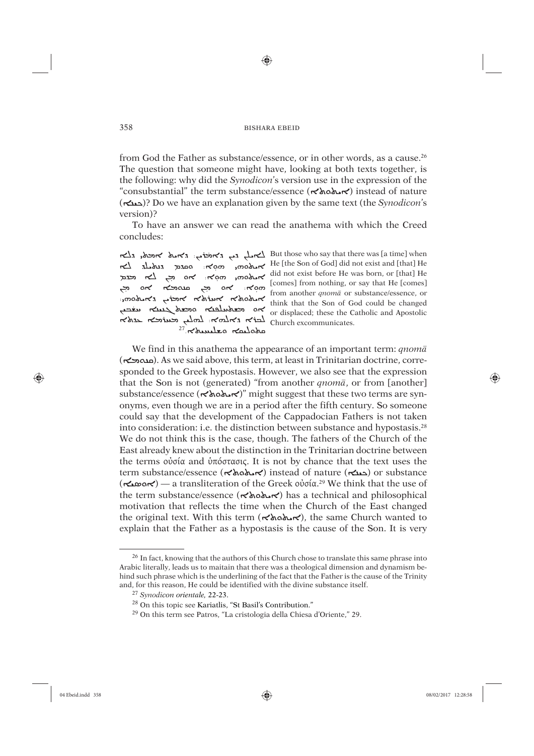from God the Father as substance/essence, or in other words, as a cause.[26] The question that someone might have, looking at both texts together, is the following: why did the *Synodicon*'s version use in the expression of the "consubstantial" the term substance/essence (ܐܝܬܘܬܐ) instead of nature (ܟܝܢܐ)? Do we have an explanation given by the same text (the *Synodicon*'s version)?

To have an answer we can read the anathema with which the Creed concludes:

| | |
|---|---|
| ܠܐܝܠܝܢ ܕܝܢ ܕܐܡܪܝܢ܆ ܕܐܝܬ ܐܡܬܝ ܕܠܐ ܐܝܬܘܗܝ ܗܘܐ܆ ܘܩܕܡ ܕܢܬܝܠܕ ܠܐ ܐܝܬܘܗܝ ܗܘܐ܆ ܐܘ ܕܡܢ ܠܐ ܡܕܡ ܗܘܐ܆ ܐܘ ܡܢ ܩܢܘܡܐ ܐܘ ܡܢ ܐܝܬܘܬܐ ܐܚܪܬܐ ܐܡܪܝܢ ܕܐܝܬܘܗܝ܆ ܐܘ ܡܫܬܚܠܦܢܐ ܘܡܫܬܢܝܢܐ ܣܒܪܝܢ ܠܒܪܗ ܕܐܠܗܐ܆ ܠܗܠܝܢ ܡܚܪܡܐ ܥܕܬܐ ܩܬܘܠܝܩܐ ܘܫܠܝܚܝܬܐ.[27] | But those who say that there was [a time] when He [the Son of God] did not exist and [that] He did not exist before He was born, or [that] He [comes] from nothing, or say that He [comes] from another *qnomā* or substance/essence, or think that the Son of God could be changed or displaced; these the Catholic and Apostolic Church excommunicates. |

We find in this anathema the appearance of an important term: *qnomā* (ܩܢܘܡܐ). As we said above, this term, at least in Trinitarian doctrine, corresponded to the Greek hypostasis. However, we also see that the expression that the Son is not (generated) "from another *qnomā*, or from [another] substance/essence (ܐܝܬܘܬܐ)" might suggest that these two terms are synonyms, even though we are in a period after the fifth century. So someone could say that the development of the Cappadocian Fathers is not taken into consideration: i.e. the distinction between substance and hypostasis.[28] We do not think this is the case, though. The fathers of the Church of the East already knew about the distinction in the Trinitarian doctrine between the terms οὐσία and ὑπόστασις. It is not by chance that the text uses the term substance/essence (ܐܝܬܘܬܐ) instead of nature (ܟܝܢܐ) or substance (ܐܘܣܝܐ) — a transliteration of the Greek οὐσία.[29] We think that the use of the term substance/essence (ܐܝܬܘܬܐ) has a technical and philosophical motivation that reflects the time when the Church of the East changed the original text. With this term (ܐܝܬܘܬܐ), the same Church wanted to explain that the Father as a hypostasis is the cause of the Son. It is very

---

[26] In fact, knowing that the authors of this Church chose to translate this same phrase into Arabic literally, leads us to maitain that there was a theological dimension and dynamism behind such phrase which is the underlining of the fact that the Father is the cause of the Trinity and, for this reason, He could be identified with the divine substance itself.

[27] *Synodicon orientale,* 22-23.

[28] On this topic see Kariatlis, "St Basil's Contribution."

[29] On this term see Patros, "La cristologia della Chiesa d'Oriente," 29.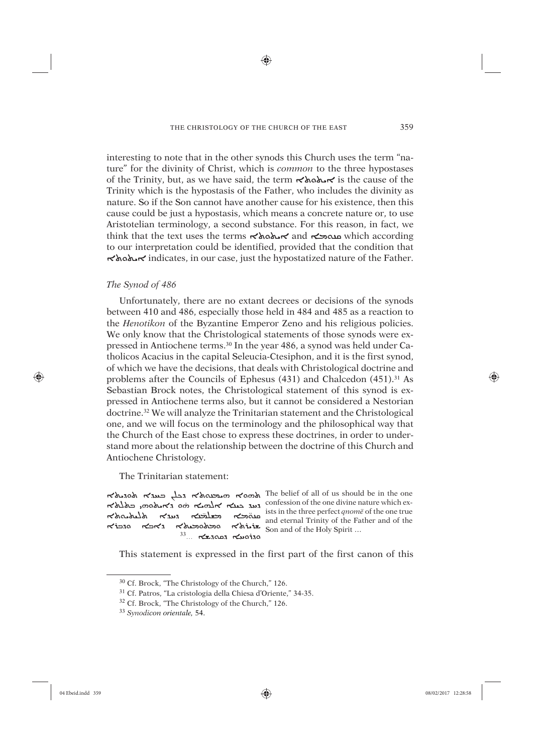interesting to note that in the other synods this Church uses the term "nature" for the divinity of Christ, which is *common* to the three hypostases of the Trinity, but, as we have said, the term ܐܝܬܘܬܐ is the cause of the Trinity which is the hypostasis of the Father, who includes the divinity as nature. So if the Son cannot have another cause for his existence, then this cause could be just a hypostasis, which means a concrete nature or, to use Aristotelian terminology, a second substance. For this reason, in fact, we think that the text uses the terms ܐܝܬܘܬܐ and ܩܢܘܡܐ which according to our interpretation could be identified, provided that the condition that ܐܝܬܘܬܐ indicates, in our case, just the hypostatized nature of the Father.

### *The Synod of 486*

Unfortunately, there are no extant decrees or decisions of the synods between 410 and 486, especially those held in 484 and 485 as a reaction to the *Henotikon* of the Byzantine Emperor Zeno and his religious policies. We only know that the Christological statements of those synods were expressed in Antiochene terms.[30] In the year 486, a synod was held under Catholicos Acacius in the capital Seleucia-Ctesiphon, and it is the first synod, of which we have the decisions, that deals with Christological doctrine and problems after the Councils of Ephesus (431) and Chalcedon (451).[31] As Sebastian Brock notes, the Christological statement of this synod is expressed in Antiochene terms also, but it cannot be considered a Nestorian doctrine.[32] We will analyze the Trinitarian statement and the Christological one, and we will focus on the terminology and the philosophical way that the Church of the East chose to express these doctrines, in order to understand more about the relationship between the doctrine of this Church and Antiochene Christology.

The Trinitarian statement:

ܬܗܘܐ ܗܝܡܢܘܬܐ ܕܟܠܢ ܒܚܕܐ ܐܘܕܝܬܐ ܕܚܕ ܟܝܢܐ ܐܠܗܝܐ ܗܘ ܕܐܝܬܘܗܝ ܒܬܠܬܐ ܩܢܘ̈ܡܐ ܡܫܡܠܝܐ ܕܚܕܐ ܬܠܝܬܝܘܬܐ ܫܪܝܪܬܐ ܘܡܬܘܡܝܬܐ ܕܐܒܐ ܘܕܒܪܐ ܘܕܪܘܚܐ ܕܩܘܕܫܐ ...[33]

The belief of all of us should be in the one confession of the one divine nature which exists in the three perfect *qnomē* of the one true and eternal Trinity of the Father and of the Son and of the Holy Spirit ...

This statement is expressed in the first part of the first canon of this

---

[30] Cf. Brock, "The Christology of the Church," 126.

[31] Cf. Patros, "La cristologia della Chiesa d'Oriente," 34-35.

[32] Cf. Brock, "The Christology of the Church," 126.

[33] *Synodicon orientale,* 54.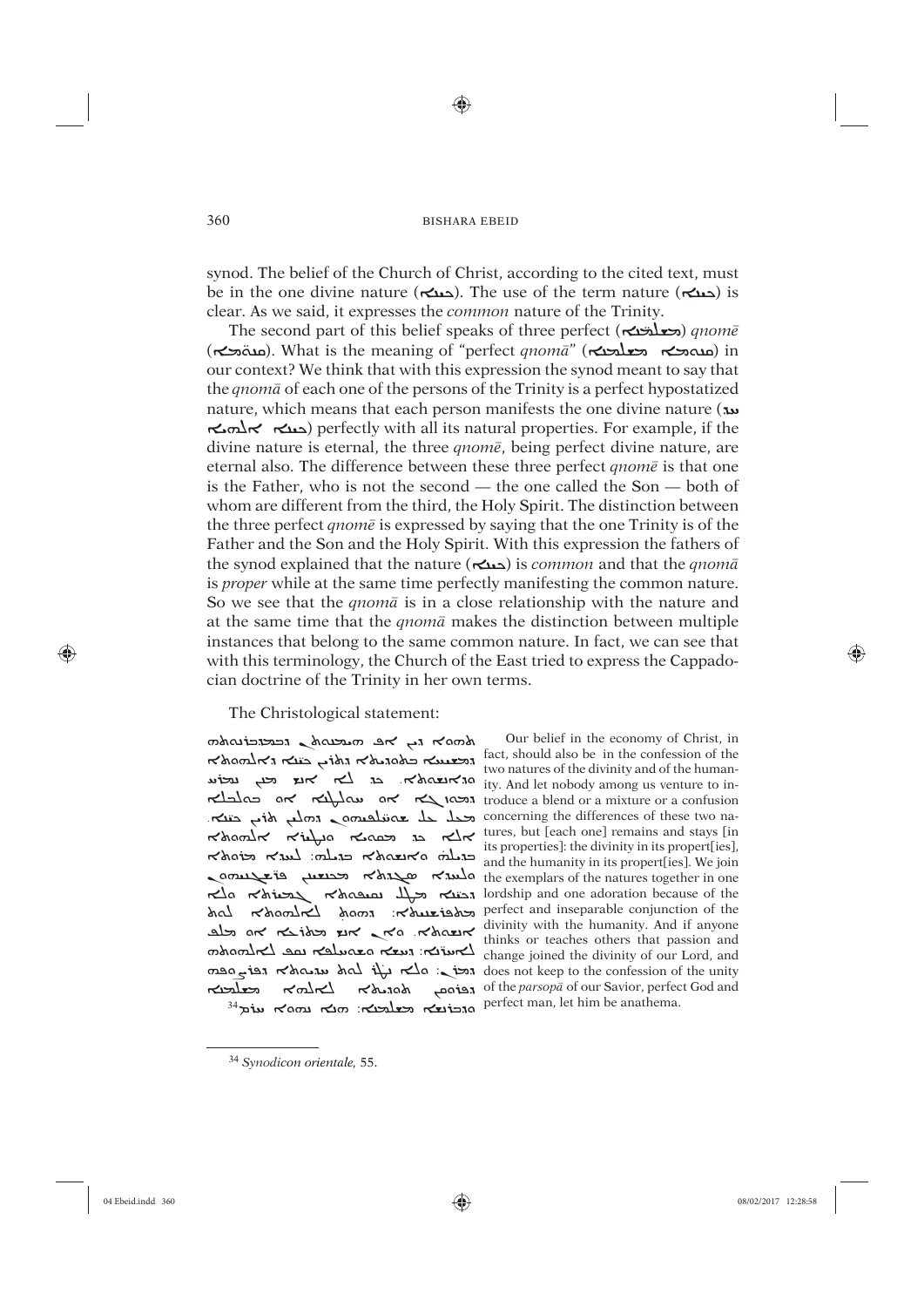synod. The belief of the Church of Christ, according to the cited text, must be in the one divine nature (ܟܝܢܐ). The use of the term nature (ܟܝܢܐ) is clear. As we said, it expresses the *common* nature of the Trinity.

The second part of this belief speaks of three perfect (ܓܡܝܪ̈ܐ) *qnomē* (ܩܢܘܡ̈ܐ). What is the meaning of "perfect *qnomā*" (ܩܢܘܡܐ ܓܡܝܪܐ) in our context? We think that with this expression the synod meant to say that the *qnomā* of each one of the persons of the Trinity is a perfect hypostatized nature, which means that each person manifests the one divine nature (ܚܕ ܟܝܢܐ ܐܠܗܝܐ) perfectly with all its natural properties. For example, if the divine nature is eternal, the three *qnomē*, being perfect divine nature, are eternal also. The difference between these three perfect *qnomē* is that one is the Father, who is not the second — the one called the Son — both of whom are different from the third, the Holy Spirit. The distinction between the three perfect *qnomē* is expressed by saying that the one Trinity is of the Father and the Son and the Holy Spirit. With this expression the fathers of the synod explained that the nature (ܟܝܢܐ) is *common* and that the *qnomā* is *proper* while at the same time perfectly manifesting the common nature. So we see that the *qnomā* is in a close relationship with the nature and at the same time that the *qnomā* makes the distinction between multiple instances that belong to the same common nature. In fact, we can see that with this terminology, the Church of the East tried to express the Cappadocian doctrine of the Trinity in her own terms.

The Christological statement:

ܬܗܘܐ ܕܝܢ ܐܦ ܗܝܡܢܘܬܢ ܕܡܕܒܪܢܘܬܗ
ܕܡܫܝܚܐ ܒܬܘܕܝܬܐ ܕܬܪܝܢ ܟܝܢܐ ܕܐܠܗܘܬܐ
ܘܕܐܢܫܘܬܐ. ܘܠܐ ܐܢܫ ܡܢܢ ܢܡܪܚ
ܕܢܥܠ ܚܘܠܛܢܐ ܐܘ ܡܘܙܓܐ ܐܘ ܒܘܠܒܠܐ
ܡܛܠ ܫܘܚܠܦܝܗܘܢ ܕܗܠܝܢ ܬܪܝܢ ܟܝܢܐ.
ܐܠܐ ܟܕ ܡܩܘܝܐ ܘܢܛܪܐ ܐܠܗܘܬܐ
ܒܕܝܠܗ ܘܐܢܫܘܬܐ ܒܕܝܠܗ: ܠܚܕܐ ܡܪܘܬܐ
ܘܠܚܕܐ ܣܓܕܬܐ ܡܟܢܫܝܢ ܦܪܨܘܦ̈ܝܗܘܢ
ܕܟܝܢ̈ܐ ܡܛܠ ܢܩܝܦܘܬܐ ܓܡܝܪܬܐ ܘܠܐ
ܡܬܦܪܫܢܝܬܐ: ܕܗܘܬ ܠܐܠܗܘܬܐ ܠܘܬ
ܐܢܫܘܬܐ. ܘܐܢ ܐܢܫ ܡܬܪܐ ܐܘ ܡܠܦ
ܠܐܚܪ̈ܢܐ: ܕܚܫܐ ܘܫܘܚܠܦܐ ܢܩܦ ܠܐܠܗܘܬܗ
ܕܡܪܢ: ܘܠܐ ܢܛܪ ܠܘܬ ܚܕܝܘܬܐ ܕܦܪܨܘܦܗ
ܕܦܪܘܩܢ ܬܘܕܝܬܐ ܠܐܠܗܐ ܓܡܝܪܐ
ܘܒܪܢܫܐ ܓܡܝܪܐ: ܢܗܘܐ ܚܪܡ[34]

Our belief in the economy of Christ, in fact, should also be in the confession of the two natures of the divinity and of the humanity. And let nobody among us venture to introduce a blend or a mixture or a confusion concerning the differences of these two natures, but [each one] remains and stays [in its properties]: the divinity in its propert[ies], and the humanity in its propert[ies]. We join the exemplars of the natures together in one lordship and one adoration because of the perfect and inseparable conjunction of the divinity with the humanity. And if anyone thinks or teaches others that passion and change joined the divinity of our Lord, and does not keep to the confession of the unity of the *parsopā* of our Savior, perfect God and perfect man, let him be anathema.

---

[34] *Synodicon orientale*, 55.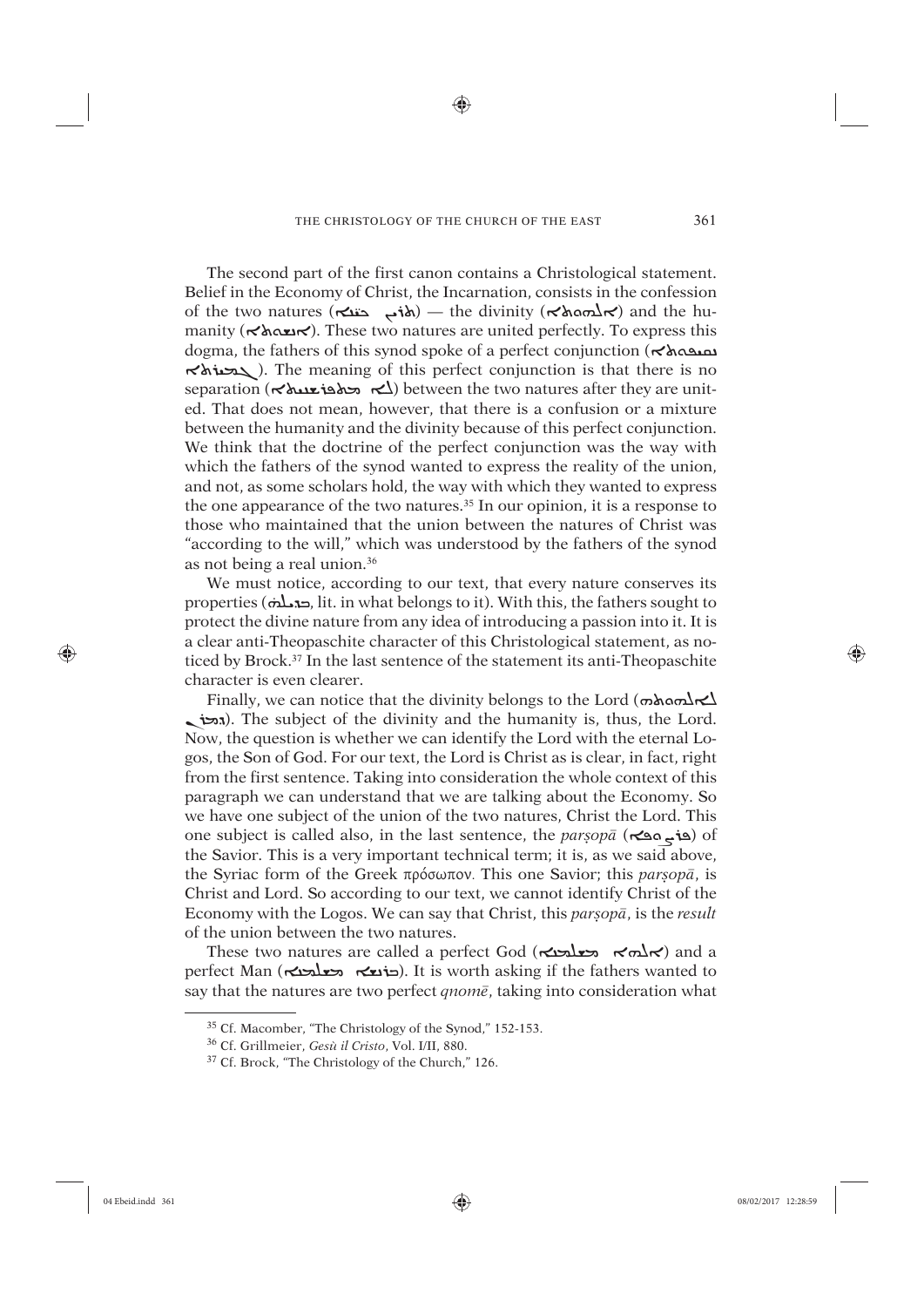The second part of the first canon contains a Christological statement. Belief in the Economy of Christ, the Incarnation, consists in the confession of the two natures (ܬܪܬܝܢ ܟܝܢܐ) — the divinity (ܐܠܗܘܬܐ) and the humanity (ܐܢܫܘܬܐ). These two natures are united perfectly. To express this dogma, the fathers of this synod spoke of a perfect conjunction (ܢܩܝܦܘܬܐ ܓܡܝܪܬܐ). The meaning of this perfect conjunction is that there is no separation (ܠܐ ܡܬܦܪܫܢܘܬܐ) between the two natures after they are united. That does not mean, however, that there is a confusion or a mixture between the humanity and the divinity because of this perfect conjunction. We think that the doctrine of the perfect conjunction was the way with which the fathers of the synod wanted to express the reality of the union, and not, as some scholars hold, the way with which they wanted to express the one appearance of the two natures.[35] In our opinion, it is a response to those who maintained that the union between the natures of Christ was "according to the will," which was understood by the fathers of the synod as not being a real union.[36]

We must notice, according to our text, that every nature conserves its properties (ܕܝܠܗ, lit. in what belongs to it). With this, the fathers sought to protect the divine nature from any idea of introducing a passion into it. It is a clear anti-Theopaschite character of this Christological statement, as noticed by Brock.[37] In the last sentence of the statement its anti-Theopaschite character is even clearer.

Finally, we can notice that the divinity belongs to the Lord (ܠܐܠܗܘܬܗ ܕܡܪܢ). The subject of the divinity and the humanity is, thus, the Lord. Now, the question is whether we can identify the Lord with the eternal Logos, the Son of God. For our text, the Lord is Christ as is clear, in fact, right from the first sentence. Taking into consideration the whole context of this paragraph we can understand that we are talking about the Economy. So we have one subject of the union of the two natures, Christ the Lord. This one subject is called also, in the last sentence, the *parṣopā* (ܦܪܨܘܦܐ) of the Savior. This is a very important technical term; it is, as we said above, the Syriac form of the Greek πρόσωπον. This one Savior; this *parṣopā*, is Christ and Lord. So according to our text, we cannot identify Christ of the Economy with the Logos. We can say that Christ, this *parṣopā*, is the *result* of the union between the two natures.

These two natures are called a perfect God (ܐܠܗܐ ܡܫܠܡܐ) and a perfect Man (ܒܪܢܫܐ ܡܫܠܡܐ). It is worth asking if the fathers wanted to say that the natures are two perfect *qnomē*, taking into consideration what

---

[35] Cf. Macomber, "The Christology of the Synod," 152-153.

[36] Cf. Grillmeier, *Gesù il Cristo*, Vol. I/II, 880.

[37] Cf. Brock, "The Christology of the Church," 126.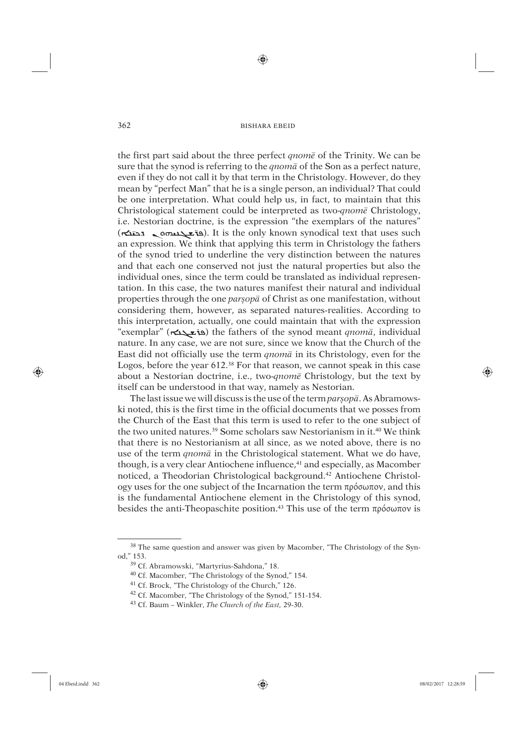the first part said about the three perfect *qnomē* of the Trinity. We can be sure that the synod is referring to the *qnomā* of the Son as a perfect nature, even if they do not call it by that term in the Christology. However, do they mean by "perfect Man" that he is a single person, an individual? That could be one interpretation. What could help us, in fact, to maintain that this Christological statement could be interpreted as two-*qnomē* Christology, i.e. Nestorian doctrine, is the expression "the exemplars of the natures" (ܦܪܨܘܦܝܗܘܢ ܕܟܝܢܐ). It is the only known synodical text that uses such an expression. We think that applying this term in Christology the fathers of the synod tried to underline the very distinction between the natures and that each one conserved not just the natural properties but also the individual ones, since the term could be translated as individual representation. In this case, the two natures manifest their natural and individual properties through the one *parṣopā* of Christ as one manifestation, without considering them, however, as separated natures-realities. According to this interpretation, actually, one could maintain that with the expression "exemplar" (ܦܪܨܘܦܐ) the fathers of the synod meant *qnomā*, individual nature. In any case, we are not sure, since we know that the Church of the East did not officially use the term *qnomā* in its Christology, even for the Logos, before the year 612.[38] For that reason, we cannot speak in this case about a Nestorian doctrine, i.e., two-*qnomē* Christology, but the text by itself can be understood in that way, namely as Nestorian.

The last issue we will discuss is the use of the term *parṣopā*. As Abramowski noted, this is the first time in the official documents that we posses from the Church of the East that this term is used to refer to the one subject of the two united natures.[39] Some scholars saw Nestorianism in it.[40] We think that there is no Nestorianism at all since, as we noted above, there is no use of the term *qnomā* in the Christological statement. What we do have, though, is a very clear Antiochene influence,[41] and especially, as Macomber noticed, a Theodorian Christological background.[42] Antiochene Christology uses for the one subject of the Incarnation the term πρόσωπον, and this is the fundamental Antiochene element in the Christology of this synod, besides the anti-Theopaschite position.[43] This use of the term πρόσωπον is

---

[38] The same question and answer was given by Macomber, "The Christology of the Synod," 153.

[39] Cf. Abramowski, "Martyrius-Sahdona," 18.

[40] Cf. Macomber, "The Christology of the Synod," 154.

[41] Cf. Brock, "The Christology of the Church," 126.

[42] Cf. Macomber, "The Christology of the Synod," 151-154.

[43] Cf. Baum – Winkler, *The Church of the East*, 29-30.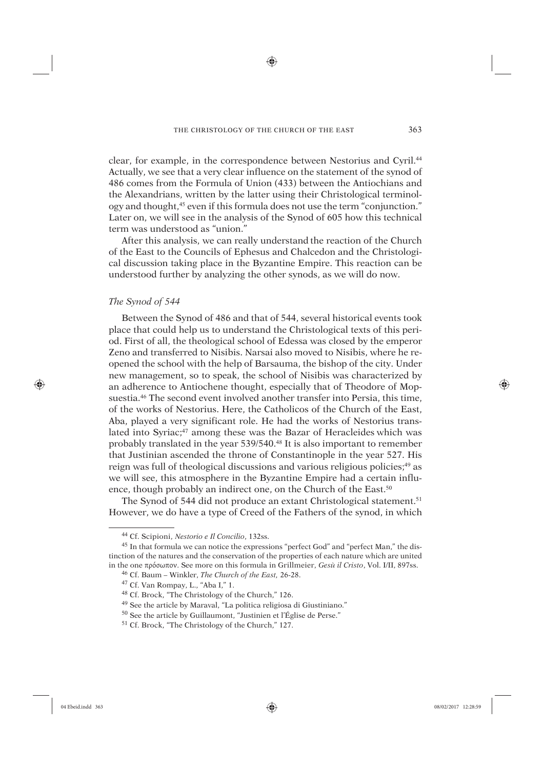clear, for example, in the correspondence between Nestorius and Cyril.[44] Actually, we see that a very clear influence on the statement of the synod of 486 comes from the Formula of Union (433) between the Antiochians and the Alexandrians, written by the latter using their Christological terminology and thought,[45] even if this formula does not use the term "conjunction." Later on, we will see in the analysis of the Synod of 605 how this technical term was understood as "union."

After this analysis, we can really understand the reaction of the Church of the East to the Councils of Ephesus and Chalcedon and the Christological discussion taking place in the Byzantine Empire. This reaction can be understood further by analyzing the other synods, as we will do now.

### *The Synod of 544*

Between the Synod of 486 and that of 544, several historical events took place that could help us to understand the Christological texts of this period. First of all, the theological school of Edessa was closed by the emperor Zeno and transferred to Nisibis. Narsai also moved to Nisibis, where he reopened the school with the help of Barsauma, the bishop of the city. Under new management, so to speak, the school of Nisibis was characterized by an adherence to Antiochene thought, especially that of Theodore of Mopsuestia.[46] The second event involved another transfer into Persia, this time, of the works of Nestorius. Here, the Catholicos of the Church of the East, Aba, played a very significant role. He had the works of Nestorius translated into Syriac;[47] among these was the Bazar of Heracleides which was probably translated in the year 539/540.[48] It is also important to remember that Justinian ascended the throne of Constantinople in the year 527. His reign was full of theological discussions and various religious policies;[49] as we will see, this atmosphere in the Byzantine Empire had a certain influence, though probably an indirect one, on the Church of the East.[50]

The Synod of 544 did not produce an extant Christological statement.[51] However, we do have a type of Creed of the Fathers of the synod, in which

---

[44] Cf. Scipioni, *Nestorio e Il Concilio*, 132ss.

[45] In that formula we can notice the expressions "perfect God" and "perfect Man," the distinction of the natures and the conservation of the properties of each nature which are united in the one πρόσωπον. See more on this formula in Grillmeier, *Gesù il Cristo*, Vol. I/II, 897ss.

[46] Cf. Baum – Winkler, *The Church of the East*, 26-28.

[47] Cf. Van Rompay, L., "Aba I," 1.

[48] Cf. Brock, "The Christology of the Church," 126.

[49] See the article by Maraval, "La politica religiosa di Giustiniano."

[50] See the article by Guillaumont, "Justinien et l'Église de Perse."

[51] Cf. Brock, "The Christology of the Church," 127.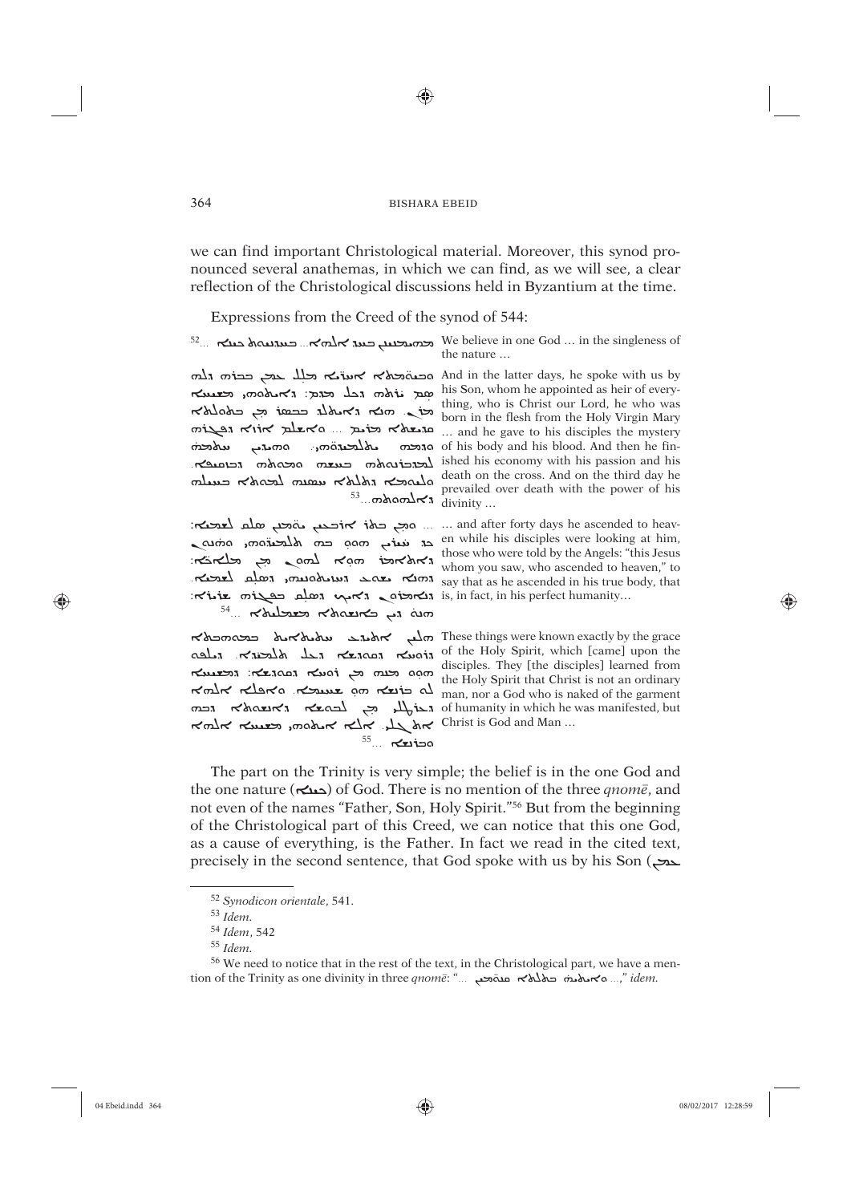we can find important Christological material. Moreover, this synod pronounced several anathemas, in which we can find, as we will see, a clear reflection of the Christological discussions held in Byzantium at the time.

Expressions from the Creed of the synod of 544:

| | |
|---|---|
| ܡܗܝܡܢܝܢ ܒܚܕ ܐܠܗܐ... ܒܝܚܝܕܝܘܬ ܟܝܢܐ ...[52] | We believe in one God … in the singleness of the nature … |
| ܘܒܚܪܬܐ ܕܝܘܡܬܐ ܡܠܠ ܥܡܢ ܒܒܪܗ ܗܘ ܕܣܡܗ ܝܪܘܬܐ ܕܟܠ ܡܕܡ: ܕܐܝܬܘܗܝ ܡܫܝܚܐ ܡܪܢ. ܗܘ ܕܐܬܝܠܕ ܒܒܣܪ ܡܢ ܒܬܘܠܬܐ ܩܕܝܫܬܐ ܡܪܝܡ ... ܘܐܫܠܡ ܐܪܙܐ ܕܦܓܪܗ ܘܕܡܗ ܠܬܠܡܝܕܘܗܝ: ܘܗܝܕܝܢ ܫܠܡܗ ܠܡܕܒܪܢܘܬܗ ܒܚܫܗ ܘܒܡܘܬܗ ܕܨܠܝܒܐ. ܘܠܝܘܡܐ ܕܬܠܬܐ ܚܣܢܗ ܠܡܘܬܐ ܒܚܝܠܗ ܕܐܠܗܘܬܗ...[53] | And in the latter days, he spoke with us by his Son, whom he appointed as heir of everything, who is Christ our Lord, he who was born in the flesh from the Holy Virgin Mary … and he gave to his disciples the mystery of his body and his blood. And then he finished his economy with his passion and his death on the cross. And on the third day he prevailed over death with the power of his divinity … |
| ... ܘܡܢ ܒܬܪ ܐܪܒܥܝܢ ܝܘܡܝܢ ܣܠܩ ܠܫܡܝܐ: ܟܕ ܚܙܝܢ ܗܘܘ ܒܗ ܬܠܡܝܕܘܗܝ. ܗܢܘܢ ܕܐܬܐܡܪ ܗܘܐ ܠܗܘܢ ܡܢ ܡܠܐܟܐ: ܕܗܢܐ ܝܫܘܥ ܕܚܙܝܬܘܢ ܕܣܠܩ ܠܫܡܝܐ. ܕܢܐܡܪܘܢ ܕܐܝܟ ܕܣܠܩ ܒܦܓܪܗ ܫܪܝܪܐ: ܗܢܘ ܕܝܢ ܒܐܢܫܘܬܐ ܡܫܡܠܝܬܐ ...[54] | … and after forty days he ascended to heaven while his disciples were looking at him, those who were told by the Angels: "this Jesus whom you saw, who ascended to heaven," to say that as he ascended in his true body, that is, in fact, in his perfect humanity… |
| ܗܠܝܢ ܐܬܝܕܥܝ ܚܬܝܬܐܝܬ ܒܛܝܒܘܬܐ ܕܪܘܚܐ ܕܩܘܕܫܐ ܕܥܠ ܬܠܡܝܕܐ. ܘܝܠܦܘ ܗܘܘ ܡܢܗ ܡܢ ܪܘܚܐ ܕܩܘܕܫܐ: ܕܡܫܝܚܐ ܠܐ ܒܪܢܫܐ ܗܘ ܫܚܝܡܐ. ܘܐܦܠܐ ܐܠܗܐ ܕܫܠܝܚ ܡܢ ܠܒܘܫܐ ܕܐܢܫܘܬܐ ܕܒܗ ܐܬܓܠܝ. ܐܠܐ ܐܝܬܘܗܝ ܡܫܝܚܐ ܐܠܗܐ ܘܒܪܢܫܐ ...[55] | These things were known exactly by the grace of the Holy Spirit, which [came] upon the disciples. They [the disciples] learned from the Holy Spirit that Christ is not an ordinary man, nor a God who is naked of the garment of humanity in which he was manifested, but Christ is God and Man … |

The part on the Trinity is very simple; the belief is in the one God and the one nature (ܟܝܢܐ) of God. There is no mention of the three *qnomē*, and not even of the names "Father, Son, Holy Spirit."[56] But from the beginning of the Christological part of this Creed, we can notice that this one God, as a cause of everything, is the Father. In fact we read in the cited text, precisely in the second sentence, that God spoke with us by his Son (ܒܒܪܗ

---

[52] *Synodicon orientale*, 541.

[53] *Idem*.

[54] *Idem*, 542

[55] *Idem*.

[56] We need to notice that in the rest of the text, in the Christological part, we have a mention of the Trinity as one divinity in three *qnomē*: "… ܘܐܝܬܘܬܗ ܒܬܠܬܐ ܩܢܘܡܝܢ …," *idem*.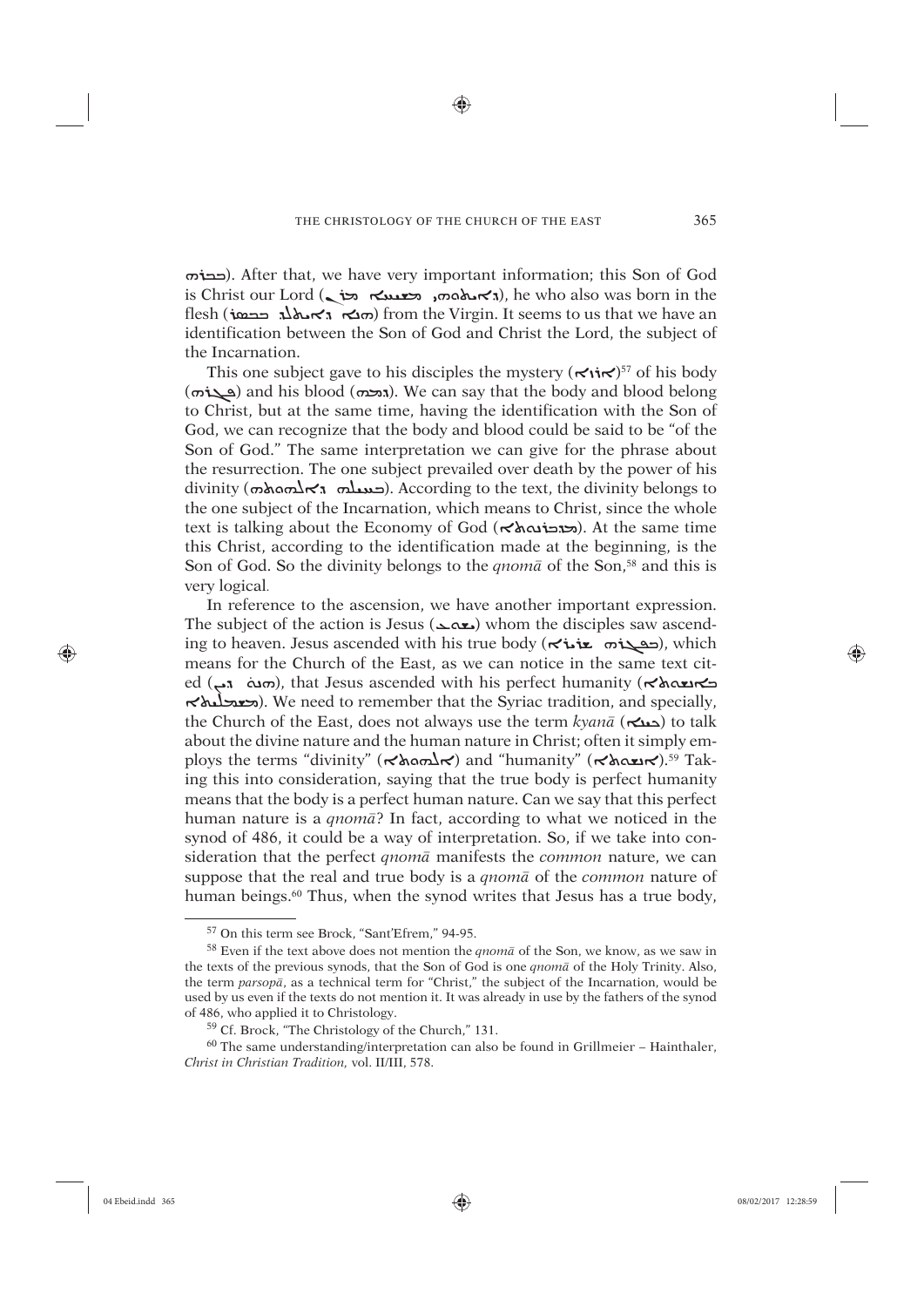ܒܒܪܗ). After that, we have very important information; this Son of God is Christ our Lord (ܕܐܝܬܘܗܝ ܡܫܝܚܐ ܡܪܢ), he who also was born in the flesh (ܗܘܐ ܕܐܬܝܠܕ ܒܒܣܪ) from the Virgin. It seems to us that we have an identification between the Son of God and Christ the Lord, the subject of the Incarnation.

This one subject gave to his disciples the mystery (ܐܪܙܐ)[57] of his body (ܦܓܪܗ) and his blood (ܕܡܗ). We can say that the body and blood belong to Christ, but at the same time, having the identification with the Son of God, we can recognize that the body and blood could be said to be "of the Son of God." The same interpretation we can give for the phrase about the resurrection. The one subject prevailed over death by the power of his divinity (ܒܚܝܠܐ ܕܐܠܗܘܬܗ). According to the text, the divinity belongs to the one subject of the Incarnation, which means to Christ, since the whole text is talking about the Economy of God (ܡܕܒܪܢܘܬܐ). At the same time this Christ, according to the identification made at the beginning, is the Son of God. So the divinity belongs to the *qnomā* of the Son,[58] and this is very logical.

In reference to the ascension, we have another important expression. The subject of the action is Jesus (ܝܫܘܥ) whom the disciples saw ascending to heaven. Jesus ascended with his true body (ܒܦܓܪܗ ܫܪܝܪܐ), which means for the Church of the East, as we can notice in the same text cited (ܗܘ ܕܝܢ), that Jesus ascended with his perfect humanity (ܒܐܢܫܘܬܐ ܡܫܡܠܝܬܐ). We need to remember that the Syriac tradition, and specially, the Church of the East, does not always use the term *kyanā* (ܟܝܢܐ) to talk about the divine nature and the human nature in Christ; often it simply employs the terms "divinity" (ܐܠܗܘܬܐ) and "humanity" (ܐܢܫܘܬܐ).[59] Taking this into consideration, saying that the true body is perfect humanity means that the body is a perfect human nature. Can we say that this perfect human nature is a *qnomā*? In fact, according to what we noticed in the synod of 486, it could be a way of interpretation. So, if we take into consideration that the perfect *qnomā* manifests the *common* nature, we can suppose that the real and true body is a *qnomā* of the *common* nature of human beings.[60] Thus, when the synod writes that Jesus has a true body,

---

[57] On this term see Brock, "Sant'Efrem," 94-95.

[58] Even if the text above does not mention the *qnomā* of the Son, we know, as we saw in the texts of the previous synods, that the Son of God is one *qnomā* of the Holy Trinity. Also, the term *parsopā*, as a technical term for "Christ," the subject of the Incarnation, would be used by us even if the texts do not mention it. It was already in use by the fathers of the synod of 486, who applied it to Christology.

[59] Cf. Brock, "The Christology of the Church," 131.

[60] The same understanding/interpretation can also be found in Grillmeier – Hainthaler, *Christ in Christian Tradition*, vol. II/III, 578.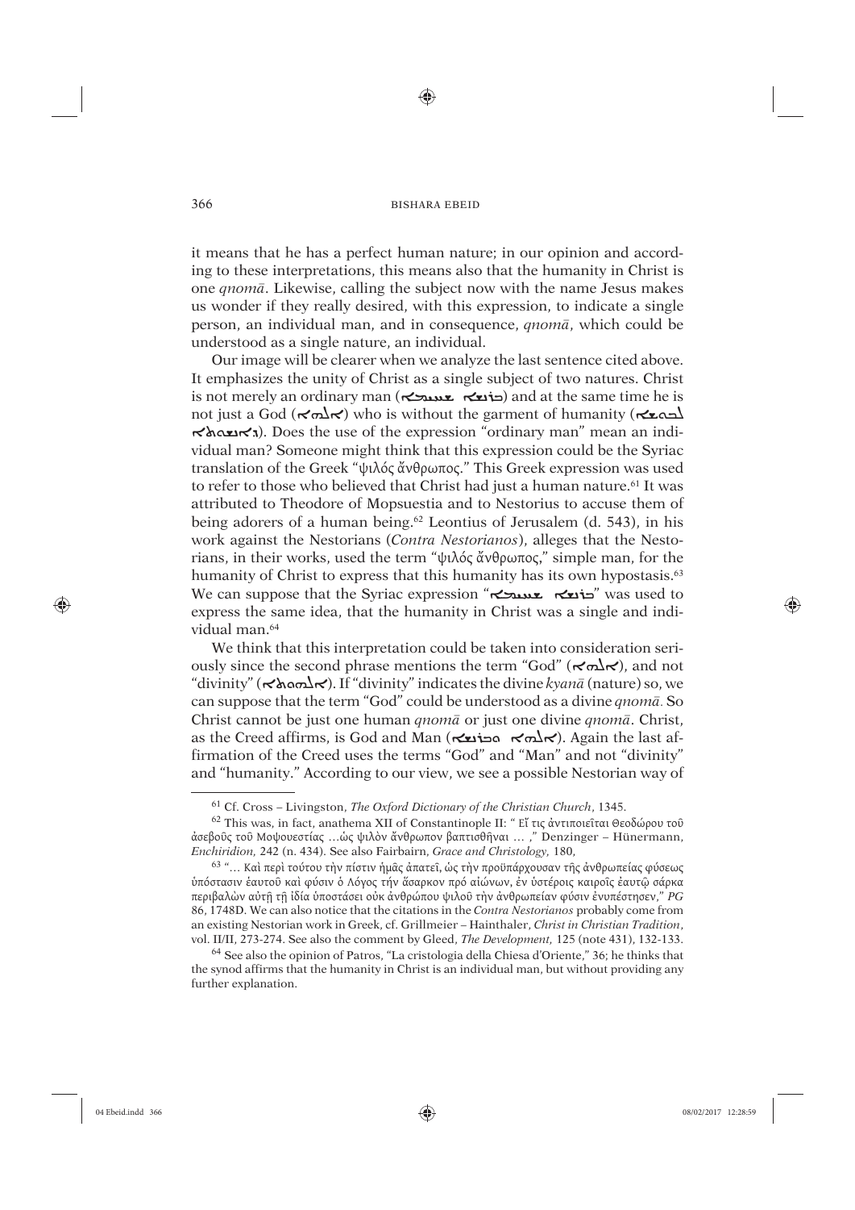it means that he has a perfect human nature; in our opinion and according to these interpretations, this means also that the humanity in Christ is one *qnomā*. Likewise, calling the subject now with the name Jesus makes us wonder if they really desired, with this expression, to indicate a single person, an individual man, and in consequence, *qnomā*, which could be understood as a single nature, an individual.

Our image will be clearer when we analyze the last sentence cited above. It emphasizes the unity of Christ as a single subject of two natures. Christ is not merely an ordinary man (ܒܪܢܫܐ ܦܫܝܛܐ) and at the same time he is not just a God (ܐܠܗܐ) who is without the garment of humanity (ܠܒܘܫܐ ܕܐܢܫܘܬܐ). Does the use of the expression "ordinary man" mean an individual man? Someone might think that this expression could be the Syriac translation of the Greek "ψιλός ἄνθρωπος." This Greek expression was used to refer to those who believed that Christ had just a human nature.[61] It was attributed to Theodore of Mopsuestia and to Nestorius to accuse them of being adorers of a human being.[62] Leontius of Jerusalem (d. 543), in his work against the Nestorians (*Contra Nestorianos*), alleges that the Nestorians, in their works, used the term "ψιλός ἄνθρωπος," simple man, for the humanity of Christ to express that this humanity has its own hypostasis.[63] We can suppose that the Syriac expression "ܒܪܢܫܐ ܦܫܝܛܐ" was used to express the same idea, that the humanity in Christ was a single and individual man.[64]

We think that this interpretation could be taken into consideration seriously since the second phrase mentions the term "God" (ܐܠܗܐ), and not "divinity" (ܐܠܗܘܬܐ). If "divinity" indicates the divine *kyanā* (nature) so, we can suppose that the term "God" could be understood as a divine *qnomā*. So Christ cannot be just one human *qnomā* or just one divine *qnomā*. Christ, as the Creed affirms, is God and Man (ܐܠܗܐ ܘܒܪܢܫܐ). Again the last affirmation of the Creed uses the terms "God" and "Man" and not "divinity" and "humanity." According to our view, we see a possible Nestorian way of

---

[61] Cf. Cross – Livingston, *The Oxford Dictionary of the Christian Church*, 1345.

[62] This was, in fact, anathema XII of Constantinople II: " Εἴ τις ἀντιποιεῖται Θεοδώρου τοῦ ἀσεβοῦς τοῦ Μοψουεστίας …ὡς ψιλὸν ἄνθρωπον βαπτισθῆναι … ," Denzinger – Hünermann, *Enchiridion*, 242 (n. 434). See also Fairbairn, *Grace and Christology*, 180,

[63] "… Καὶ περὶ τούτου τὴν πίστιν ἡμᾶς ἀπατεῖ, ὡς τὴν προϋπάρχουσαν τῆς ἀνθρωπείας φύσεως ὑπόστασιν ἑαυτοῦ καὶ φύσιν ὁ Λόγος τήν ἄσαρκον πρό αἰώνων, ἐν ὑστέροις καιροῖς ἑαυτῷ σάρκα περιβαλὼν αὐτῇ τῇ ἰδίᾳ ὑποστάσει οὐκ ἀνθρώπου ψιλοῦ τὴν ἀνθρωπείαν φύσιν ἐνυπέστησεν," *PG* 86, 1748D. We can also notice that the citations in the *Contra Nestorianos* probably come from an existing Nestorian work in Greek, cf. Grillmeier – Hainthaler, *Christ in Christian Tradition*, vol. II/II, 273-274. See also the comment by Gleed, *The Development*, 125 (note 431), 132-133.

[64] See also the opinion of Patros, "La cristologia della Chiesa d'Oriente," 36; he thinks that the synod affirms that the humanity in Christ is an individual man, but without providing any further explanation.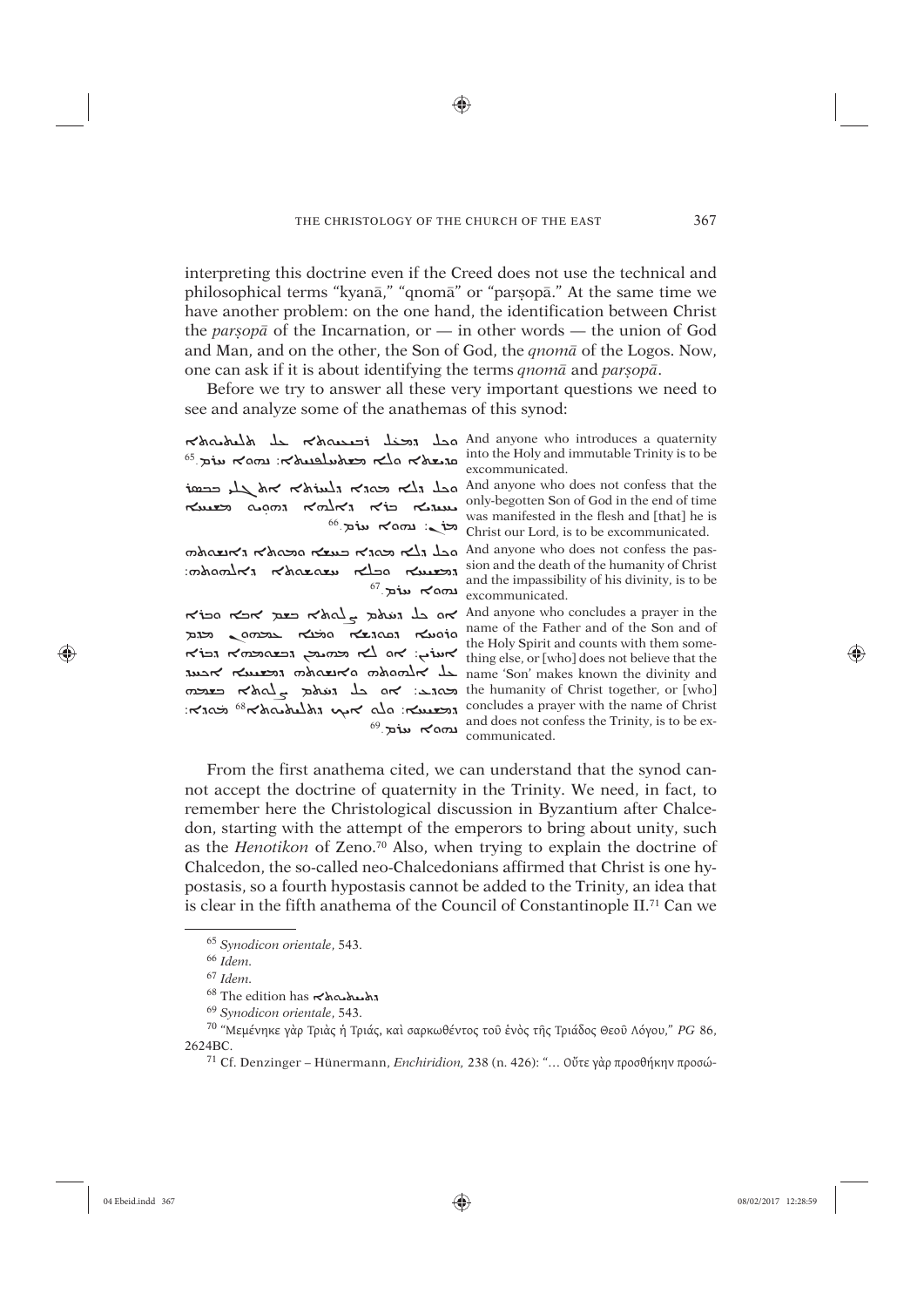interpreting this doctrine even if the Creed does not use the technical and philosophical terms "kyanā," "qnomā" or "parṣopā." At the same time we have another problem: on the one hand, the identification between Christ the *parṣopā* of the Incarnation, or — in other words — the union of God and Man, and on the other, the Son of God, the *qnomā* of the Logos. Now, one can ask if it is about identifying the terms *qnomā* and *parṣopā*.

Before we try to answer all these very important questions we need to see and analyze some of the anathemas of this synod:

| | |
|---|---|
| ܘܟܠ ܕܡܥܠ ܪܒܝܥܝܘܬܐ ܥܠ ܬܠܝܬܝܘܬܐ ܩܕܝܫܬܐ ܘܠܐ ܡܫܬܚܠܦܢܝܬܐ: ܢܗܘܐ ܚܪܡ.[65] | And anyone who introduces a quaternity into the Holy and immutable Trinity is to be excommunicated. |
| ܘܟܠ ܕܠܐ ܡܘܕܐ ܕܐܬܓܠܝ ܒܚܪܬ ܙܒܢܐ ܒܒܣܪ ܒܪܐ ܝܚܝܕܝܐ ܕܐܠܗܐ ܘܗܘܝܘ ܡܫܝܚܐ ܡܪܢ: ܢܗܘܐ ܚܪܡ.[66] | And anyone who does not confess that the only-begotten Son of God in the end of time was manifested in the flesh and [that] he is Christ our Lord, is to be excommunicated. |
| ܘܟܠ ܕܠܐ ܡܘܕܐ ܚܫܐ ܘܡܘܬܐ ܕܐܢܫܘܬܗ ܕܡܫܝܚܐ ܘܠܐ ܚܫܘܫܘܬܐ ܕܐܠܗܘܬܗ: ܢܗܘܐ ܚܪܡ.[67] | And anyone who does not confess the passion and the death of the humanity of Christ and the impassibility of his divinity, is to be excommunicated. |
| ܐܘ ܟܠ ܕܡܫܠܡ ܨܠܘܬܐ ܒܫܡ ܐܒܐ ܘܒܪܐ ܘܪܘܚܐ ܕܩܘܕܫܐ ܘܡܢܐ ܥܡܗܘܢ ܡܕܡ ܐܚܪܢ: ܐܘ ܠܐ ܡܗܝܡܢ ܕܫܡܗ ܕܒܪܐ ܡܘܕܥ ܥܠ ܐܠܗܘܬܗ ܘܐܢܫܘܬܗ ܕܡܫܝܚܐ ܐܟܚܕܐ: ܐܘ ܟܠ ܕܡܫܠܡ ܨܠܘܬܐ ܒܫܡܗ ܕܡܫܝܚܐ: ܘܠܐ ܐܡܪ ܕܬܠܝܬܝܘܬܐ[68] ܟܕ ܐܡܪ: ܢܗܘܐ ܚܪܡ.[69] | And anyone who concludes a prayer in the name of the Father and of the Son and of the Holy Spirit and counts with them something else, or [who] does not believe that the name 'Son' makes known the divinity and the humanity of Christ together, or [who] concludes a prayer with the name of Christ and does not confess the Trinity, is to be excommunicated. |

From the first anathema cited, we can understand that the synod cannot accept the doctrine of quaternity in the Trinity. We need, in fact, to remember here the Christological discussion in Byzantium after Chalcedon, starting with the attempt of the emperors to bring about unity, such as the *Henotikon* of Zeno.[70] Also, when trying to explain the doctrine of Chalcedon, the so-called neo-Chalcedonians affirmed that Christ is one hypostasis, so a fourth hypostasis cannot be added to the Trinity, an idea that is clear in the fifth anathema of the Council of Constantinople II.[71] Can we

---

[65] *Synodicon orientale*, 543.

[66] *Idem*.

[67] *Idem*.

[68] The edition has ܬܠܝܬܝܘܬܐ

[69] *Synodicon orientale*, 543.

[70] "Μεμένηκε γὰρ Τριὰς ἡ Τριάς, καὶ σαρκωθέντος τοῦ ἑνὸς τῆς Τριάδος Θεοῦ Λόγου," *PG* 86, 2624BC.

[71] Cf. Denzinger – Hünermann, *Enchiridion*, 238 (n. 426): "… Οὔτε γὰρ προσθήκην προσώ-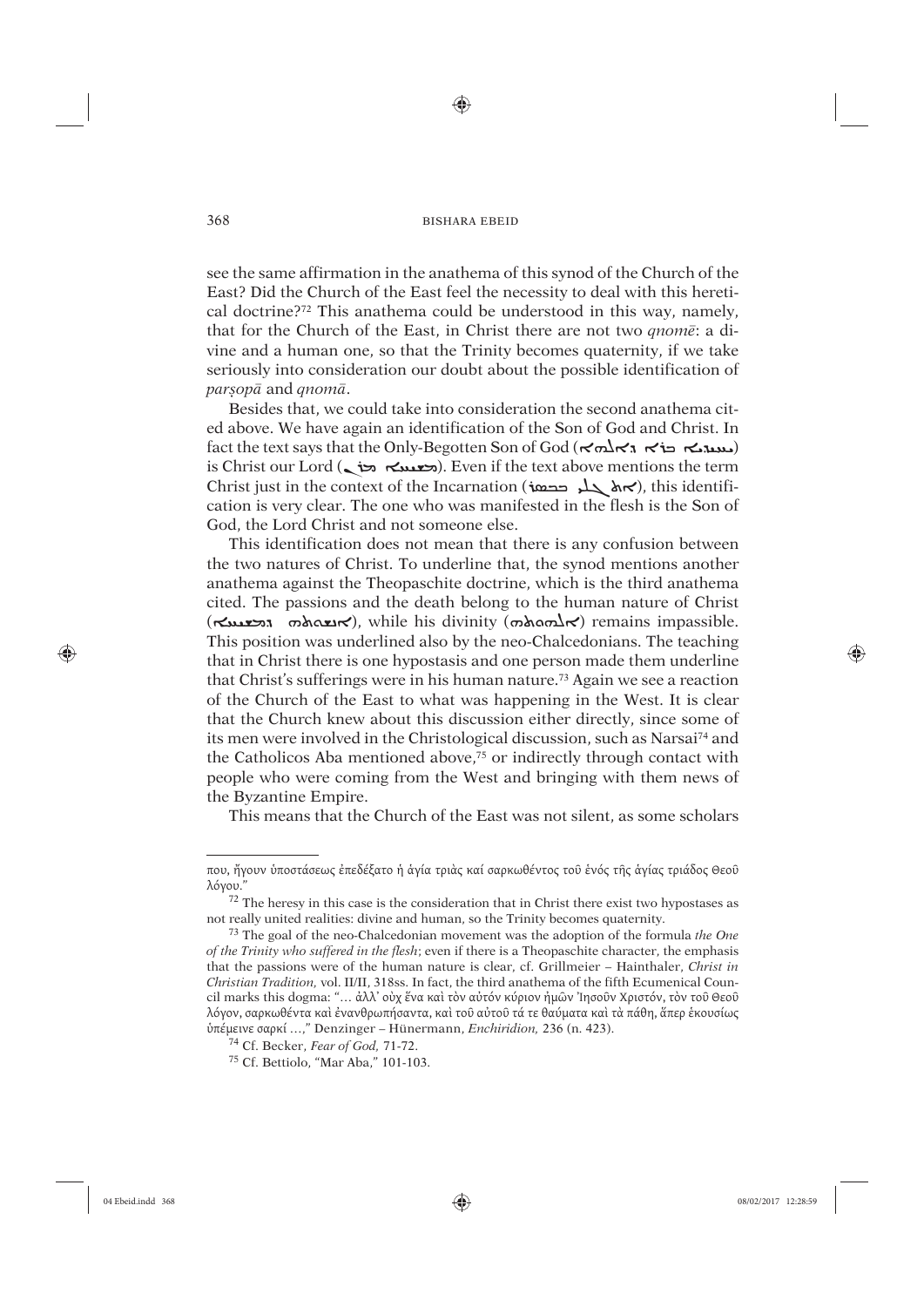see the same affirmation in the anathema of this synod of the Church of the East? Did the Church of the East feel the necessity to deal with this heretical doctrine?[72] This anathema could be understood in this way, namely, that for the Church of the East, in Christ there are not two *qnomē*: a divine and a human one, so that the Trinity becomes quaternity, if we take seriously into consideration our doubt about the possible identification of *parṣopā* and *qnomā*.

Besides that, we could take into consideration the second anathema cited above. We have again an identification of the Son of God and Christ. In fact the text says that the Only-Begotten Son of God (ܝܚܝܕܝܐ ܒܪܐ ܕܐܠܗܐ) is Christ our Lord (ܡܫܝܚܐ ܡܪܢ). Even if the text above mentions the term Christ just in the context of the Incarnation (ܐܬܓܠܝ ܒܒܣܪ), this identification is very clear. The one who was manifested in the flesh is the Son of God, the Lord Christ and not someone else.

This identification does not mean that there is any confusion between the two natures of Christ. To underline that, the synod mentions another anathema against the Theopaschite doctrine, which is the third anathema cited. The passions and the death belong to the human nature of Christ (ܐܢܫܘܬܗ ܕܡܫܝܚܐ), while his divinity (ܐܠܗܘܬܗ) remains impassible. This position was underlined also by the neo-Chalcedonians. The teaching that in Christ there is one hypostasis and one person made them underline that Christ's sufferings were in his human nature.[73] Again we see a reaction of the Church of the East to what was happening in the West. It is clear that the Church knew about this discussion either directly, since some of its men were involved in the Christological discussion, such as Narsai[74] and the Catholicos Aba mentioned above,[75] or indirectly through contact with people who were coming from the West and bringing with them news of the Byzantine Empire.

This means that the Church of the East was not silent, as some scholars

---

που, ἤγουν ὑποστάσεως ἐπεδέξατο ἡ ἁγία τριὰς καί σαρκωθέντος τοῦ ἑνός τῆς ἁγίας τριάδος Θεοῦ λόγου."

[72] The heresy in this case is the consideration that in Christ there exist two hypostases as not really united realities: divine and human, so the Trinity becomes quaternity.

[73] The goal of the neo-Chalcedonian movement was the adoption of the formula *the One of the Trinity who suffered in the flesh*; even if there is a Theopaschite character, the emphasis that the passions were of the human nature is clear, cf. Grillmeier – Hainthaler, *Christ in Christian Tradition,* vol. II/II, 318ss. In fact, the third anathema of the fifth Ecumenical Council marks this dogma: "… ἀλλ' οὐχ ἕνα καὶ τὸν αὐτόν κύριον ἡμῶν Ἰησοῦν Χριστόν, τὸν τοῦ Θεοῦ λόγον, σαρκωθέντα καὶ ἐνανθρωπήσαντα, καὶ τοῦ αὐτοῦ τά τε θαύματα καὶ τὰ πάθη, ἅπερ ἑκουσίως ὑπέμεινε σαρκί …," Denzinger – Hünermann, *Enchiridion,* 236 (n. 423).

[74] Cf. Becker, *Fear of God,* 71-72.

[75] Cf. Bettiolo, "Mar Aba," 101-103.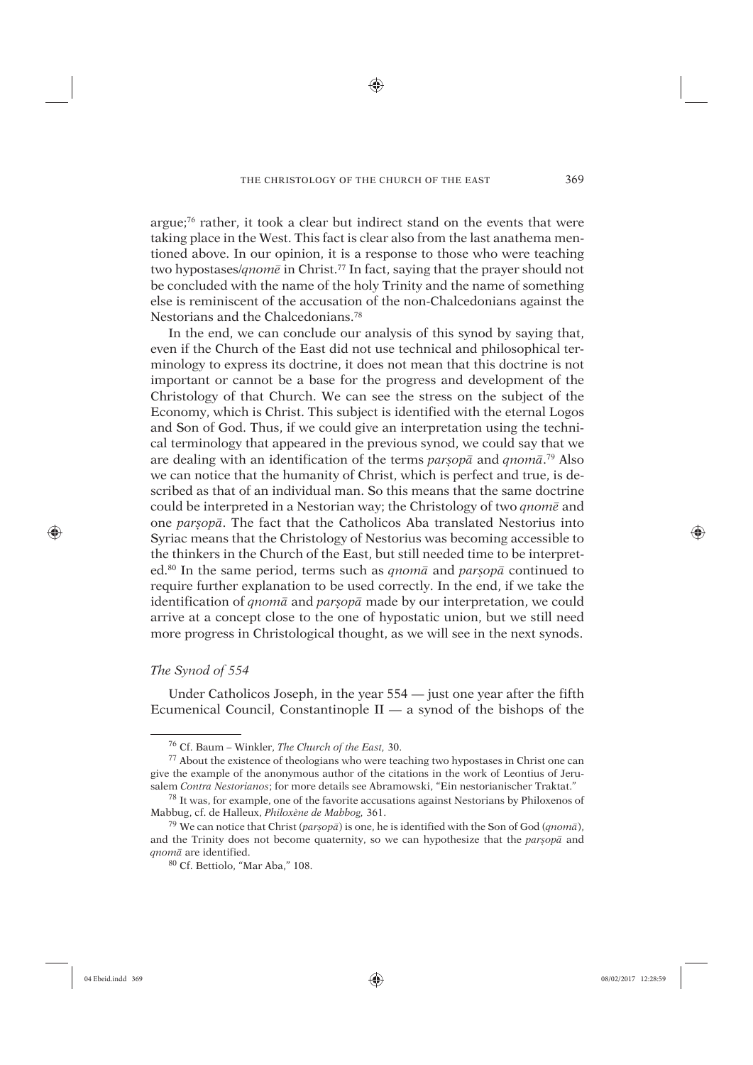argue;[76] rather, it took a clear but indirect stand on the events that were taking place in the West. This fact is clear also from the last anathema mentioned above. In our opinion, it is a response to those who were teaching two hypostases/*qnomē* in Christ.[77] In fact, saying that the prayer should not be concluded with the name of the holy Trinity and the name of something else is reminiscent of the accusation of the non-Chalcedonians against the Nestorians and the Chalcedonians.[78]

In the end, we can conclude our analysis of this synod by saying that, even if the Church of the East did not use technical and philosophical terminology to express its doctrine, it does not mean that this doctrine is not important or cannot be a base for the progress and development of the Christology of that Church. We can see the stress on the subject of the Economy, which is Christ. This subject is identified with the eternal Logos and Son of God. Thus, if we could give an interpretation using the technical terminology that appeared in the previous synod, we could say that we are dealing with an identification of the terms *parṣopā* and *qnomā*.[79] Also we can notice that the humanity of Christ, which is perfect and true, is described as that of an individual man. So this means that the same doctrine could be interpreted in a Nestorian way; the Christology of two *qnomē* and one *parṣopā*. The fact that the Catholicos Aba translated Nestorius into Syriac means that the Christology of Nestorius was becoming accessible to the thinkers in the Church of the East, but still needed time to be interpreted.[80] In the same period, terms such as *qnomā* and *parṣopā* continued to require further explanation to be used correctly. In the end, if we take the identification of *qnomā* and *parṣopā* made by our interpretation, we could arrive at a concept close to the one of hypostatic union, but we still need more progress in Christological thought, as we will see in the next synods.

### *The Synod of 554*

Under Catholicos Joseph, in the year 554 — just one year after the fifth Ecumenical Council, Constantinople II — a synod of the bishops of the

---

[76] Cf. Baum – Winkler, *The Church of the East*, 30.

[77] About the existence of theologians who were teaching two hypostases in Christ one can give the example of the anonymous author of the citations in the work of Leontius of Jerusalem *Contra Nestorianos*; for more details see Abramowski, "Ein nestorianischer Traktat."

[78] It was, for example, one of the favorite accusations against Nestorians by Philoxenos of Mabbug, cf. de Halleux, *Philoxène de Mabbog*, 361.

[79] We can notice that Christ (*parṣopā*) is one, he is identified with the Son of God (*qnomā*), and the Trinity does not become quaternity, so we can hypothesize that the *parṣopā* and *qnomā* are identified.

[80] Cf. Bettiolo, "Mar Aba," 108.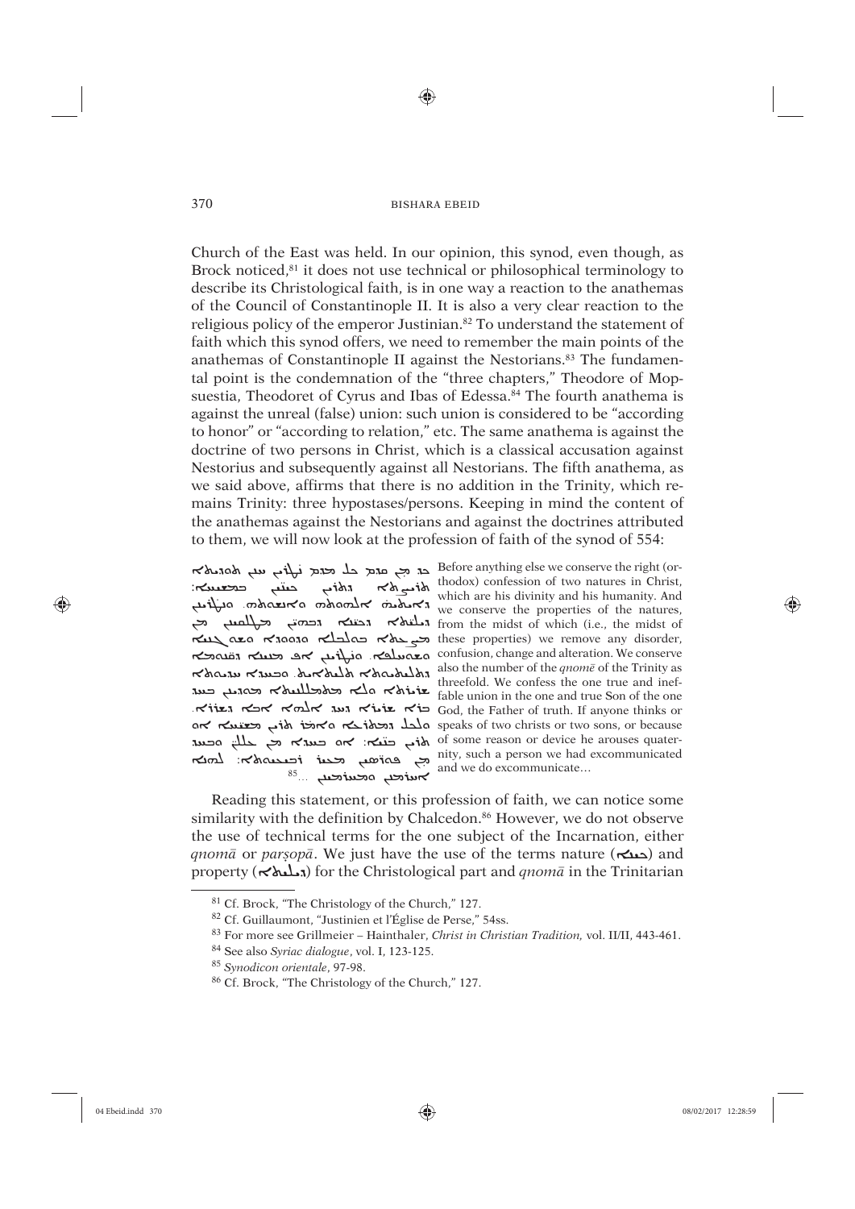Church of the East was held. In our opinion, this synod, even though, as Brock noticed,[81] it does not use technical or philosophical terminology to describe its Christological faith, is in one way a reaction to the anathemas of the Council of Constantinople II. It is also a very clear reaction to the religious policy of the emperor Justinian.[82] To understand the statement of faith which this synod offers, we need to remember the main points of the anathemas of Constantinople II against the Nestorians.[83] The fundamental point is the condemnation of the "three chapters," Theodore of Mopsuestia, Theodoret of Cyrus and Ibas of Edessa.[84] The fourth anathema is against the unreal (false) union: such union is considered to be "according to honor" or "according to relation," etc. The same anathema is against the doctrine of two persons in Christ, which is a classical accusation against Nestorius and subsequently against all Nestorians. The fifth anathema, as we said above, affirms that there is no addition in the Trinity, which remains Trinity: three hypostases/persons. Keeping in mind the content of the anathemas against the Nestorians and against the doctrines attributed to them, we will now look at the profession of faith of the synod of 554:

ܩܕܡ ܡܢ ܟܠ ܡܕܡ ܢܛܪܝܢ ܚܢܢ ܬܘܕܝܬܐ ܬܪܝܨܬܐ ܕܬܪܝܢ ܟܝܢܝܢ ܒܡܫܝܚܐ: ܕܐܝܬܝܗܘܢ ܐܠܗܘܬܗ ܘܐܢܫܘܬܗ. ܘܢܛܪܝܢ ܕܝܠܝܬܐ ܕܟܝܢܐ ܕܒܗܘܢ ܡܣܠܩܝܢ ܡܢ ܡܢ ܒܝܬ ܟܠ ܒܘܠܒܠܐ ܘܚܘܠܛܢܐ ܘܫܘܚܠܦܐ ܘܫܘܢܝܐ. ܘܢܛܪܝܢ ܐܦ ܡܢܝܢܐ ܕܩܢܘܡܐ ܕܬܠܝܬܝܘܬܐ ܬܠܝܬܝܐܝܬ. ܘܡܘܕܝܢ ܚܕܝܘܬܐ ܫܪܝܪܬܐ ܘܠܐ ܡܬܡܠܠܢܝܬܐ ܡܘܕܝܢ ܒܚܕ ܒܪܐ ܫܪܝܪܐ ܕܚܕ ܐܠܗܐ ܐܒܐ ܕܫܪܪܐ. ܘܟܠ ܕܡܬܪܥܐ ܐܘ ܐܡܪ ܬܪܝܢ ܡܫܝܚܐ ܐܘ ܬܪܝܢ ܒܢܝܐ: ܐܘ ܒܥܠܬܐ ܡܢ ܥܠܠ ܘܒܚܕ ܡܢ ܦܘܪܣܝܢ ܡܥܝܪ ܪܒܝܥܝܘܬܐ: ܠܗܢܐ ܐܚܪܡܢ ܘܡܚܪܡܝܢ ...[85]

Before anything else we conserve the right (orthodox) confession of two natures in Christ, which are his divinity and his humanity. And we conserve the properties of the natures, from the midst of which (i.e., the midst of these properties) we remove any disorder, confusion, change and alteration. We conserve also the number of the *qnomē* of the Trinity as threefold. We confess the one true and ineffable union in the one and true Son of the one God, the Father of truth. If anyone thinks or speaks of two christs or two sons, or because of some reason or device he arouses quaternity, such a person we had excommunicated and we do excommunicate…

Reading this statement, or this profession of faith, we can notice some similarity with the definition by Chalcedon.[86] However, we do not observe the use of technical terms for the one subject of the Incarnation, either *qnomā* or *parṣopā*. We just have the use of the terms nature (ܟܝܢܐ) and property (ܕܝܠܝܬܐ) for the Christological part and *qnomā* in the Trinitarian

---

[81] Cf. Brock, "The Christology of the Church," 127.

[82] Cf. Guillaumont, "Justinien et l'Église de Perse," 54ss.

[83] For more see Grillmeier – Hainthaler, *Christ in Christian Tradition*, vol. II/II, 443-461.

[84] See also *Syriac dialogue*, vol. I, 123-125.

[85] *Synodicon orientale*, 97-98.

[86] Cf. Brock, "The Christology of the Church," 127.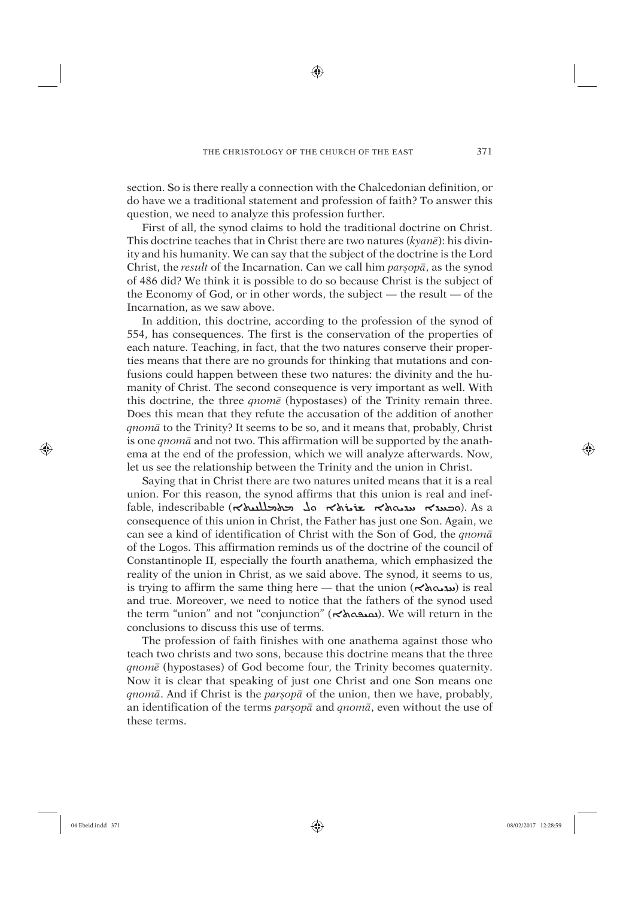section. So is there really a connection with the Chalcedonian definition, or do have we a traditional statement and profession of faith? To answer this question, we need to analyze this profession further.

First of all, the synod claims to hold the traditional doctrine on Christ. This doctrine teaches that in Christ there are two natures (*kyanē*): his divinity and his humanity. We can say that the subject of the doctrine is the Lord Christ, the *result* of the Incarnation. Can we call him *parṣopā*, as the synod of 486 did? We think it is possible to do so because Christ is the subject of the Economy of God, or in other words, the subject — the result — of the Incarnation, as we saw above.

In addition, this doctrine, according to the profession of the synod of 554, has consequences. The first is the conservation of the properties of each nature. Teaching, in fact, that the two natures conserve their properties means that there are no grounds for thinking that mutations and confusions could happen between these two natures: the divinity and the humanity of Christ. The second consequence is very important as well. With this doctrine, the three *qnomē* (hypostases) of the Trinity remain three. Does this mean that they refute the accusation of the addition of another *qnomā* to the Trinity? It seems to be so, and it means that, probably, Christ is one *qnomā* and not two. This affirmation will be supported by the anathema at the end of the profession, which we will analyze afterwards. Now, let us see the relationship between the Trinity and the union in Christ.

Saying that in Christ there are two natures united means that it is a real union. For this reason, the synod affirms that this union is real and ineffable, indescribable (ܘܚܕܐ ܚܝܕܝܘܬܐ ܫܪܝܪܬܐ ܘܠܐ ܡܬܡܠܠܢܝܬܐ). As a consequence of this union in Christ, the Father has just one Son. Again, we can see a kind of identification of Christ with the Son of God, the *qnomā* of the Logos. This affirmation reminds us of the doctrine of the council of Constantinople II, especially the fourth anathema, which emphasized the reality of the union in Christ, as we said above. The synod, it seems to us, is trying to affirm the same thing here — that the union (ܚܝܕܝܘܬܐ) is real and true. Moreover, we need to notice that the fathers of the synod used the term "union" and not "conjunction" (ܢܩܝܦܘܬܐ). We will return in the conclusions to discuss this use of terms.

The profession of faith finishes with one anathema against those who teach two christs and two sons, because this doctrine means that the three *qnomē* (hypostases) of God become four, the Trinity becomes quaternity. Now it is clear that speaking of just one Christ and one Son means one *qnomā*. And if Christ is the *parṣopā* of the union, then we have, probably, an identification of the terms *parṣopā* and *qnomā*, even without the use of these terms.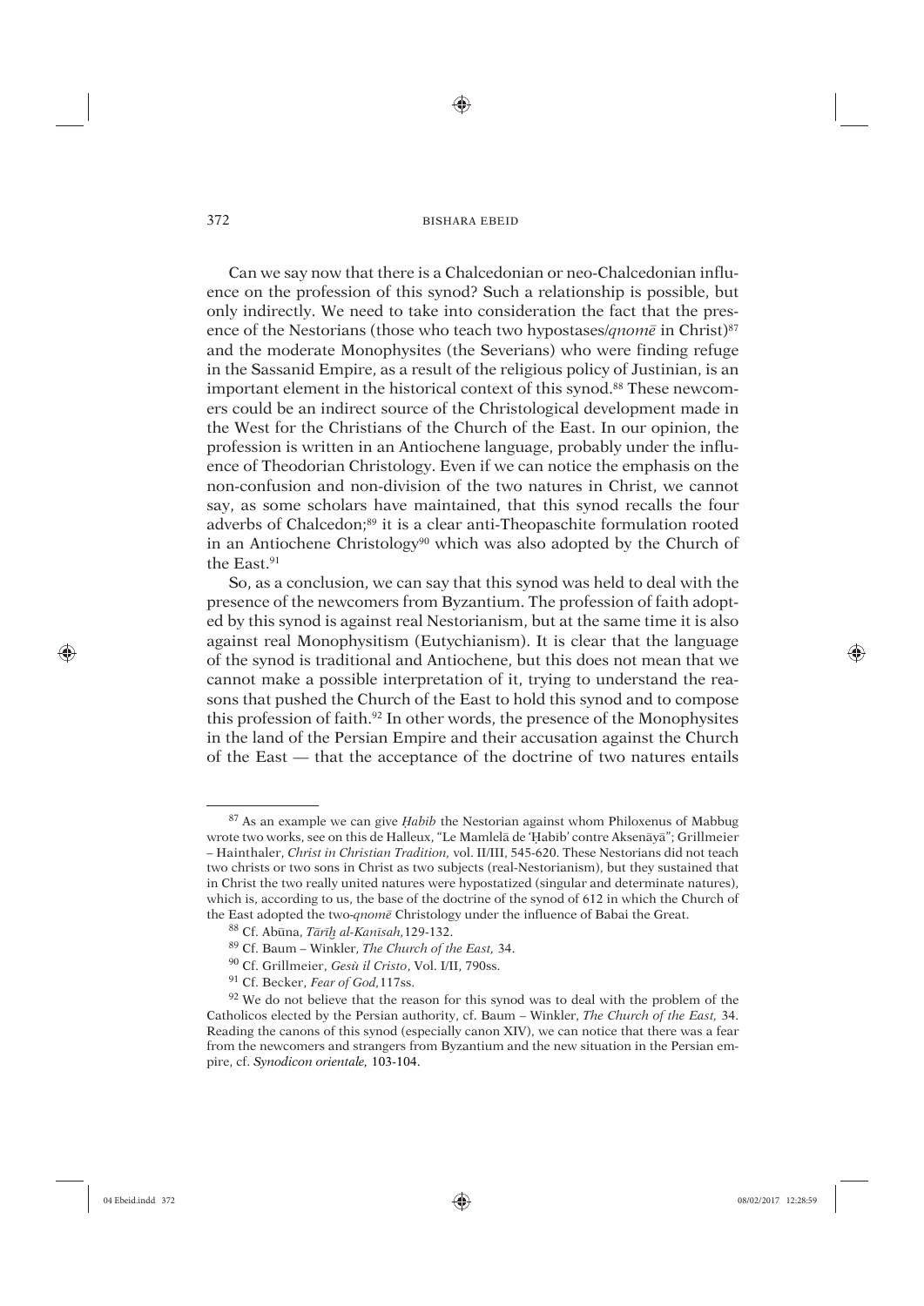Can we say now that there is a Chalcedonian or neo-Chalcedonian influence on the profession of this synod? Such a relationship is possible, but only indirectly. We need to take into consideration the fact that the presence of the Nestorians (those who teach two hypostases/*qnomē* in Christ)[87] and the moderate Monophysites (the Severians) who were finding refuge in the Sassanid Empire, as a result of the religious policy of Justinian, is an important element in the historical context of this synod.[88] These newcomers could be an indirect source of the Christological development made in the West for the Christians of the Church of the East. In our opinion, the profession is written in an Antiochene language, probably under the influence of Theodorian Christology. Even if we can notice the emphasis on the non-confusion and non-division of the two natures in Christ, we cannot say, as some scholars have maintained, that this synod recalls the four adverbs of Chalcedon;[89] it is a clear anti-Theopaschite formulation rooted in an Antiochene Christology[90] which was also adopted by the Church of the East.[91]

So, as a conclusion, we can say that this synod was held to deal with the presence of the newcomers from Byzantium. The profession of faith adopted by this synod is against real Nestorianism, but at the same time it is also against real Monophysitism (Eutychianism). It is clear that the language of the synod is traditional and Antiochene, but this does not mean that we cannot make a possible interpretation of it, trying to understand the reasons that pushed the Church of the East to hold this synod and to compose this profession of faith.[92] In other words, the presence of the Monophysites in the land of the Persian Empire and their accusation against the Church of the East — that the acceptance of the doctrine of two natures entails

---

[87] As an example we can give *Ḥabib* the Nestorian against whom Philoxenus of Mabbug wrote two works, see on this de Halleux, "Le Mamlelā de 'Ḥabīb' contre Aksenāyā"; Grillmeier – Hainthaler, *Christ in Christian Tradition,* vol. II/III, 545-620. These Nestorians did not teach two christs or two sons in Christ as two subjects (real-Nestorianism), but they sustained that in Christ the two really united natures were hypostatized (singular and determinate natures), which is, according to us, the base of the doctrine of the synod of 612 in which the Church of the East adopted the two-*qnomē* Christology under the influence of Babai the Great.

[88] Cf. Abūna, *Tārīḫ al-Kanīsah,*129-132.

[89] Cf. Baum – Winkler, *The Church of the East,* 34.

[90] Cf. Grillmeier, *Gesù il Cristo*, Vol. I/II, 790ss.

[91] Cf. Becker, *Fear of God,*117ss.

[92] We do not believe that the reason for this synod was to deal with the problem of the Catholicos elected by the Persian authority, cf. Baum – Winkler, *The Church of the East,* 34. Reading the canons of this synod (especially canon XIV), we can notice that there was a fear from the newcomers and strangers from Byzantium and the new situation in the Persian empire, cf. *Synodicon orientale,* 103-104.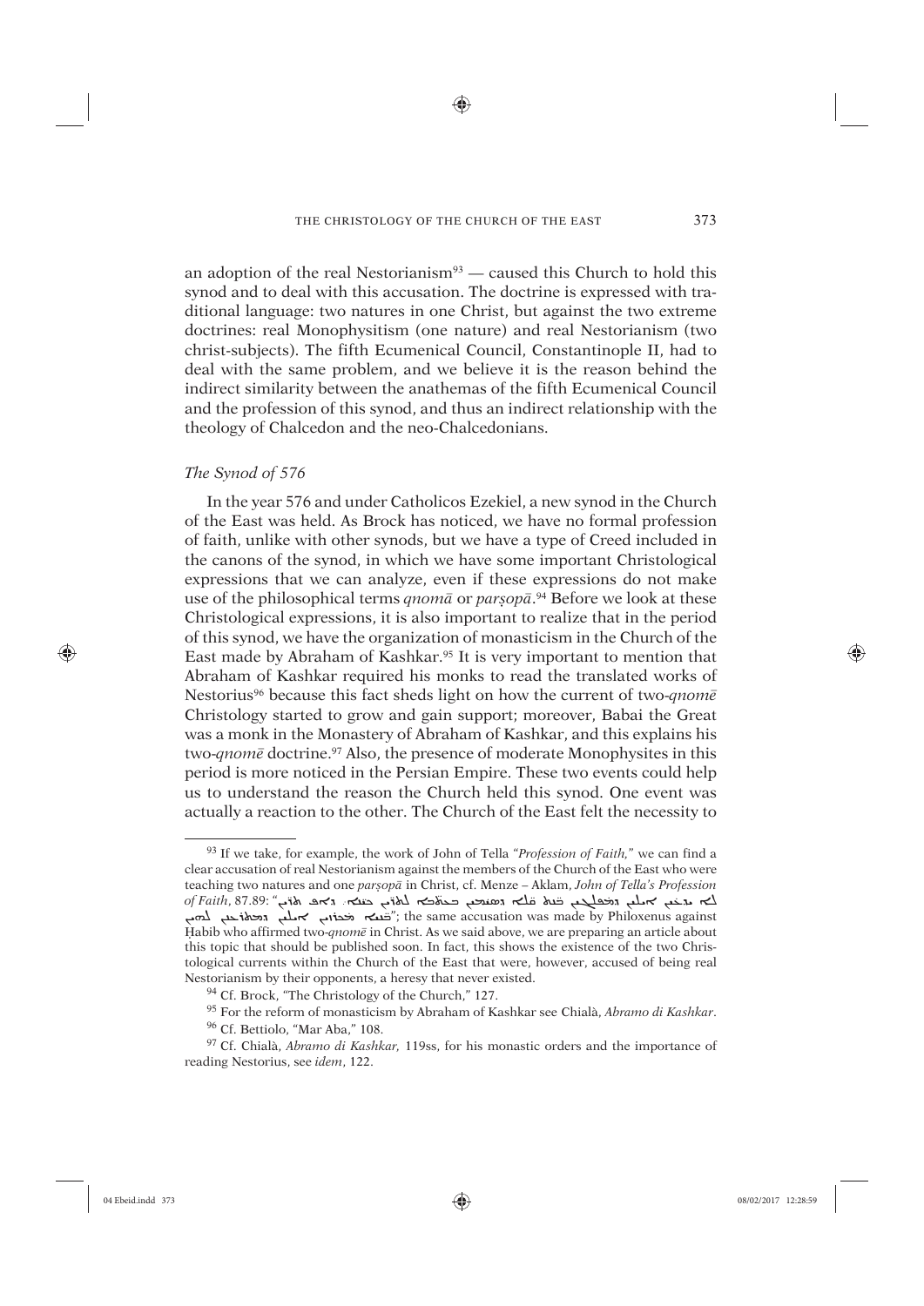an adoption of the real Nestorianism[93] — caused this Church to hold this synod and to deal with this accusation. The doctrine is expressed with traditional language: two natures in one Christ, but against the two extreme doctrines: real Monophysitism (one nature) and real Nestorianism (two christ-subjects). The fifth Ecumenical Council, Constantinople II, had to deal with the same problem, and we believe it is the reason behind the indirect similarity between the anathemas of the fifth Ecumenical Council and the profession of this synod, and thus an indirect relationship with the theology of Chalcedon and the neo-Chalcedonians.

*The Synod of 576*

In the year 576 and under Catholicos Ezekiel, a new synod in the Church of the East was held. As Brock has noticed, we have no formal profession of faith, unlike with other synods, but we have a type of Creed included in the canons of the synod, in which we have some important Christological expressions that we can analyze, even if these expressions do not make use of the philosophical terms *qnomā* or *parṣopā*.[94] Before we look at these Christological expressions, it is also important to realize that in the period of this synod, we have the organization of monasticism in the Church of the East made by Abraham of Kashkar.[95] It is very important to mention that Abraham of Kashkar required his monks to read the translated works of Nestorius[96] because this fact sheds light on how the current of two-*qnomē* Christology started to grow and gain support; moreover, Babai the Great was a monk in the Monastery of Abraham of Kashkar, and this explains his two-*qnomē* doctrine.[97] Also, the presence of moderate Monophysites in this period is more noticed in the Persian Empire. These two events could help us to understand the reason the Church held this synod. One event was actually a reaction to the other. The Church of the East felt the necessity to

---

[93] If we take, for example, the work of John of Tella "*Profession of Faith*," we can find a clear accusation of real Nestorianism against the members of the Church of the East who were teaching two natures and one *parṣopā* in Christ, cf. Menze – Aklam, *John of Tella's Profession of Faith*, 87.89: "ܠܐ ܢܗܘܐ ܐܝܟ ܕܡܦܠܓܝܢ ܚܕ ܡܫܝܚܐ ܠܬܪܝܢ ܒܢܝܐ. ܘܐܝܟ ܗܢܘܢ ܕܡܫܬܥܝܢ ܒܬܪܬܝܢ ܟܝܢܝܢ ܐܝܟ ܗܢܘܢ ܕܢܣܛܘܪܝܐ"; the same accusation was made by Philoxenus against Ḥabib who affirmed two-*qnomē* in Christ. As we said above, we are preparing an article about this topic that should be published soon. In fact, this shows the existence of the two Christological currents within the Church of the East that were, however, accused of being real Nestorianism by their opponents, a heresy that never existed.

[94] Cf. Brock, "The Christology of the Church," 127.

[95] For the reform of monasticism by Abraham of Kashkar see Chialà, *Abramo di Kashkar*.

[96] Cf. Bettiolo, "Mar Aba," 108.

[97] Cf. Chialà, *Abramo di Kashkar*, 119ss, for his monastic orders and the importance of reading Nestorius, see *idem*, 122.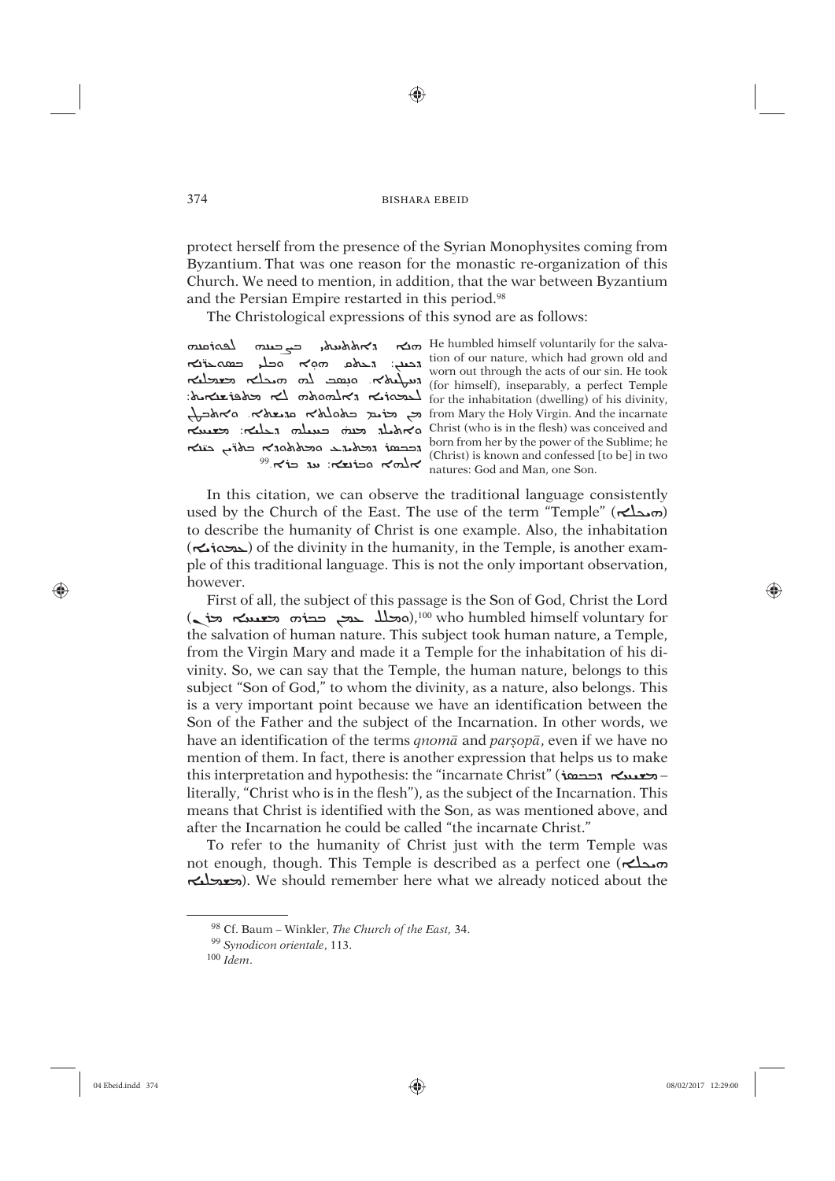protect herself from the presence of the Syrian Monophysites coming from Byzantium. That was one reason for the monastic re-organization of this Church. We need to mention, in addition, that the war between Byzantium and the Persian Empire restarted in this period.[98]

The Christological expressions of this synod are as follows:

| | |
|---|---|
| ܗܘ ܕܐܬܡܟܟ ܒܨܒܝܢܗ ܠܦܘܪܩܢܗ ܕܟܝܢܢ: ܕܥܬܩ ܗܘܐ ܘܒܠܐ ܒܣܘܥܪܢܐ ܕܚܛܝܬܐ. ܘܢܣܒ ܠܗ ܗܝܟܠܐ ܡܫܡܠܝܐ ܠܥܡܘܪܐ ܕܐܠܗܘܬܗ ܠܐ ܡܬܦܪܫܢܐܝܬ: ܡܢ ܡܪܝܡ ܒܬܘܠܬܐ ܩܕܝܫܬܐ. ܘܐܬܒܛܢ ܘܐܬܝܠܕ ܡܢܗ ܒܚܝܠܐ ܕܥܠܝܐ: ܡܫܝܚܐ ܕܒܒܣܪ ܕܡܬܝܕܥ ܘܡܫܬܘܕܐ ܒܬܪܝܢ ܟܝܢܝܢ ܐܠܗܐ ܘܒܪܢܫܐ: ܚܕ ܒܪܐ.[99] | He humbled himself voluntarily for the salvation of our nature, which had grown old and worn out through the acts of our sin. He took (for himself), inseparably, a perfect Temple for the inhabitation (dwelling) of his divinity, from Mary the Holy Virgin. And the incarnate Christ (who is in the flesh) was conceived and born from her by the power of the Sublime; he (Christ) is known and confessed [to be] in two natures: God and Man, one Son. |

In this citation, we can observe the traditional language consistently used by the Church of the East. The use of the term "Temple" (ܗܝܟܠܐ) to describe the humanity of Christ is one example. Also, the inhabitation (ܠܥܡܘܪܐ) of the divinity in the humanity, in the Temple, is another example of this traditional language. This is not the only important observation, however.

First of all, the subject of this passage is the Son of God, Christ the Lord (ܘܡܛܠ ܗܕܐ ܒܪܗ ܡܫܝܚܐ ܡܪܢ),[100] who humbled himself voluntary for the salvation of human nature. This subject took human nature, a Temple, from the Virgin Mary and made it a Temple for the inhabitation of his divinity. So, we can say that the Temple, the human nature, belongs to this subject "Son of God," to whom the divinity, as a nature, also belongs. This is a very important point because we have an identification between the Son of the Father and the subject of the Incarnation. In other words, we have an identification of the terms *qnomā* and *parṣopā*, even if we have no mention of them. In fact, there is another expression that helps us to make this interpretation and hypothesis: the "incarnate Christ" (ܡܫܝܚܐ ܕܒܒܣܪ – literally, "Christ who is in the flesh"), as the subject of the Incarnation. This means that Christ is identified with the Son, as was mentioned above, and after the Incarnation he could be called "the incarnate Christ."

To refer to the humanity of Christ just with the term Temple was not enough, though. This Temple is described as a perfect one (ܗܝܟܠܐ ܡܫܡܠܝܐ). We should remember here what we already noticed about the

[98] Cf. Baum – Winkler, *The Church of the East,* 34.

[99] *Synodicon orientale*, 113.

[100] *Idem*.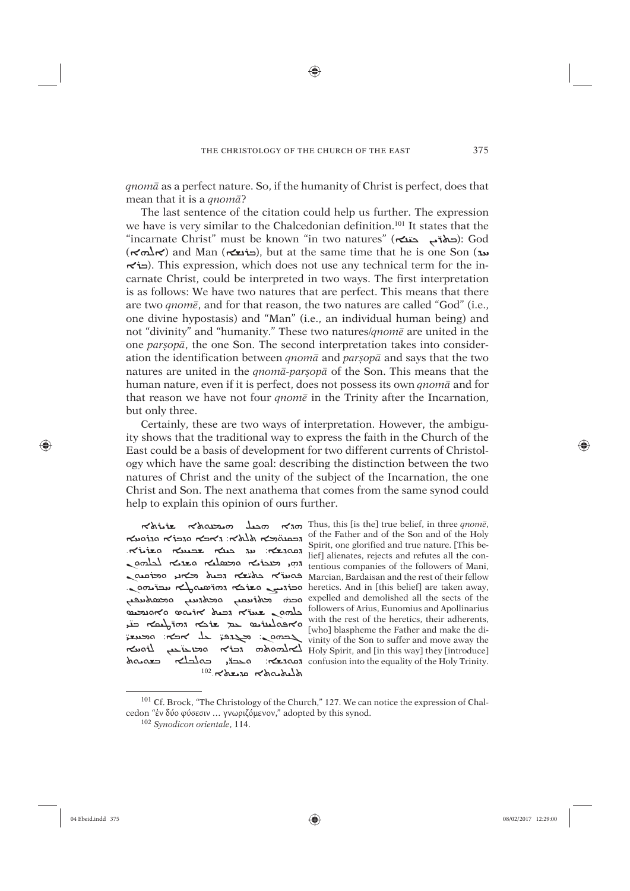*qnomā* as a perfect nature. So, if the humanity of Christ is perfect, does that mean that it is a *qnomā*?

The last sentence of the citation could help us further. The expression we have is very similar to the Chalcedonian definition.[101] It states that the "incarnate Christ" must be known "in two natures" (ܒܬܪ̈ܝܢ ܟܝ̈ܢܝܢ): God (ܐܠܗܐ) and Man (ܒܪܢܫܐ), but at the same time that he is one Son (ܚܕ ܒܪܐ). This expression, which does not use any technical term for the incarnate Christ, could be interpreted in two ways. The first interpretation is as follows: We have two natures that are perfect. This means that there are two *qnomē*, and for that reason, the two natures are called "God" (i.e., one divine hypostasis) and "Man" (i.e., an individual human being) and not "divinity" and "humanity." These two natures/*qnomē* are united in the one *parṣopā*, the one Son. The second interpretation takes into consideration the identification between *qnomā* and *parṣopā* and says that the two natures are united in the *qnomā-parṣopā* of the Son. This means that the human nature, even if it is perfect, does not possess its own *qnomā* and for that reason we have not four *qnomē* in the Trinity after the Incarnation, but only three.

Certainly, these are two ways of interpretation. However, the ambiguity shows that the traditional way to express the faith in the Church of the East could be a basis of development for two different currents of Christology which have the same goal: describing the distinction between the two natures of Christ and the unity of the subject of the Incarnation, the one Christ and Son. The next anathema that comes from the same synod could help to explain this opinion of ours further.

ܗܢܐ ܗܟܝܠ ܗܝܡܢܘܬܐ ܫܪܝܪܬܐ ܕܒܩܢܘ̈ܡܐ ܬܠܬܐ: ܕܐܒܐ ܘܕܒܪܐ ܘܕܪܘܚܐ ܕܩܘܕܫܐ: ܚܕ ܟܝܢܐ ܫܒܝܚܐ ܘܫܪܝܪܐ. ܗܝ ܕܡܢܟܪܐ ܘܡܣܠܝܐ ܘܡܥܕܝܐ ܠܟܠܗܘܢ ܦܠܘ̈ܓܬܐ ܕܟܢܫܐ ܕܡܐܢܝ ܘܡܪܩܝܘܢ ܘܒܪܕܝܨܢ ܘܫܪܟܐ ܕܗܪ̈ܛܝܩܐ ܚܒܪ̈ܝܗܘܢ. ܘܒܗ ܡܬܪܚܩܝܢ ܘܡܬܬܪܝܢ ܘܡܬܣܚܦܝܢ ܟܠܗܘܢ ܬܘܪ̈ܓܡܐ ܕܟܢܫܐ ܕܐܪܝܘܣ ܘܐܘܢܘܡܝܘܣ ܘܐܦܘܠܝܢܪܝܘܣ ܥܡ ܫܪܟܐ ܕܗܪ̈ܛܝܩܐ ܒܢܝ ܓܢܣܗܘܢ: ܡܓܕܦܝ ܥܠ ܐܒܐ: ܘܡܚܫܝ ܠܐܠܗܘܬܗ ܕܒܪܐ ܘܡܪܚܩܝܢ ܠܪܘܚܐ ܕܩܘܕܫܐ: ܘܡܥܠܝܢ ܒܘܠܒܠܐ ܒܫܘܝܘܬܐ ܕܬܠܝܬܝܘܬܐ ܩܕܝܫܬܐ.[102]

Thus, this [is the] true belief, in three *qnomē*, of the Father and of the Son and of the Holy Spirit, one glorified and true nature. [This belief] alienates, rejects and refutes all the contentious companies of the followers of Mani, Marcian, Bardaisan and the rest of their fellow heretics. And in [this belief] are taken away, expelled and demolished all the sects of the followers of Arius, Eunomius and Apollinarius with the rest of the heretics, their adherents, [who] blaspheme the Father and make the divinity of the Son to suffer and move away the Holy Spirit, and [in this way] they [introduce] confusion into the equality of the Holy Trinity.

[101] Cf. Brock, "The Christology of the Church," 127. We can notice the expression of Chalcedon "ἐν δύο φύσεσιν … γνωριζόμενον," adopted by this synod.

[102] *Synodicon orientale*, 114.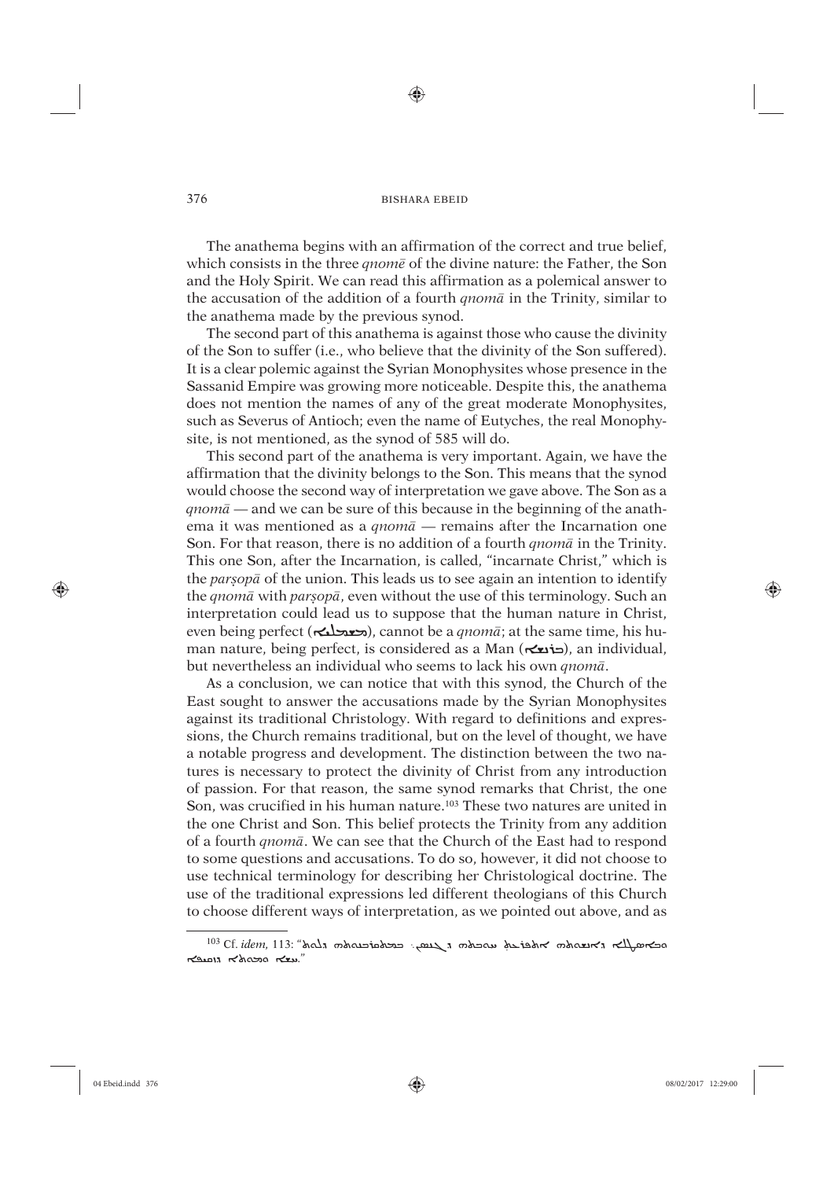The anathema begins with an affirmation of the correct and true belief, which consists in the three *qnomē* of the divine nature: the Father, the Son and the Holy Spirit. We can read this affirmation as a polemical answer to the accusation of the addition of a fourth *qnomā* in the Trinity, similar to the anathema made by the previous synod.

The second part of this anathema is against those who cause the divinity of the Son to suffer (i.e., who believe that the divinity of the Son suffered). It is a clear polemic against the Syrian Monophysites whose presence in the Sassanid Empire was growing more noticeable. Despite this, the anathema does not mention the names of any of the great moderate Monophysites, such as Severus of Antioch; even the name of Eutyches, the real Monophysite, is not mentioned, as the synod of 585 will do.

This second part of the anathema is very important. Again, we have the affirmation that the divinity belongs to the Son. This means that the synod would choose the second way of interpretation we gave above. The Son as a *qnomā* — and we can be sure of this because in the beginning of the anathema it was mentioned as a *qnomā* — remains after the Incarnation one Son. For that reason, there is no addition of a fourth *qnomā* in the Trinity. This one Son, after the Incarnation, is called, "incarnate Christ," which is the *parṣopā* of the union. This leads us to see again an intention to identify the *qnomā* with *parṣopā*, even without the use of this terminology. Such an interpretation could lead us to suppose that the human nature in Christ, even being perfect (ܡܫܡܠܝܐ), cannot be a *qnomā*; at the same time, his human nature, being perfect, is considered as a Man (ܒܪܢܫܐ), an individual, but nevertheless an individual who seems to lack his own *qnomā*.

As a conclusion, we can notice that with this synod, the Church of the East sought to answer the accusations made by the Syrian Monophysites against its traditional Christology. With regard to definitions and expressions, the Church remains traditional, but on the level of thought, we have a notable progress and development. The distinction between the two natures is necessary to protect the divinity of Christ from any introduction of passion. For that reason, the same synod remarks that Christ, the one Son, was crucified in his human nature.[103] These two natures are united in the one Christ and Son. This belief protects the Trinity from any addition of a fourth *qnomā*. We can see that the Church of the East had to respond to some questions and accusations. To do so, however, it did not choose to use technical terminology for describing her Christological doctrine. The use of the traditional expressions led different theologians of this Church to choose different ways of interpretation, as we pointed out above, and as

---

[103] Cf. *idem*, 113: "ܘܒܐܘܠܨܢܐ ܕܐܠܗܘܬܗ ܐܬܬܪܝܡ ܚܫܐ ܒܗ ܕܝܢ: ܒܡܫܡܠܝܘܬܗ ܕܠܘܬ ܢܦܫܐ ܘܒܣܪܐ ܕܐܢܫܐ."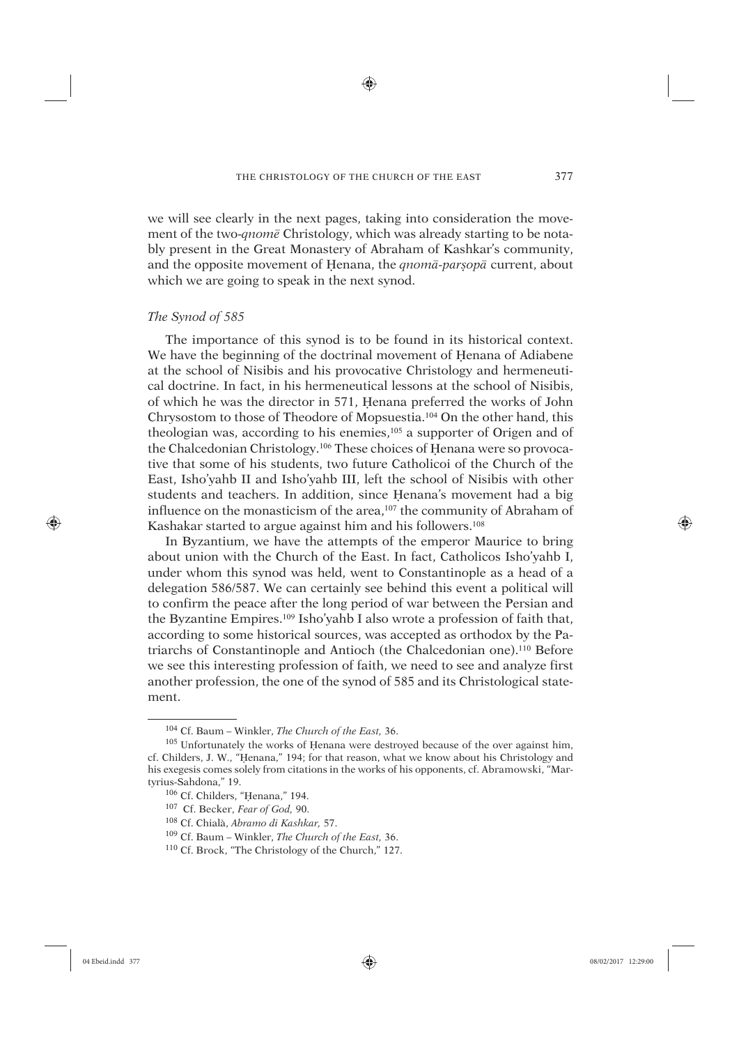we will see clearly in the next pages, taking into consideration the movement of the two-*qnomē* Christology, which was already starting to be notably present in the Great Monastery of Abraham of Kashkar's community, and the opposite movement of Ḥenana, the *qnomā-parṣopā* current, about which we are going to speak in the next synod.

### *The Synod of 585*

The importance of this synod is to be found in its historical context. We have the beginning of the doctrinal movement of Ḥenana of Adiabene at the school of Nisibis and his provocative Christology and hermeneutical doctrine. In fact, in his hermeneutical lessons at the school of Nisibis, of which he was the director in 571, Ḥenana preferred the works of John Chrysostom to those of Theodore of Mopsuestia.[104] On the other hand, this theologian was, according to his enemies,[105] a supporter of Origen and of the Chalcedonian Christology.[106] These choices of Ḥenana were so provocative that some of his students, two future Catholicoi of the Church of the East, Isho'yahb II and Isho'yahb III, left the school of Nisibis with other students and teachers. In addition, since Ḥenana's movement had a big influence on the monasticism of the area,[107] the community of Abraham of Kashakar started to argue against him and his followers.[108]

In Byzantium, we have the attempts of the emperor Maurice to bring about union with the Church of the East. In fact, Catholicos Isho'yahb I, under whom this synod was held, went to Constantinople as a head of a delegation 586/587. We can certainly see behind this event a political will to confirm the peace after the long period of war between the Persian and the Byzantine Empires.[109] Isho'yahb I also wrote a profession of faith that, according to some historical sources, was accepted as orthodox by the Patriarchs of Constantinople and Antioch (the Chalcedonian one).[110] Before we see this interesting profession of faith, we need to see and analyze first another profession, the one of the synod of 585 and its Christological statement.

---

[104] Cf. Baum – Winkler, *The Church of the East,* 36.

[105] Unfortunately the works of Ḥenana were destroyed because of the over against him, cf. Childers, J. W., "Ḥenana," 194; for that reason, what we know about his Christology and his exegesis comes solely from citations in the works of his opponents, cf. Abramowski, "Martyrius-Sahdona," 19.

[106] Cf. Childers, "Ḥenana," 194.

[107] Cf. Becker, *Fear of God,* 90.

[108] Cf. Chialà, *Abramo di Kashkar,* 57.

[109] Cf. Baum – Winkler, *The Church of the East,* 36.

[110] Cf. Brock, "The Christology of the Church," 127.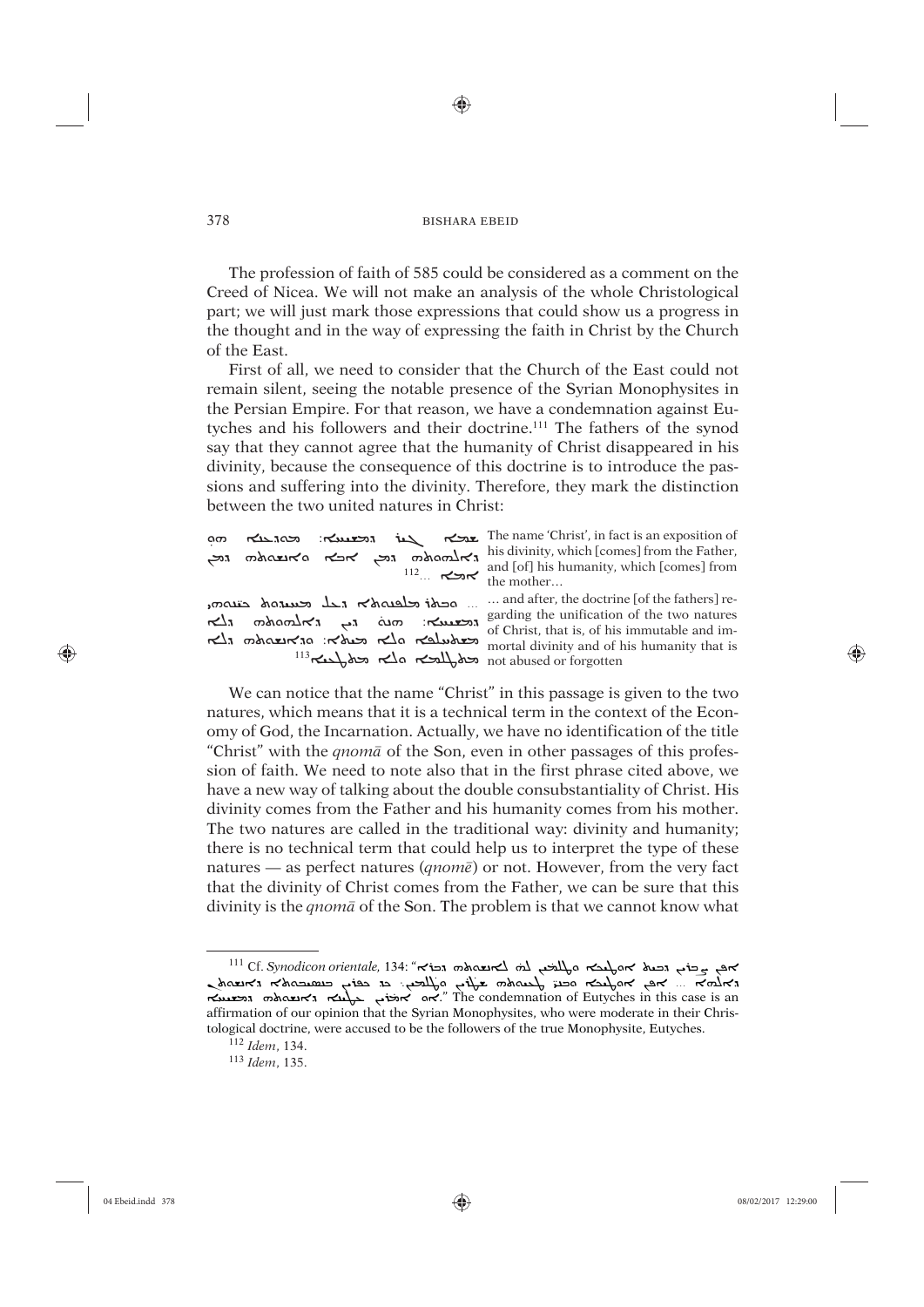The profession of faith of 585 could be considered as a comment on the Creed of Nicea. We will not make an analysis of the whole Christological part; we will just mark those expressions that could show us a progress in the thought and in the way of expressing the faith in Christ by the Church of the East.

First of all, we need to consider that the Church of the East could not remain silent, seeing the notable presence of the Syrian Monophysites in the Persian Empire. For that reason, we have a condemnation against Eutyches and his followers and their doctrine.[111] The fathers of the synod say that they cannot agree that the humanity of Christ disappeared in his divinity, because the consequence of this doctrine is to introduce the passions and suffering into the divinity. Therefore, they mark the distinction between the two united natures in Christ:

| | |
|---|---|
| ܫܡܐ ܓܝܪ ܕܡܫܝܚܐ: ܡܘܕܥܢܐ ܗܘ ܕܐܠܗܘܬܗ ܕܡܢ ܐܒܐ ܘܐܢܫܘܬܗ ܕܡܢ ܐܡܐ...[112] | The name 'Christ', in fact is an exposition of his divinity, which [comes] from the Father, and [of] his humanity, which [comes] from the mother… |
| ... ܘܒܬܪ ܡܠܦܢܘܬܐ ܕܥܠ ܚܘܝܕܐ ܕܬܪܝܢ ܟܝܢܘܗܝ ܕܡܫܝܚܐ: ܗܢܘ ܕܝܢ ܕܐܠܗܘܬܗ ܕܠܐ ܡܫܬܚܠܦܢܐ ܘܠܐ ܡܝܘܬܐ: ܘܕܐܢܫܘܬܗ ܕܠܐ ܡܬܛܠܡܐ ܘܠܐ ܡܬܛܥܝܢܐ[113] | … and after, the doctrine [of the fathers] regarding the unification of the two natures of Christ, that is, of his immutable and immortal divinity and of his humanity that is not abused or forgotten |

We can notice that the name "Christ" in this passage is given to the two natures, which means that it is a technical term in the context of the Economy of God, the Incarnation. Actually, we have no identification of the title "Christ" with the *qnomā* of the Son, even in other passages of this profession of faith. We need to note also that in the first phrase cited above, we have a new way of talking about the double consubstantiality of Christ. His divinity comes from the Father and his humanity comes from his mother. The two natures are called in the traditional way: divinity and humanity; there is no technical term that could help us to interpret the type of these natures — as perfect natures (*qnomē*) or not. However, from the very fact that the divinity of Christ comes from the Father, we can be sure that this divinity is the *qnomā* of the Son. The problem is that we cannot know what

---

[111] Cf. *Synodicon orientale*, 134: "ܐܝܟ ܕܒܥܝܢ ܕܢܥܠ ܚܫܐ ܘܫܘܚܠܦܐ ܠܗ ܠܐܠܗܘܬܗ ܕܒܪܐ ܕܐܠܗܐ ... ܐܝܟ ܚܫܐ ܘܡܘܬܐ ܠܐܠܗܘܬܗ ܫܪܪܐ ܘܫܘܚܠܦܐ: ܗܘ ܒܙܒܢ ܕܒܠܥܬܗ ܠܐܢܫܘܬܗ ܐܘ ܐܝܟ ܐܡܪܝܢ ܕܒܠܥܬ ܐܠܗܘܬܐ ܠܐܢܫܘܬܗ ܕܡܫܝܚܐ." The condemnation of Eutyches in this case is an affirmation of our opinion that the Syrian Monophysites, who were moderate in their Christological doctrine, were accused to be the followers of the true Monophysite, Eutyches.

[112] *Idem*, 134.

[113] *Idem*, 135.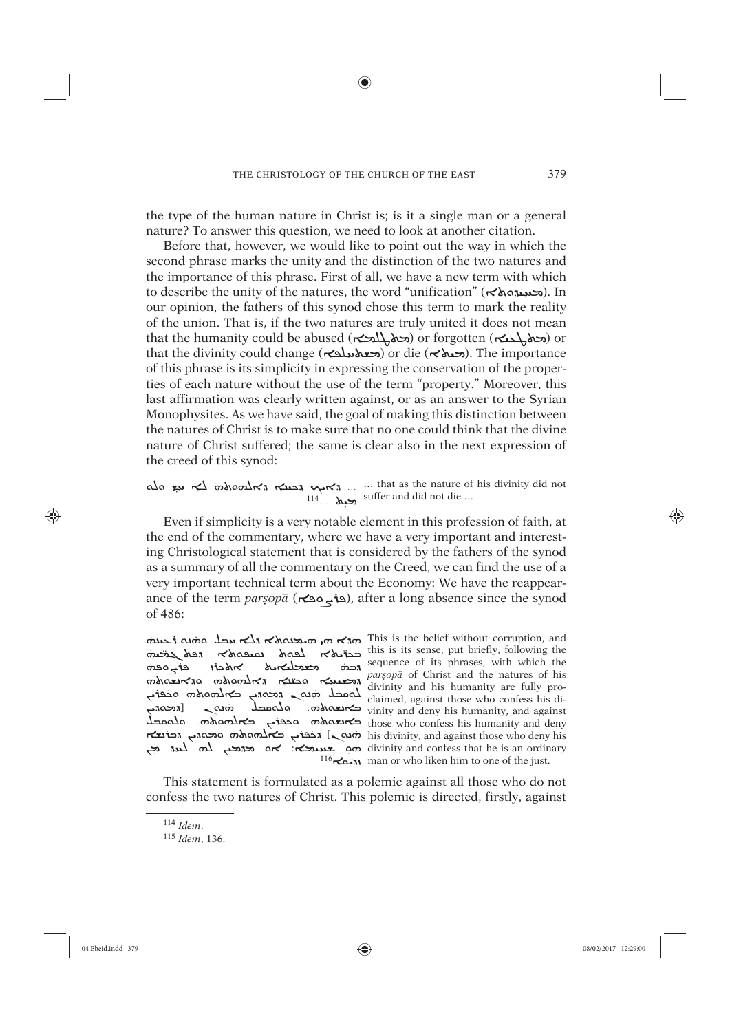the type of the human nature in Christ is; is it a single man or a general nature? To answer this question, we need to look at another citation.

Before that, however, we would like to point out the way in which the second phrase marks the unity and the distinction of the two natures and the importance of this phrase. First of all, we have a new term with which to describe the unity of the natures, the word "unification" (ܚܘܝܕܐ). In our opinion, the fathers of this synod chose this term to mark the reality of the union. That is, if the two natures are truly united it does not mean that the humanity could be abused (ܡܬܛܠܡܐ) or forgotten (ܡܬܛܥܝܐ) or that the divinity could change (ܡܫܬܚܠܦܐ) or die (ܡܝܬܐ). The importance of this phrase is its simplicity in expressing the conservation of the properties of each nature without the use of the term "property." Moreover, this last affirmation was clearly written against, or as an answer to the Syrian Monophysites. As we have said, the goal of making this distinction between the natures of Christ is to make sure that no one could think that the divine nature of Christ suffered; the same is clear also in the next expression of the creed of this synod:

| | |
|---|---|
| ... ܕܐܝܟ ܕܟܝܢܐ ܕܐܠܗܘܬܗ ܠܐ ܚܫ ܘܠܐ ܡܝܬ ...[114] | ... that as the nature of his divinity did not suffer and did not die ... |

Even if simplicity is a very notable element in this profession of faith, at the end of the commentary, where we have a very important and interesting Christological statement that is considered by the fathers of the synod as a summary of all the commentary on the Creed, we can find the use of a very important technical term about the Economy: We have the reappearance of the term *parṣopā* (ܦܪܨܘܦܐ), after a long absence since the synod of 486:

| | |
|---|---|
| ܗܕܐ ܗܝ ܗܝܡܢܘܬܐ ܕܠܐ ܚܒܠ. ܘܗܢܘ ܪܥܝܢܗ ܒܪܝܫܐ ܠܦܘܬ ܢܩܝܦܘܬܐ ܕܦܬܓܡܝܗ̇ ܕܒܗ ܡܫܬܠܡܢܐܝܬ ܐܬܬܪܝ ܦܪܨܘܦܗ ܕܡܫܝܚܐ ܘܟܝܢܐ ܕܐܠܗܘܬܗ ܘܐܢܫܘܬܗ ܠܘܩܒܠ ܗܢܘܢ ܕܡܘܕܝܢ ܒܐܠܗܘܬܗ ܘܟܦܪܝܢ ܒܐܢܫܘܬܗ. ܘܠܘܩܒܠ ܗܢܘܢ [ܕܡܘܕܝܢ ܒܐܢܫܘܬܗ ܘܟܦܪܝܢ ܒܐܠܗܘܬܗ. ܘܠܘܩܒܠ ܗܢܘܢ] ܕܟܦܪܝܢ ܒܐܠܗܘܬܗ ܘܡܘܕܝܢ ܕܒܪܢܫܐ ܗܘ ܦܫܝܛܐ: ܐܘ ܕܡܕܡܝܢ ܠܗ ܠܚܕ ܡܢ ܙܕܝܩܐ[116] | This is the belief without corruption, and this is its sense, put briefly, following the sequence of its phrases, with which the *parṣopā* of Christ and the natures of his divinity and his humanity are fully proclaimed, against those who confess his divinity and deny his humanity, and against those who confess his humanity and deny his divinity, and against those who deny his divinity and confess that he is an ordinary man or who liken him to one of the just. |

This statement is formulated as a polemic against all those who do not confess the two natures of Christ. This polemic is directed, firstly, against

[114] *Idem*.

[115] *Idem*, 136.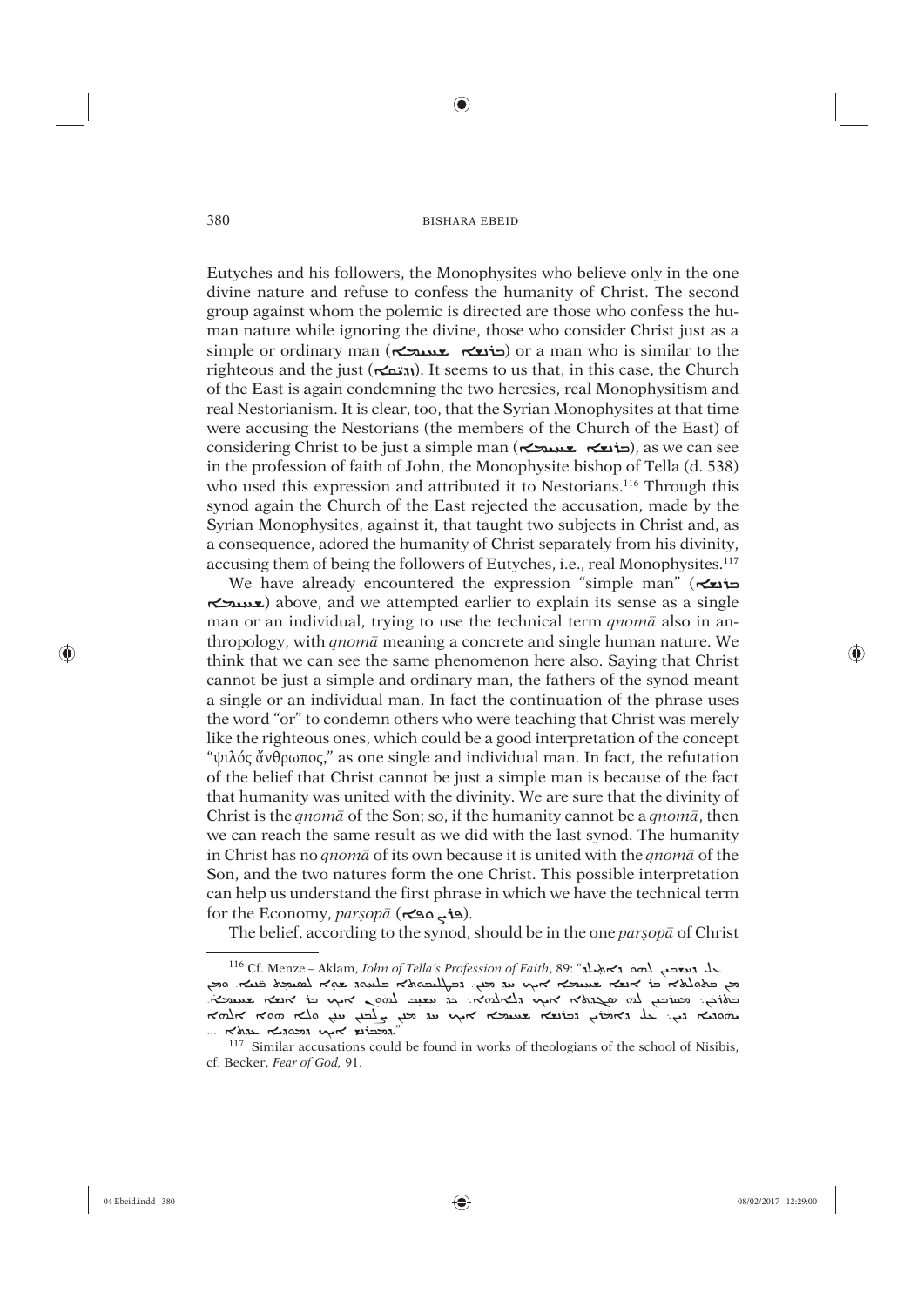Eutyches and his followers, the Monophysites who believe only in the one divine nature and refuse to confess the humanity of Christ. The second group against whom the polemic is directed are those who confess the human nature while ignoring the divine, those who consider Christ just as a simple or ordinary man (ܒܪܢܫܐ ܦܫܝܛܐ) or a man who is similar to the righteous and the just (ܙܕܝܩܐ). It seems to us that, in this case, the Church of the East is again condemning the two heresies, real Monophysitism and real Nestorianism. It is clear, too, that the Syrian Monophysites at that time were accusing the Nestorians (the members of the Church of the East) of considering Christ to be just a simple man (ܒܪܢܫܐ ܦܫܝܛܐ), as we can see in the profession of faith of John, the Monophysite bishop of Tella (d. 538) who used this expression and attributed it to Nestorians.[116] Through this synod again the Church of the East rejected the accusation, made by the Syrian Monophysites, against it, that taught two subjects in Christ and, as a consequence, adored the humanity of Christ separately from his divinity, accusing them of being the followers of Eutyches, i.e., real Monophysites.[117]

We have already encountered the expression "simple man" (ܒܪܢܫܐ ܦܫܝܛܐ) above, and we attempted earlier to explain its sense as a single man or an individual, trying to use the technical term *qnomā* also in anthropology, with *qnomā* meaning a concrete and single human nature. We think that we can see the same phenomenon here also. Saying that Christ cannot be just a simple and ordinary man, the fathers of the synod meant a single or an individual man. In fact the continuation of the phrase uses the word "or" to condemn others who were teaching that Christ was merely like the righteous ones, which could be a good interpretation of the concept "ψιλός ἄνθρωπος," as one single and individual man. In fact, the refutation of the belief that Christ cannot be just a simple man is because of the fact that humanity was united with the divinity. We are sure that the divinity of Christ is the *qnomā* of the Son; so, if the humanity cannot be a *qnomā*, then we can reach the same result as we did with the last synod. The humanity in Christ has no *qnomā* of its own because it is united with the *qnomā* of the Son, and the two natures form the one Christ. This possible interpretation can help us understand the first phrase in which we have the technical term for the Economy, *parṣopā* (ܦܪܨܘܦܐ).

The belief, according to the synod, should be in the one *parṣopā* of Christ

---

[116] Cf. Menze – Aklam, *John of Tella's Profession of Faith*, 89: "... ܟܠ ܕܡܫܬܥܐ ܠܗܘ ܕܐܬܝܠܕ: ܡܢ ܒܬܘܠܬܐ ܒܪ ܐܢܫܐ ܦܫܝܛܐ ܐܝܟ ܚܕ ܡܢܢ. ܘܕܠܝܬܘܬܐ ܒܠܚܘܕ ܥܡܗ ܠܡܫܝܚܐ ܫܡܝܐ. ܘܡܢ ܒܬܪܟܢ. ܘܡܘܕܐ ܠܗ ܡܬܝܕܥܐ ܐܝܟ ܕܠܐܠܗܐ: ܒܗ ܡܚܝܒ ܠܗܘܢ ܐܝܟ ܒܪ ܐܢܫܐ ܦܫܝܛܐ. ܡܫܘܕܐ ܕܝܢ: ܟܠ ܕܐܡܪܝܢ ܕܒܪܢܫܐ ܦܫܝܛܐ ܐܝܟ ܚܕ ܡܢ ܙܕܝܩܐ ܚܝܢ ܘܠܐ ܗܘܐ ܐܠܗܐ ܘܡܫܒܚܝܢ ܐܝܟ ܕܡܫܘܕܐ ܒܬܠܬܐ ..."

[117] Similar accusations could be found in works of theologians of the school of Nisibis, cf. Becker, *Fear of God*, 91.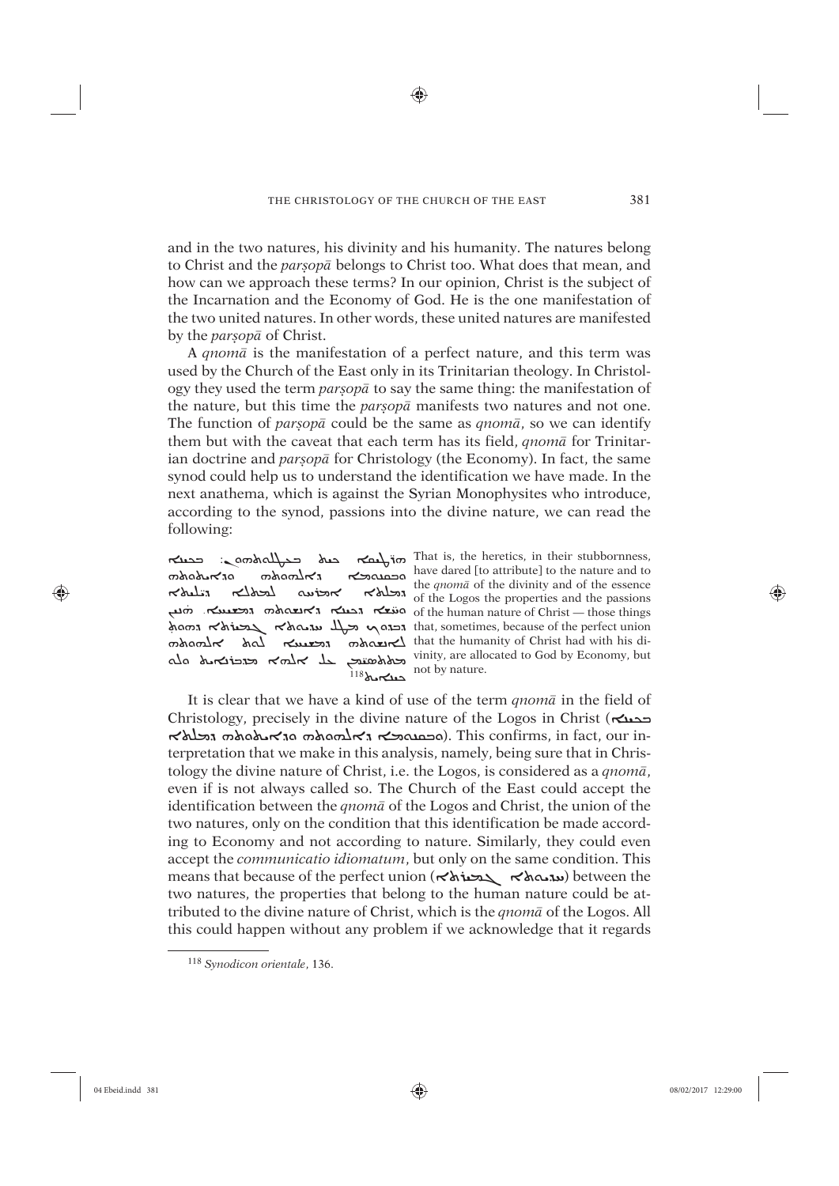and in the two natures, his divinity and his humanity. The natures belong to Christ and the *parṣopā* belongs to Christ too. What does that mean, and how can we approach these terms? In our opinion, Christ is the subject of the Incarnation and the Economy of God. He is the one manifestation of the two united natures. In other words, these united natures are manifested by the *parṣopā* of Christ.

A *qnomā* is the manifestation of a perfect nature, and this term was used by the Church of the East only in its Trinitarian theology. In Christology they used the term *parṣopā* to say the same thing: the manifestation of the nature, but this time the *parṣopā* manifests two natures and not one. The function of *parṣopā* could be the same as *qnomā*, so we can identify them but with the caveat that each term has its field, *qnomā* for Trinitarian doctrine and *parṣopā* for Christology (the Economy). In fact, the same synod could help us to understand the identification we have made. In the next anathema, which is against the Syrian Monophysites who introduce, according to the synod, passions into the divine nature, we can read the following:

ܗܪ̈ܣܛܝܩܐ ܒܥܢ ܒܬܩܝܦܘܬܗܘܢ: ܒܟܝܢܐ ܘܒܩܢܘܡܐ ܕܐܠܗܘܬܗ ܘܕܐܝܬܘܬܗ ܕܡܠܬܐ ܐܡܪܚܘ ܠܡܬܠܐ ܕܝ̈ܠܝܬܐ ܘܚ̈ܫܐ ܕܟܝܢܐ ܕܐܢܫܘܬܗ ܕܡܫܝܚܐ. ܗܢܝܢ ܕܒܙܒܢ̈ܝܢ ܡܛܠ ܚܝܝܕܘܬܐ ܓܡܝܪܬܐ ܕܗܘܬ ܠܐܢܫܘܬܗ ܕܡܫܝܚܐ ܠܘܬ ܐܠܗܘܬܗ ܡܬܬܚܫܒܢ ܥܠ ܐܠܗܐ ܡܕܒܪܢܐܝܬ ܘܠܐ ܟܝܢܐܝܬ[118]

That is, the heretics, in their stubbornness, have dared [to attribute] to the nature and to the *qnomā* of the divinity and of the essence of the Logos the properties and the passions of the human nature of Christ — those things that, sometimes, because of the perfect union that the humanity of Christ had with his divinity, are allocated to God by Economy, but not by nature.

It is clear that we have a kind of use of the term *qnomā* in the field of Christology, precisely in the divine nature of the Logos in Christ (ܒܟܝܢܐ ܘܒܩܢܘܡܐ ܕܐܠܗܘܬܗ ܘܕܐܝܬܘܬܗ ܕܡܠܬܐ). This confirms, in fact, our interpretation that we make in this analysis, namely, being sure that in Christology the divine nature of Christ, i.e. the Logos, is considered as a *qnomā*, even if is not always called so. The Church of the East could accept the identification between the *qnomā* of the Logos and Christ, the union of the two natures, only on the condition that this identification be made according to Economy and not according to nature. Similarly, they could even accept the *communicatio idiomatum*, but only on the same condition. This means that because of the perfect union (ܚܝܝܕܘܬܐ ܓܡܝܪܬܐ) between the two natures, the properties that belong to the human nature could be attributed to the divine nature of Christ, which is the *qnomā* of the Logos. All this could happen without any problem if we acknowledge that it regards

[118] *Synodicon orientale*, 136.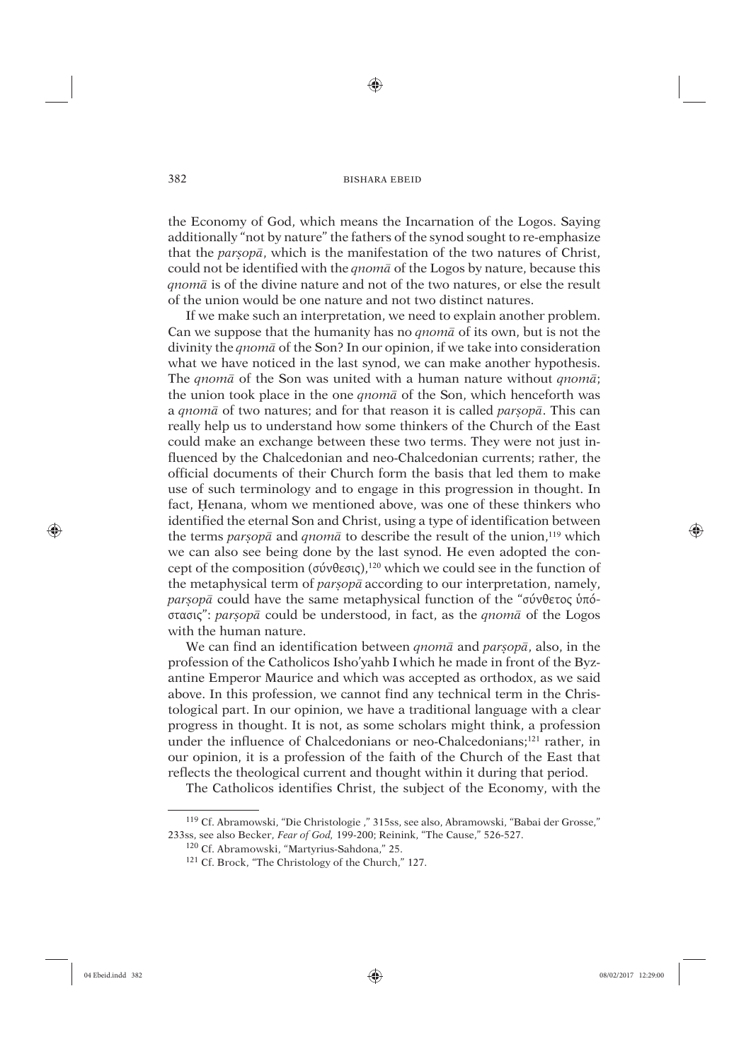the Economy of God, which means the Incarnation of the Logos. Saying additionally "not by nature" the fathers of the synod sought to re-emphasize that the *parṣopā*, which is the manifestation of the two natures of Christ, could not be identified with the *qnomā* of the Logos by nature, because this *qnomā* is of the divine nature and not of the two natures, or else the result of the union would be one nature and not two distinct natures.

If we make such an interpretation, we need to explain another problem. Can we suppose that the humanity has no *qnomā* of its own, but is not the divinity the *qnomā* of the Son? In our opinion, if we take into consideration what we have noticed in the last synod, we can make another hypothesis. The *qnomā* of the Son was united with a human nature without *qnomā*; the union took place in the one *qnomā* of the Son, which henceforth was a *qnomā* of two natures; and for that reason it is called *parṣopā*. This can really help us to understand how some thinkers of the Church of the East could make an exchange between these two terms. They were not just influenced by the Chalcedonian and neo-Chalcedonian currents; rather, the official documents of their Church form the basis that led them to make use of such terminology and to engage in this progression in thought. In fact, Ḥenana, whom we mentioned above, was one of these thinkers who identified the eternal Son and Christ, using a type of identification between the terms *parṣopā* and *qnomā* to describe the result of the union,[119] which we can also see being done by the last synod. He even adopted the concept of the composition (σύνθεσις),[120] which we could see in the function of the metaphysical term of *parṣopā* according to our interpretation, namely, *parṣopā* could have the same metaphysical function of the "σύνθετος ὑπόστασις": *parṣopā* could be understood, in fact, as the *qnomā* of the Logos with the human nature.

We can find an identification between *qnomā* and *parṣopā*, also, in the profession of the Catholicos Isho'yahb I which he made in front of the Byzantine Emperor Maurice and which was accepted as orthodox, as we said above. In this profession, we cannot find any technical term in the Christological part. In our opinion, we have a traditional language with a clear progress in thought. It is not, as some scholars might think, a profession under the influence of Chalcedonians or neo-Chalcedonians;[121] rather, in our opinion, it is a profession of the faith of the Church of the East that reflects the theological current and thought within it during that period.

The Catholicos identifies Christ, the subject of the Economy, with the

---

[119] Cf. Abramowski, "Die Christologie ," 315ss, see also, Abramowski, "Babai der Grosse," 233ss, see also Becker, *Fear of God*, 199-200; Reinink, "The Cause," 526-527.

[120] Cf. Abramowski, "Martyrius-Sahdona," 25.

[121] Cf. Brock, "The Christology of the Church," 127.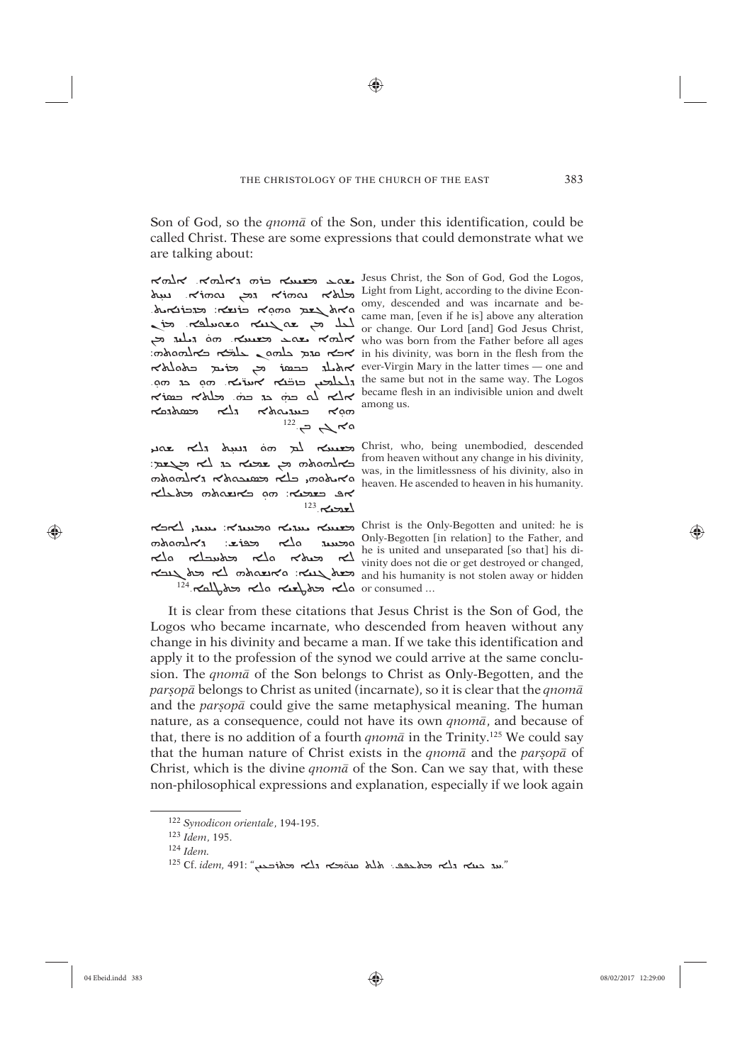Son of God, so the *qnomā* of the Son, under this identification, could be called Christ. These are some expressions that could demonstrate what we are talking about:

ܝܫܘܥ ܡܫܝܚܐ ܒܪܗ ܕܐܠܗܐ. ܐܠܗܐ ܡܠܬܐ. ܢܘܗܪܐ ܕܡܢ ܢܘܗܪܐ. ܐܝܟ ܡܕܒܪܢܘܬܐ ܐܠܗܝܬܐ. ܢܚܬ ܘܐܬܓܫܡ ܘܗܘܐ ܒܪܢܫܐ. ܠܥܠ ܡܢ ܟܠ ܫܘܚܠܦ ܘܫܘܢܝ. ܡܪܢ ܐܠܗܐ ܝܫܘܥ ܡܫܝܚܐ. ܗܘ ܕܐܬܝܠܕ ܡܢ ܐܒܐ ܩܕܡ ܟܠܗܘܢ ܥܠܡܐ ܒܐܠܗܘܬܗ: ܐܬܝܠܕ ܒܒܣܪܐ ܡܢ ܡܪܝܡ ܒܬܘܠܬܐ ܕܠܥܠܡ ܒܙܒܢܐ ܐܚܪܝܐ. ܗܘ ܚܕ ܗܘ. ܐܠܐ ܠܐ ܒܚܕ ܚܕ. ܡܠܬܐ ܒܣܪܐ ܗܘܐ ܒܚܝܕܘܬܐ ܕܠܐ ܡܬܦܪܫܐ ܘܐܓܢ ܒܢ.[122]

Jesus Christ, the Son of God, God the Logos, Light from Light, according to the divine Economy, descended and was incarnate and became man, [even if he is] above any alteration or change. Our Lord [and] God Jesus Christ, who was born from the Father before all ages in his divinity, was born in the flesh from the ever-Virgin Mary in the latter times — one and the same but not in the same way. The Logos became flesh in an indivisible union and dwelt among us.

ܡܫܝܚܐ ܠܡ ܗܘ ܕܢܚܬ ܕܠܐ ܓܫܝܡ ܒܐܠܗܘܬܗ ܡܢ ܫܡܝܐ ܟܕ ܠܐ ܫܘܚܠܦ: ܐܝܬܘܗܝ ܗܘܐ ܒܠܐ ܡܬܚܡܢܘܬܐ ܕܐܠܗܘܬܗ ܐܦ ܒܫܡܝܐ: ܗܘ ܒܐܢܫܘܬܗ ܐܣܬܠܩ ܠܫܡܝܐ.[123]

Christ, who, being unembodied, descended from heaven without any change in his divinity, was, in the limitlessness of his divinity, also in heaven. He ascended to heaven in his humanity.

ܡܫܝܚܐ ܝܚܝܕܝܐ ܘܡܚܝܕܐ: ܝܚܝܕܝ ܠܐܒܐ ܘܡܚܝܕ ܘܠܐ ܡܬܦܪܫ: ܕܐܠܗܘܬܗ ܠܐ ܡܝܬܐ ܘܠܐ ܡܬܚܒܠܐ ܘܠܐ ܡܫܬܚܠܦܐ: ܘܐܢܫܘܬܗ ܠܐ ܡܬܓܢܒܐ ܘܠܐ ܡܬܛܫܝܐ ܘܠܐ ܡܬܒܠܥܐ.[124]

Christ is the Only-Begotten and united: he is Only-Begotten [in relation] to the Father, and he is united and unseparated [so that] his divinity does not die or get destroyed or changed, and his humanity is not stolen away or hidden or consumed ...

It is clear from these citations that Jesus Christ is the Son of God, the Logos who became incarnate, who descended from heaven without any change in his divinity and became a man. If we take this identification and apply it to the profession of the synod we could arrive at the same conclusion. The *qnomā* of the Son belongs to Christ as Only-Begotten, and the *parṣopā* belongs to Christ as united (incarnate), so it is clear that the *qnomā* and the *parṣopā* could give the same metaphysical meaning. The human nature, as a consequence, could not have its own *qnomā*, and because of that, there is no addition of a fourth *qnomā* in the Trinity.[125] We could say that the human nature of Christ exists in the *qnomā* and the *parṣopā* of Christ, which is the divine *qnomā* of the Son. Can we say that, with these non-philosophical expressions and explanation, especially if we look again

---

[122] *Synodicon orientale*, 194-195.

[123] *Idem*, 195.

[124] *Idem*.

[125] Cf. *idem*, 491: "ܚܕ ܒܢܐ ܕܠܐ ܡܬܦܠܓ. ܬܠܬ ܩܢܘܡܐ ܕܠܐ ܡܬܘܣܦܝܢ."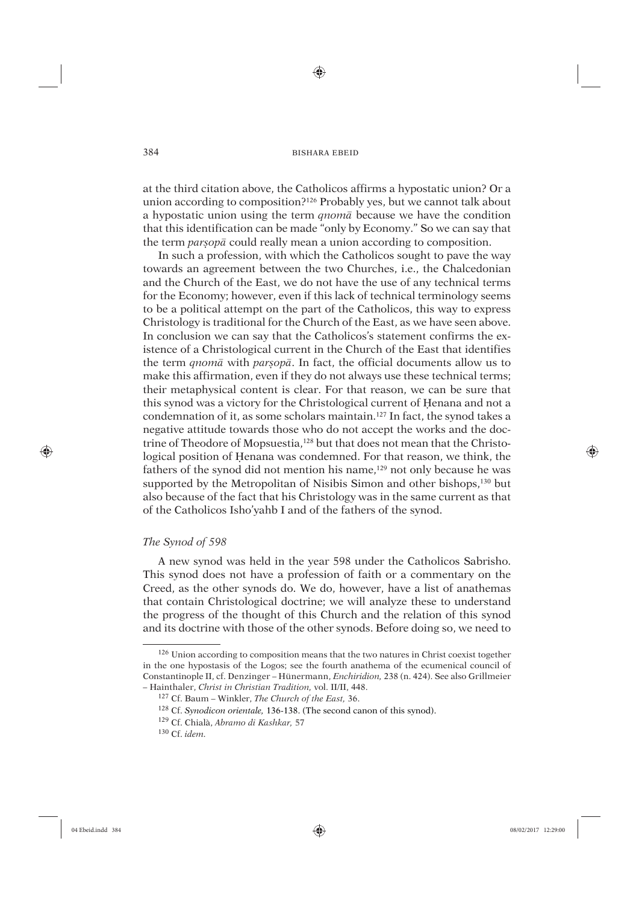at the third citation above, the Catholicos affirms a hypostatic union? Or a union according to composition?[126] Probably yes, but we cannot talk about a hypostatic union using the term *qnomā* because we have the condition that this identification can be made "only by Economy." So we can say that the term *parṣopā* could really mean a union according to composition.

In such a profession, with which the Catholicos sought to pave the way towards an agreement between the two Churches, i.e., the Chalcedonian and the Church of the East, we do not have the use of any technical terms for the Economy; however, even if this lack of technical terminology seems to be a political attempt on the part of the Catholicos, this way to express Christology is traditional for the Church of the East, as we have seen above. In conclusion we can say that the Catholicos's statement confirms the existence of a Christological current in the Church of the East that identifies the term *qnomā* with *parṣopā*. In fact, the official documents allow us to make this affirmation, even if they do not always use these technical terms; their metaphysical content is clear. For that reason, we can be sure that this synod was a victory for the Christological current of Ḥenana and not a condemnation of it, as some scholars maintain.[127] In fact, the synod takes a negative attitude towards those who do not accept the works and the doctrine of Theodore of Mopsuestia,[128] but that does not mean that the Christological position of Ḥenana was condemned. For that reason, we think, the fathers of the synod did not mention his name,[129] not only because he was supported by the Metropolitan of Nisibis Simon and other bishops,[130] but also because of the fact that his Christology was in the same current as that of the Catholicos Isho'yahb I and of the fathers of the synod.

### *The Synod of 598*

A new synod was held in the year 598 under the Catholicos Sabrisho. This synod does not have a profession of faith or a commentary on the Creed, as the other synods do. We do, however, have a list of anathemas that contain Christological doctrine; we will analyze these to understand the progress of the thought of this Church and the relation of this synod and its doctrine with those of the other synods. Before doing so, we need to

---

[126] Union according to composition means that the two natures in Christ coexist together in the one hypostasis of the Logos; see the fourth anathema of the ecumenical council of Constantinople II, cf. Denzinger – Hünermann, *Enchiridion,* 238 (n. 424). See also Grillmeier – Hainthaler, *Christ in Christian Tradition,* vol. II/II, 448.

[127] Cf. Baum – Winkler, *The Church of the East,* 36.

[128] Cf. *Synodicon orientale,* 136-138. (The second canon of this synod).

[129] Cf. Chialà, *Abramo di Kashkar,* 57

[130] Cf. *idem.*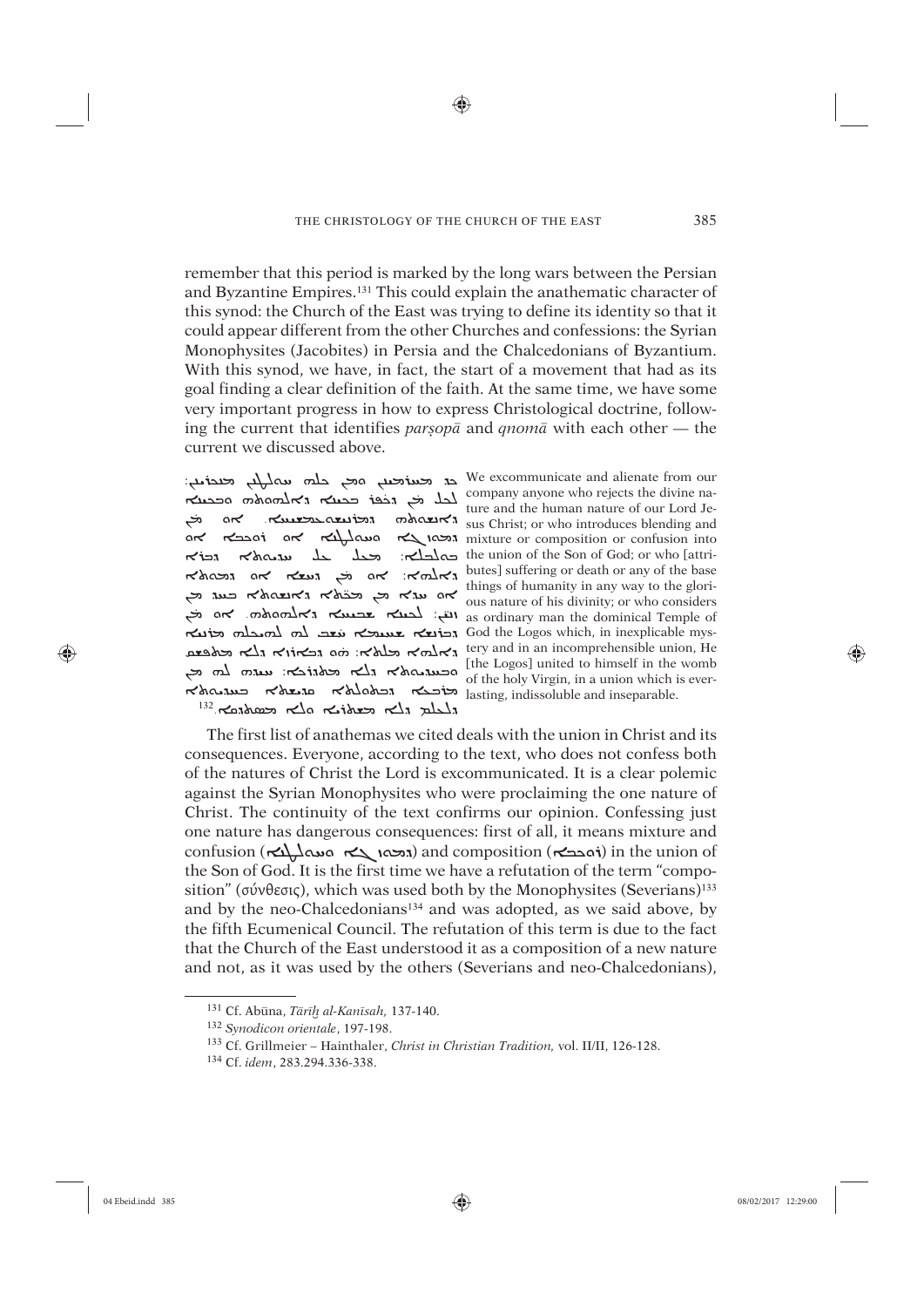remember that this period is marked by the long wars between the Persian and Byzantine Empires.[131] This could explain the anathematic character of this synod: the Church of the East was trying to define its identity so that it could appear different from the other Churches and confessions: the Syrian Monophysites (Jacobites) in Persia and the Chalcedonians of Byzantium. With this synod, we have, in fact, the start of a movement that had as its goal finding a clear definition of the faith. At the same time, we have some very important progress in how to express Christological doctrine, following the current that identifies *parṣopā* and *qnomā* with each other — the current we discussed above.

ܚܪܡܝܢ ܘܡܢ ܟܠܗ ܫܘܬܦܘܬܢ ܡܪܚܩܝܢ: ܠܟܠ ܡܢ ܕܟܦܪ ܒܟܝܢܐ ܕܐܠܗܘܬܗ ܘܒܟܝܢܐ ܕܐܢܫܘܬܗ ܕܡܪܢ ܝܫܘܥ ܡܫܝܚܐ. ܐܘ ܡܢ ܕܡܥܠ ܡܘܙܓܐ ܘܒܘܠܒܠܐ ܐܘ ܪܘܟܒܐ ܐܘ ܚܘܠܛܢܐ: ܡܛܠ ܥܠ ܚܝܕܝܘܬܐ ܕܒܪܗ ܕܐܠܗܐ: ܐܘ ܡܢ ܕܚܫܐ ܐܘ ܡܘܬܐ ܐܘ ܚܕܐ ܡܢ ܡܟܝܟܬܐ ܕܐܢܫܘܬܐ ܒܚܕ ܡܢ ܐܦܝ: ܠܟܝܢܐ ܫܘܒܚܢܐ ܕܐܠܗܘܬܗ. ܐܘ ܡܢ ܕܒܪܢܫܐ ܫܚܝܡܐ ܚܫܒ ܠܗ ܠܗܝܟܠܐ ܡܪܢܝܐ ܕܐܠܗܐ ܡܠܬܐ: ܗܘ ܕܒܐܪܙܐ ܕܠܐ ܡܬܦܫܩ ܘܒܚܝܕܝܘܬܐ ܕܠܐ ܡܬܒܨܝܐ: ܚܝܕܗ ܠܗ ܡܢ ܡܪܒܥܐ ܕܒܬܘܠܬܐ ܩܕܝܫܬܐ ܒܚܝܕܝܘܬܐ ܕܠܥܠܡ ܕܠܐ ܡܫܬܪܝܐ ܘܠܐ ܡܬܦܪܫܐ.[132]

We excommunicate and alienate from our company anyone who rejects the divine nature and the human nature of our Lord Jesus Christ; or who introduces blending and mixture or composition or confusion into the union of the Son of God; or who [attributes] suffering or death or any of the base things of humanity in any way to the glorious nature of his divinity; or who considers as ordinary man the dominical Temple of God the Logos which, in inexplicable mystery and in an incomprehensible union, He [the Logos] united to himself in the womb of the holy Virgin, in a union which is everlasting, indissoluble and inseparable.

The first list of anathemas we cited deals with the union in Christ and its consequences. Everyone, according to the text, who does not confess both of the natures of Christ the Lord is excommunicated. It is a clear polemic against the Syrian Monophysites who were proclaiming the one nature of Christ. The continuity of the text confirms our opinion. Confessing just one nature has dangerous consequences: first of all, it means mixture and confusion (ܡܘܙܓܐ ܘܒܘܠܒܠܐ) and composition (ܪܘܟܒܐ) in the union of the Son of God. It is the first time we have a refutation of the term "composition" (σύνθεσις), which was used both by the Monophysites (Severians)[133] and by the neo-Chalcedonians[134] and was adopted, as we said above, by the fifth Ecumenical Council. The refutation of this term is due to the fact that the Church of the East understood it as a composition of a new nature and not, as it was used by the others (Severians and neo-Chalcedonians),

---

[131] Cf. Abūna, *Tārīḫ al-Kanīsah,* 137-140.

[132] *Synodicon orientale*, 197-198.

[133] Cf. Grillmeier – Hainthaler, *Christ in Christian Tradition,* vol. II/II, 126-128.

[134] Cf. *idem*, 283.294.336-338.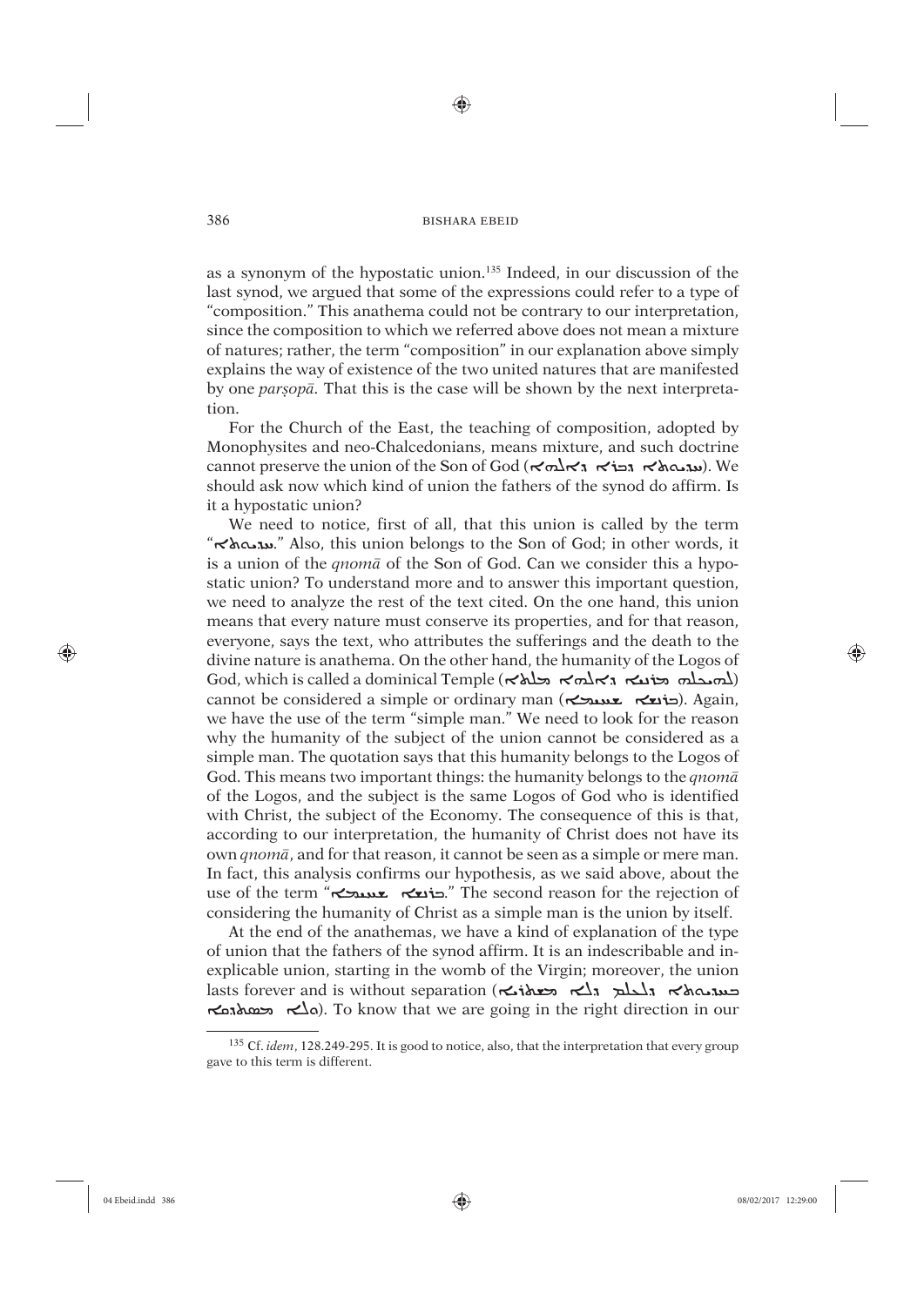as a synonym of the hypostatic union.[135] Indeed, in our discussion of the last synod, we argued that some of the expressions could refer to a type of "composition." This anathema could not be contrary to our interpretation, since the composition to which we referred above does not mean a mixture of natures; rather, the term "composition" in our explanation above simply explains the way of existence of the two united natures that are manifested by one *parṣopā*. That this is the case will be shown by the next interpretation.

For the Church of the East, the teaching of composition, adopted by Monophysites and neo-Chalcedonians, means mixture, and such doctrine cannot preserve the union of the Son of God (ܚܝܘܬܐ ܕܒܪܐ ܕܐܠܗܐ). We should ask now which kind of union the fathers of the synod do affirm. Is it a hypostatic union?

We need to notice, first of all, that this union is called by the term "ܚܝܘܬܐ." Also, this union belongs to the Son of God; in other words, it is a union of the *qnomā* of the Son of God. Can we consider this a hypostatic union? To understand more and to answer this important question, we need to analyze the rest of the text cited. On the one hand, this union means that every nature must conserve its properties, and for that reason, everyone, says the text, who attributes the sufferings and the death to the divine nature is anathema. On the other hand, the humanity of the Logos of God, which is called a dominical Temple (ܠܗܝܟܠܗ ܡܪܢܝܐ ܕܐܠܗܐ ܡܠܬܐ) cannot be considered a simple or ordinary man (ܒܪܢܫܐ ܦܫܝܛܐ). Again, we have the use of the term "simple man." We need to look for the reason why the humanity of the subject of the union cannot be considered as a simple man. The quotation says that this humanity belongs to the Logos of God. This means two important things: the humanity belongs to the *qnomā* of the Logos, and the subject is the same Logos of God who is identified with Christ, the subject of the Economy. The consequence of this is that, according to our interpretation, the humanity of Christ does not have its own *qnomā*, and for that reason, it cannot be seen as a simple or mere man. In fact, this analysis confirms our hypothesis, as we said above, about the use of the term "ܒܪܢܫܐ ܦܫܝܛܐ." The second reason for the rejection of considering the humanity of Christ as a simple man is the union by itself.

At the end of the anathemas, we have a kind of explanation of the type of union that the fathers of the synod affirm. It is an indescribable and inexplicable union, starting in the womb of the Virgin; moreover, the union lasts forever and is without separation (ܒܚܝܘܬܐ ܕܠܥܠܡ ܕܠܐ ܡܬܦܪܩܐ ܘܠܐ ܡܬܦܪܕܐ). To know that we are going in the right direction in our

[135] Cf. *idem*, 128.249-295. It is good to notice, also, that the interpretation that every group gave to this term is different.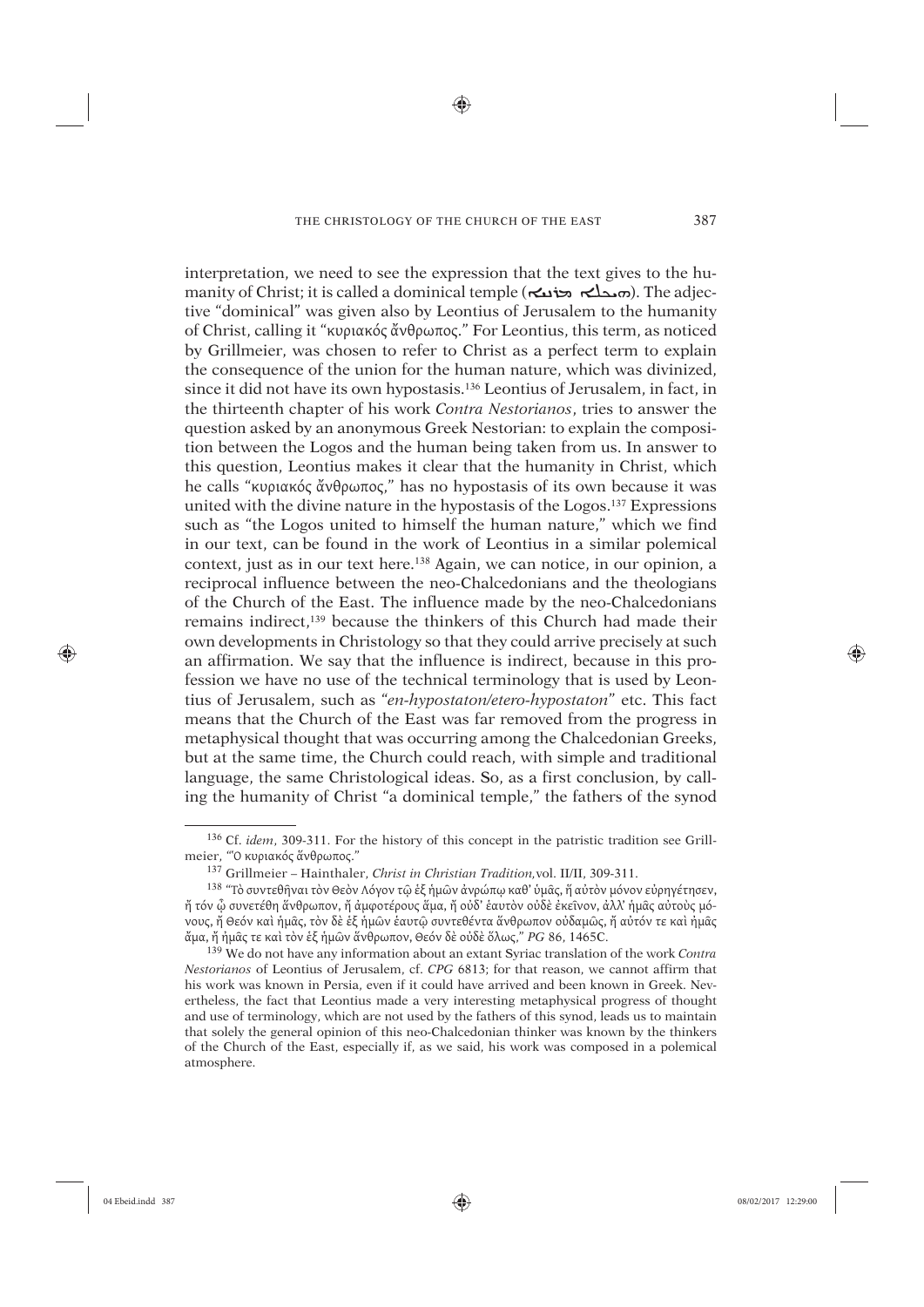interpretation, we need to see the expression that the text gives to the humanity of Christ; it is called a dominical temple (ܗܝܟܠܐ ܡܪܢܝܐ). The adjective "dominical" was given also by Leontius of Jerusalem to the humanity of Christ, calling it "κυριακός ἄνθρωπος." For Leontius, this term, as noticed by Grillmeier, was chosen to refer to Christ as a perfect term to explain the consequence of the union for the human nature, which was divinized, since it did not have its own hypostasis.[136] Leontius of Jerusalem, in fact, in the thirteenth chapter of his work *Contra Nestorianos*, tries to answer the question asked by an anonymous Greek Nestorian: to explain the composition between the Logos and the human being taken from us. In answer to this question, Leontius makes it clear that the humanity in Christ, which he calls "κυριακός ἄνθρωπος," has no hypostasis of its own because it was united with the divine nature in the hypostasis of the Logos.[137] Expressions such as "the Logos united to himself the human nature," which we find in our text, can be found in the work of Leontius in a similar polemical context, just as in our text here.[138] Again, we can notice, in our opinion, a reciprocal influence between the neo-Chalcedonians and the theologians of the Church of the East. The influence made by the neo-Chalcedonians remains indirect,[139] because the thinkers of this Church had made their own developments in Christology so that they could arrive precisely at such an affirmation. We say that the influence is indirect, because in this profession we have no use of the technical terminology that is used by Leontius of Jerusalem, such as "*en-hypostaton/etero-hypostaton*" etc. This fact means that the Church of the East was far removed from the progress in metaphysical thought that was occurring among the Chalcedonian Greeks, but at the same time, the Church could reach, with simple and traditional language, the same Christological ideas. So, as a first conclusion, by calling the humanity of Christ "a dominical temple," the fathers of the synod

---

[136] Cf. *idem*, 309-311. For the history of this concept in the patristic tradition see Grillmeier, "Ὁ κυριακός ἄνθρωπος."

[137] Grillmeier – Hainthaler, *Christ in Christian Tradition*, vol. II/II, 309-311.

[138] "Τὸ συντεθῆναι τὸν Θεὸν Λόγον τῷ ἐξ ἡμῶν ἀνρώπῳ καθ' ὑμᾶς, ἤ αὐτὸν μόνον εὐρηγέτησεν, ἤ τόν ᾧ συνετέθη ἄνθρωπον, ἤ ἀμφοτέρους ἅμα, ἤ οὐδ' ἑαυτὸν οὐδὲ ἐκεῖνον, ἀλλ' ἡμᾶς αὐτοὺς μόνους, ἤ Θεόν καὶ ἡμᾶς, τὸν δὲ ἐξ ἡμῶν ἑαυτῷ συντεθέντα ἄνθρωπον οὐδαμῶς, ἤ αὐτόν τε καὶ ἡμᾶς ἅμα, ἤ ἡμᾶς τε καὶ τὸν ἐξ ἡμῶν ἄνθρωπον, Θεόν δὲ οὐδὲ ὅλως," *PG* 86, 1465C.

[139] We do not have any information about an extant Syriac translation of the work *Contra Nestorianos* of Leontius of Jerusalem, cf. *CPG* 6813; for that reason, we cannot affirm that his work was known in Persia, even if it could have arrived and been known in Greek. Nevertheless, the fact that Leontius made a very interesting metaphysical progress of thought and use of terminology, which are not used by the fathers of this synod, leads us to maintain that solely the general opinion of this neo-Chalcedonian thinker was known by the thinkers of the Church of the East, especially if, as we said, his work was composed in a polemical atmosphere.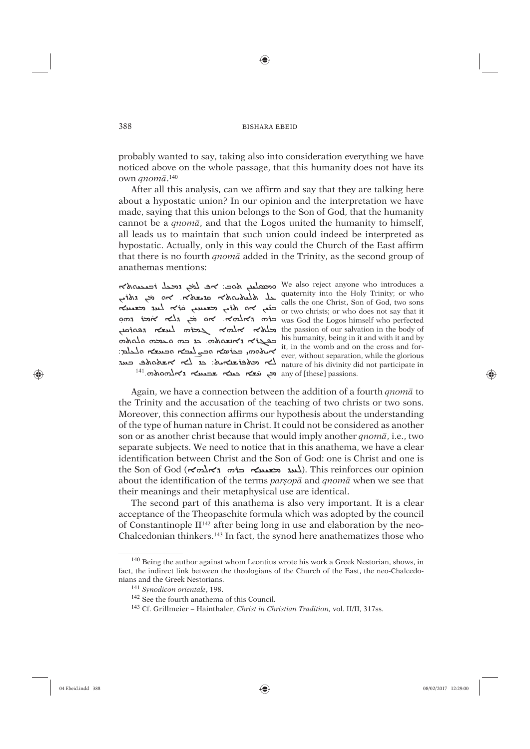probably wanted to say, taking also into consideration everything we have noticed above on the whole passage, that this humanity does not have its own *qnomā*.[140]

After all this analysis, can we affirm and say that they are talking here about a hypostatic union? In our opinion and the interpretation we have made, saying that this union belongs to the Son of God, that the humanity cannot be a *qnomā*, and that the Logos united the humanity to himself, all leads us to maintain that such union could indeed be interpreted as hypostatic. Actually, only in this way could the Church of the East affirm that there is no fourth *qnomā* added in the Trinity, as the second group of anathemas mentions:

| | |
|---|---|
| ܘܡܚܪܡܝܢ ܗܘܝܢ: ܐܦ ܠܟܠ ܕܡܥܠ ܪܒܝܥܝܘܬܐ ܥܠ ܬܠܝܬܝܘܬܐ ܩܕܝܫܬܐ. ܐܘ ܡܢ ܕܬܪܝܢ ܒܢܝܢ ܐܘ ܬܪܝܢ ܡܫܝܚܝܢ ܥܠ ܚܕ ܡܫܝܚܐ ܒܪܗ ܕܐܠܗܐ. ܐܘ ܡܢ ܕܠܐ ܐܡܪ ܕܗܘ ܫܡܠܝ ܐܠܗܐ ܒܦܓܪܗ ܠܚܫܐ ܕܦܘܪܩܢܢ ܕܒܪܢܫܘܬܗ. ܟܕ ܒܗ ܘܥܡܗ ܘܠܘܬܗ ܐܝܬܘܗܝ ܒܟܪܣܐ ܘܥܠ ܙܩܝܦܐ ܘܠܥܠܡ: ܠܐ ܡܬܦܪܫܐܝܬ: ܟܕ ܠܐ ܐܫܬܘܬܦ ܟܝܢܐ ܒܚܕ ܡܢ ܚܫܐ ܫܒܝܚܐ ܕܐܠܗܘܬܗ.[141] | We also reject anyone who introduces a quaternity into the Holy Trinity; or who calls the one Christ, Son of God, two sons or two christs; or who does not say that it was God the Logos himself who perfected the passion of our salvation in the body of his humanity, being in it and with it and by it, in the womb and on the cross and forever, without separation, while the glorious nature of his divinity did not participate in any of [these] passions. |

Again, we have a connection between the addition of a fourth *qnomā* to the Trinity and the accusation of the teaching of two christs or two sons. Moreover, this connection affirms our hypothesis about the understanding of the type of human nature in Christ. It could not be considered as another son or as another christ because that would imply another *qnomā*, i.e., two separate subjects. We need to notice that in this anathema, we have a clear identification between Christ and the Son of God: one is Christ and one is the Son of God (ܚܕ ܡܫܝܚܐ ܒܪܗ ܕܐܠܗܐ). This reinforces our opinion about the identification of the terms *parṣopā* and *qnomā* when we see that their meanings and their metaphysical use are identical.

The second part of this anathema is also very important. It is a clear acceptance of the Theopaschite formula which was adopted by the council of Constantinople II[142] after being long in use and elaboration by the neo-Chalcedonian thinkers.[143] In fact, the synod here anathematizes those who

---

[140] Being the author against whom Leontius wrote his work a Greek Nestorian, shows, in fact, the indirect link between the theologians of the Church of the East, the neo-Chalcedonians and the Greek Nestorians.

[141] *Synodicon orientale*, 198.

[142] See the fourth anathema of this Council.

[143] Cf. Grillmeier – Hainthaler, *Christ in Christian Tradition*, vol. II/II, 317ss.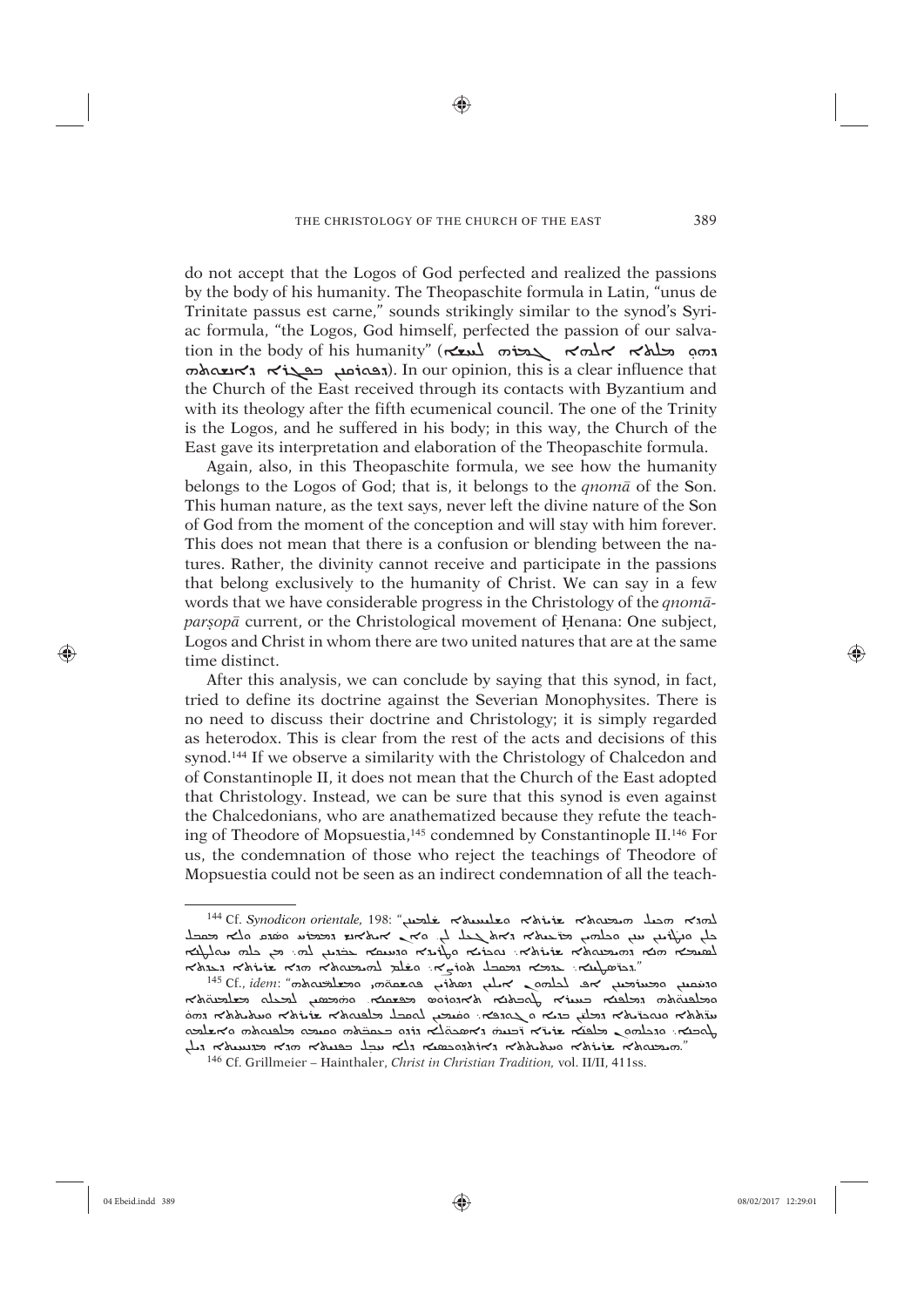do not accept that the Logos of God perfected and realized the passions by the body of his humanity. The Theopaschite formula in Latin, "unus de Trinitate passus est carne," sounds strikingly similar to the synod's Syriac formula, "the Logos, God himself, perfected the passion of our salvation in the body of his humanity" (ܕܗܘ ܡܠܬܐ ܐܠܗܐ ܓܡܪܗ ܠܚܫܐ ܕܦܘܪܩܢ ܒܦܓܪܐ ܕܐܢܫܘܬܗ). In our opinion, this is a clear influence that the Church of the East received through its contacts with Byzantium and with its theology after the fifth ecumenical council. The one of the Trinity is the Logos, and he suffered in his body; in this way, the Church of the East gave its interpretation and elaboration of the Theopaschite formula.

Again, also, in this Theopaschite formula, we see how the humanity belongs to the Logos of God; that is, it belongs to the *qnomā* of the Son. This human nature, as the text says, never left the divine nature of the Son of God from the moment of the conception and will stay with him forever. This does not mean that there is a confusion or blending between the natures. Rather, the divinity cannot receive and participate in the passions that belong exclusively to the humanity of Christ. We can say in a few words that we have considerable progress in the Christology of the *qnomā-parṣopā* current, or the Christological movement of Ḥenana: One subject, Logos and Christ in whom there are two united natures that are at the same time distinct.

After this analysis, we can conclude by saying that this synod, in fact, tried to define its doctrine against the Severian Monophysites. There is no need to discuss their doctrine and Christology; it is simply regarded as heterodox. This is clear from the rest of the acts and decisions of this synod.[144] If we observe a similarity with the Christology of Chalcedon and of Constantinople II, it does not mean that the Church of the East adopted that Christology. Instead, we can be sure that this synod is even against the Chalcedonians, who are anathematized because they refute the teaching of Theodore of Mopsuestia,[145] condemned by Constantinople II.[146] For us, the condemnation of those who reject the teachings of Theodore of Mopsuestia could not be seen as an indirect condemnation of all the teach-

---

[144] Cf. *Synodicon orientale,* 198: "ܠܗܕܐ ܗܝܡܢܘܬܐ ܬܪܝܨܬܐ ܘܫܠܝܚܝܬܐ ܫܠܝܚܝܢ ܟܠ ܕܡܫܪܪ ܚܕ ܡܢܗܘܢ ܡܢ ܕܪ̈ܫܐ ܕܐܬܟܬܒ ܠܗ. ܘܐܢ ܐܢܫ ܕܐܦܢ ܡܫܪܪ ܘܡܩܒܠ ܘܠܐ ܡܩܒܠ ܠܗܝܡܢܘܬܐ ܗܕܐ ܕܗܝܡܢܘܬܐ ܬܪܝܨܬܐ: ܢܗܘܐ ܚܪܡܐ ܘܦܪܝܫܐ ܡܢ ܟܠܗ̇ ܥܕܬܐ. ܡܢ ܟܠܗ ܟܢܘܫܬܐ ܕܟܪ̈ܣܛܝܢܐ: ܕܥܕܬܐ ܕܡܫܝܚܐ ܩܕܝܫܬܐ. ܘܫܠܡ ܠܗܝܡܢܘܬܐ ܗܕܐ ܬܪܝܨܬܐ ܕܟܪ̈ܣܛܝܢܐ."

[145] Cf., *idem*: "ܘܡܩܒܠܝܢ ܘܡܫܪܪܝܢ ܐܦ ܠܟܠܗܘܢ ܐܝܠܝܢ ܕܣܡܘ ܦܘܫܩ̈ܐ ܘܡܠܦܢܘܬܐ ܕܒܬܪ ܬܘܪܓܡܐ ܕܟܬܒ̈ܐ ܩܕܝܫ̈ܐ ܠܡܫܝܚܘܬܐ ܕܡܠܦܢܐ ܕܡܠܦܢ̈ܐ ܬܐܘܕܘܪܘܣ ܡܦܫܩܢܐ ܕܟܬܒ̈ܐ ܩܕܝܫ̈ܐ. ܘܗܢܐ ܕܡܣܪܒ ܠܡܠܦܢܘܬܗ ܘܠܦܘܫܩܗ ܢܗܘܐ ܚܪܡܐ ܡܢ ܟܠܗ̇ ܥܕܬܐ. ܘܕܠܐ ܡܩܒܠ ܗܢܐ ܬܪܝܨܘܬܐ ܕܗܝܡܢܘܬܐ ܘܠܐ ܚܫܒ ܕܡܫܝܚܐ ܗܘܐ ܐܝܟ ܬܪܝܨܘܬܐ ܕܗܝܡܢܘܬܐ."

[146] Cf. Grillmeier – Hainthaler, *Christ in Christian Tradition,* vol. II/II, 411ss.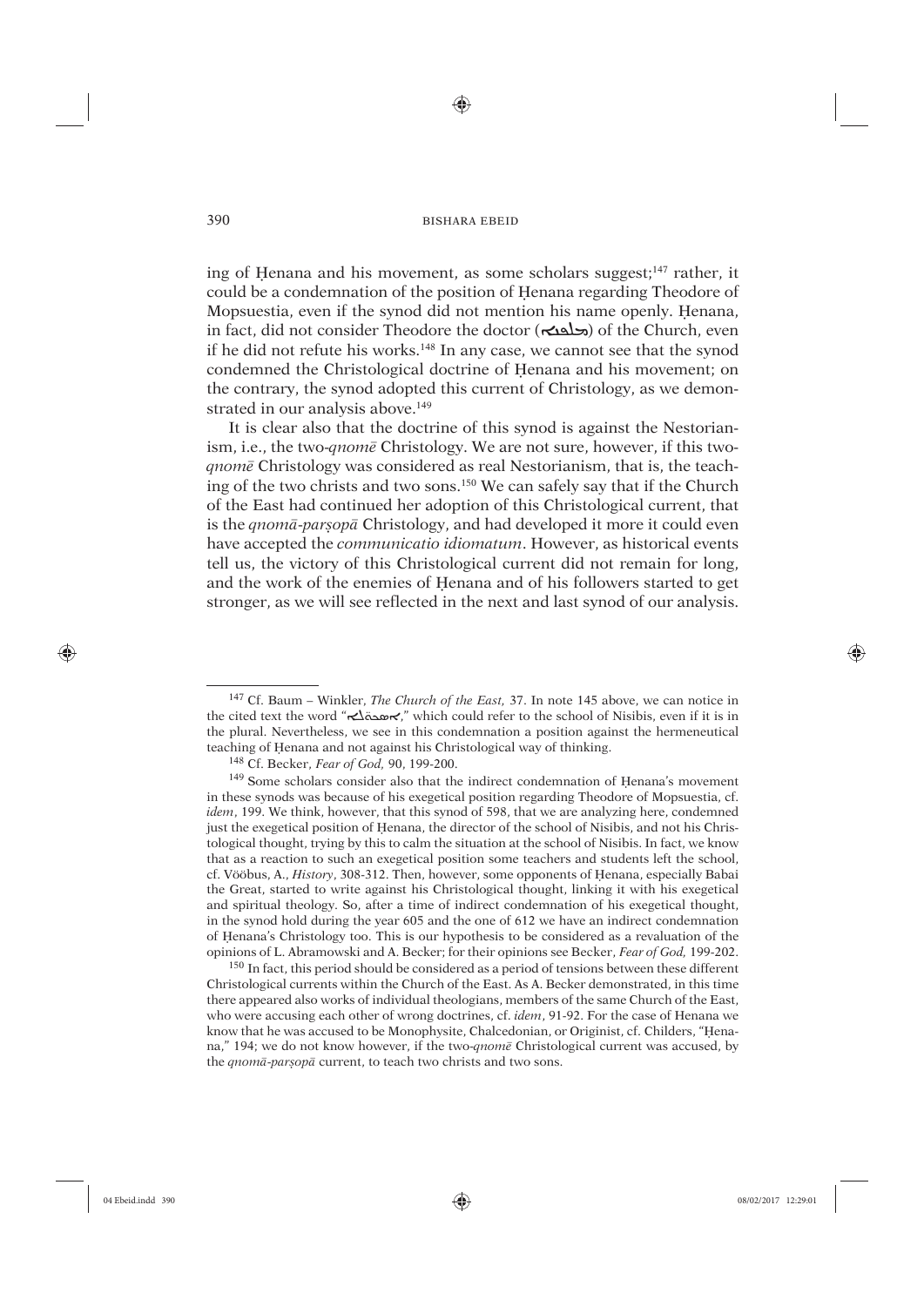ing of Ḥenana and his movement, as some scholars suggest;[147] rather, it could be a condemnation of the position of Ḥenana regarding Theodore of Mopsuestia, even if the synod did not mention his name openly. Ḥenana, in fact, did not consider Theodore the doctor (ܡܠܦܢܐ) of the Church, even if he did not refute his works.[148] In any case, we cannot see that the synod condemned the Christological doctrine of Ḥenana and his movement; on the contrary, the synod adopted this current of Christology, as we demonstrated in our analysis above.[149]

It is clear also that the doctrine of this synod is against the Nestorianism, i.e., the two-*qnomē* Christology. We are not sure, however, if this two-*qnomē* Christology was considered as real Nestorianism, that is, the teaching of the two christs and two sons.[150] We can safely say that if the Church of the East had continued her adoption of this Christological current, that is the *qnomā-parṣopā* Christology, and had developed it more it could even have accepted the *communicatio idiomatum*. However, as historical events tell us, the victory of this Christological current did not remain for long, and the work of the enemies of Ḥenana and of his followers started to get stronger, as we will see reflected in the next and last synod of our analysis.

---

[147] Cf. Baum – Winkler, *The Church of the East*, 37. In note 145 above, we can notice in the cited text the word "ܐܣܟܘܠܐ," which could refer to the school of Nisibis, even if it is in the plural. Nevertheless, we see in this condemnation a position against the hermeneutical teaching of Ḥenana and not against his Christological way of thinking.

[148] Cf. Becker, *Fear of God*, 90, 199-200.

[149] Some scholars consider also that the indirect condemnation of Ḥenana's movement in these synods was because of his exegetical position regarding Theodore of Mopsuestia, cf. *idem*, 199. We think, however, that this synod of 598, that we are analyzing here, condemned just the exegetical position of Ḥenana, the director of the school of Nisibis, and not his Christological thought, trying by this to calm the situation at the school of Nisibis. In fact, we know that as a reaction to such an exegetical position some teachers and students left the school, cf. Vööbus, A., *History*, 308-312. Then, however, some opponents of Ḥenana, especially Babai the Great, started to write against his Christological thought, linking it with his exegetical and spiritual theology. So, after a time of indirect condemnation of his exegetical thought, in the synod hold during the year 605 and the one of 612 we have an indirect condemnation of Ḥenana's Christology too. This is our hypothesis to be considered as a revaluation of the opinions of L. Abramowski and A. Becker; for their opinions see Becker, *Fear of God*, 199-202.

[150] In fact, this period should be considered as a period of tensions between these different Christological currents within the Church of the East. As A. Becker demonstrated, in this time there appeared also works of individual theologians, members of the same Church of the East, who were accusing each other of wrong doctrines, cf. *idem*, 91-92. For the case of Henana we know that he was accused to be Monophysite, Chalcedonian, or Originist, cf. Childers, "Ḥenana," 194; we do not know however, if the two-*qnomē* Christological current was accused, by the *qnomā-parṣopā* current, to teach two christs and two sons.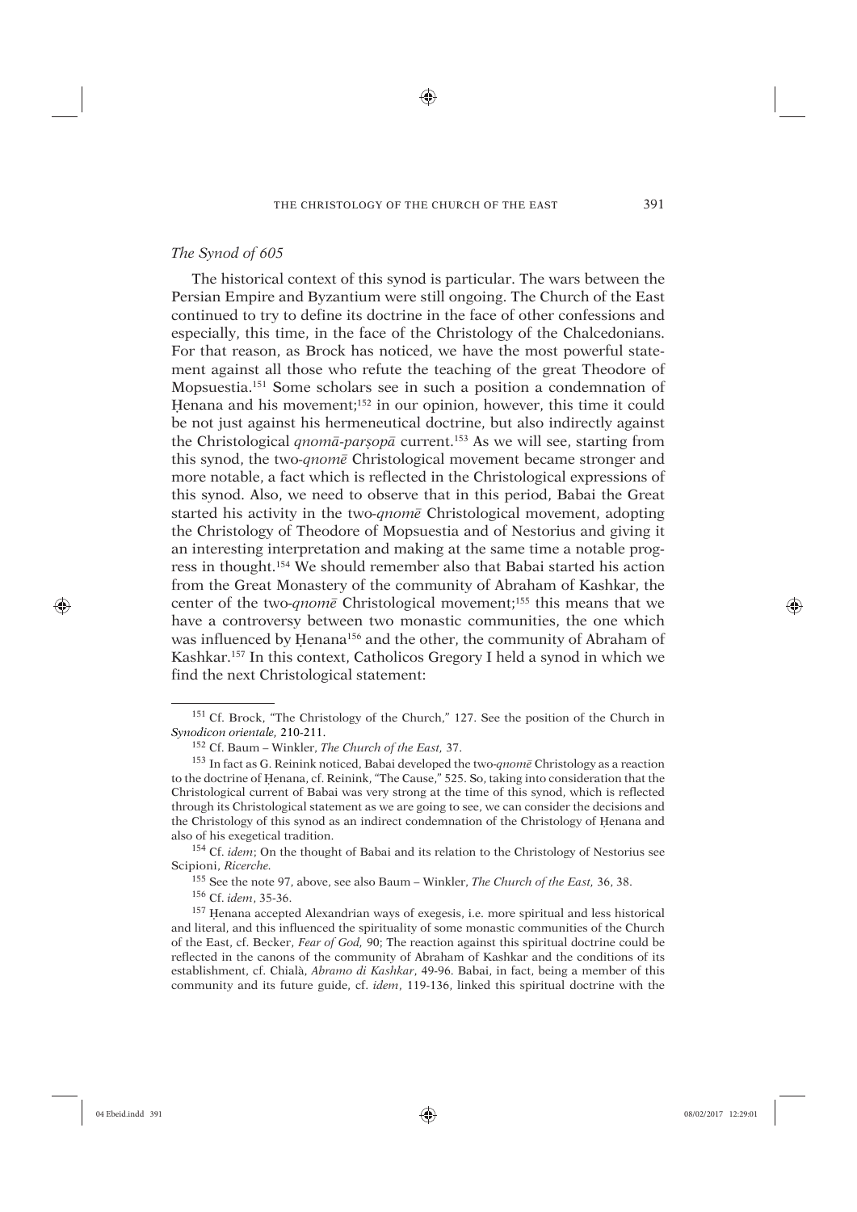*The Synod of 605*

The historical context of this synod is particular. The wars between the Persian Empire and Byzantium were still ongoing. The Church of the East continued to try to define its doctrine in the face of other confessions and especially, this time, in the face of the Christology of the Chalcedonians. For that reason, as Brock has noticed, we have the most powerful statement against all those who refute the teaching of the great Theodore of Mopsuestia.[151] Some scholars see in such a position a condemnation of Ḥenana and his movement;[152] in our opinion, however, this time it could be not just against his hermeneutical doctrine, but also indirectly against the Christological *qnomā-parṣopā* current.[153] As we will see, starting from this synod, the two-*qnomē* Christological movement became stronger and more notable, a fact which is reflected in the Christological expressions of this synod. Also, we need to observe that in this period, Babai the Great started his activity in the two-*qnomē* Christological movement, adopting the Christology of Theodore of Mopsuestia and of Nestorius and giving it an interesting interpretation and making at the same time a notable progress in thought.[154] We should remember also that Babai started his action from the Great Monastery of the community of Abraham of Kashkar, the center of the two-*qnomē* Christological movement;[155] this means that we have a controversy between two monastic communities, the one which was influenced by Ḥenana[156] and the other, the community of Abraham of Kashkar.[157] In this context, Catholicos Gregory I held a synod in which we find the next Christological statement:

---

[151] Cf. Brock, "The Christology of the Church," 127. See the position of the Church in *Synodicon orientale*, 210-211.

[152] Cf. Baum – Winkler, *The Church of the East*, 37.

[153] In fact as G. Reinink noticed, Babai developed the two-*qnomē* Christology as a reaction to the doctrine of Ḥenana, cf. Reinink, "The Cause," 525. So, taking into consideration that the Christological current of Babai was very strong at the time of this synod, which is reflected through its Christological statement as we are going to see, we can consider the decisions and the Christology of this synod as an indirect condemnation of the Christology of Ḥenana and also of his exegetical tradition.

[154] Cf. *idem*; On the thought of Babai and its relation to the Christology of Nestorius see Scipioni, *Ricerche*.

[155] See the note 97, above, see also Baum – Winkler, *The Church of the East*, 36, 38.

[156] Cf. *idem*, 35-36.

[157] Ḥenana accepted Alexandrian ways of exegesis, i.e. more spiritual and less historical and literal, and this influenced the spirituality of some monastic communities of the Church of the East, cf. Becker, *Fear of God*, 90; The reaction against this spiritual doctrine could be reflected in the canons of the community of Abraham of Kashkar and the conditions of its establishment, cf. Chialà, *Abramo di Kashkar*, 49-96. Babai, in fact, being a member of this community and its future guide, cf. *idem*, 119-136, linked this spiritual doctrine with the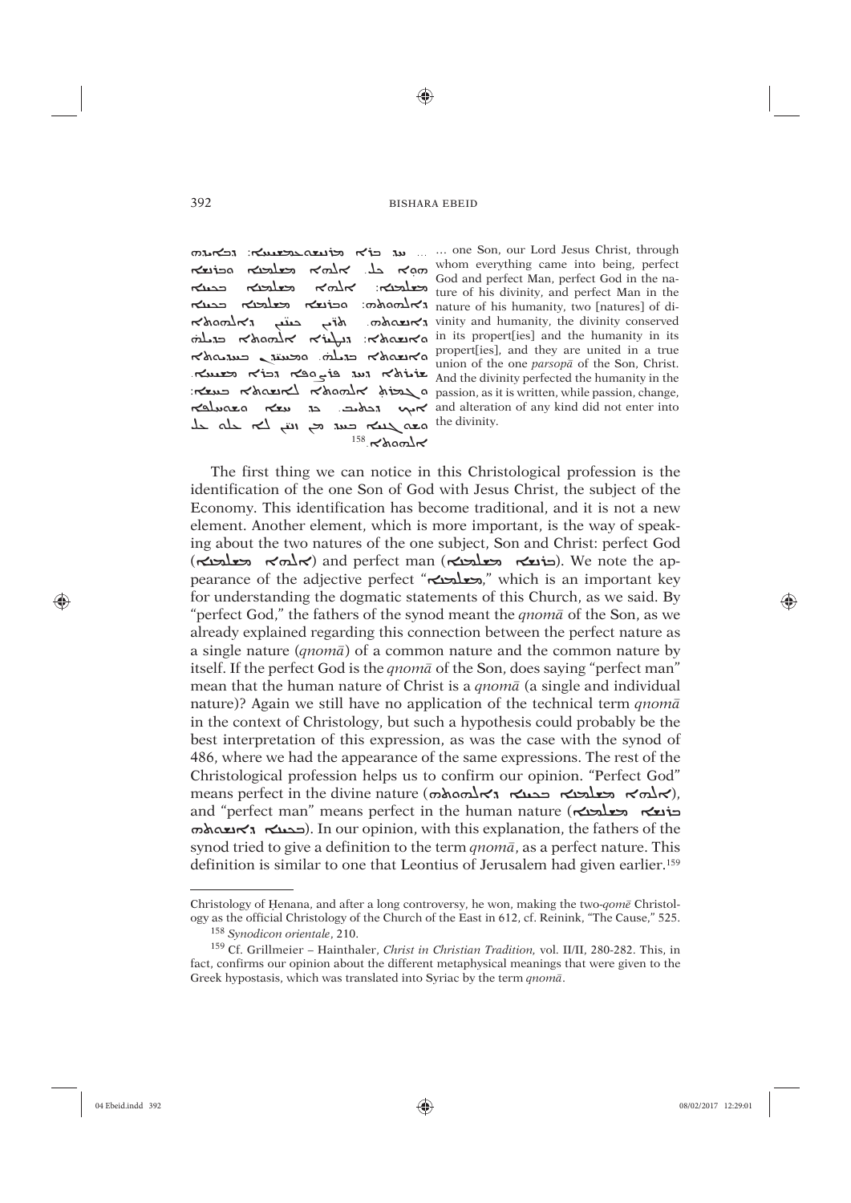... ܚܕ ܒܪܐ ܡܪܢ ܝܫܘܥ ܡܫܝܚܐ: ܕܒܐܝܕܗ
ܗܘܐ ܟܠ. ܐܠܗܐ ܡܫܠܡܢܐ ܘܒܪܢܫܐ
ܡܫܠܡܢܐ: ܐܠܗܐ ܡܫܠܡܢܐ ܒܟܝܢܐ
ܕܐܠܗܘܬܗ: ܘܒܪܢܫܐ ܡܫܠܡܢܐ ܒܟܝܢܐ
ܕܐܢܫܘܬܗ. ܬܪܝܢ ܟܝܢܝܢ ܕܐܠܗܘܬܐ
ܘܐܢܫܘܬܐ: ܕܢܛܝܪܐ ܐܠܗܘܬܐ ܒܕܝܠܗ̈
ܘܐܢܫܘܬܐ ܒܕܝܠܗ̈. ܘܚܝܕܝܢ ܒܚܝܕܝܘܬܐ
ܫܪܝܪܬܐ ܕܚܕ ܦܪܨܘܦܐ ܕܒܪܐ ܡܫܝܚܐ.
ܘܓܡܪܬ ܐܠܗܘܬܐ ܠܐܢܫܘܬܐ ܒܚܫܐ:
ܐܝܟ ܕܟܬܝܒ. ܟܕ ܚܫܐ ܘܫܘܚܠܦܐ
ܘܫܘܢܝܐ ܒܚܕ ܡܢ ܐܦܝ̈ ܠܐ ܥܠܗ ܥܠ
ܐܠܗܘܬܐ.[158]

... one Son, our Lord Jesus Christ, through whom everything came into being, perfect God and perfect Man, perfect God in the nature of his divinity, and perfect Man in the nature of his humanity, two [natures] of divinity and humanity, the divinity conserved in its propert[ies] and the humanity in its propert[ies], and they are united in a true union of the one *parsopā* of the Son, Christ. And the divinity perfected the humanity in the passion, as it is written, while passion, change, and alteration of any kind did not enter into the divinity.

The first thing we can notice in this Christological profession is the identification of the one Son of God with Jesus Christ, the subject of the Economy. This identification has become traditional, and it is not a new element. Another element, which is more important, is the way of speaking about the two natures of the one subject, Son and Christ: perfect God (ܐܠܗܐ ܡܫܠܡܢܐ) and perfect man (ܒܪܢܫܐ ܡܫܠܡܢܐ). We note the appearance of the adjective perfect "ܡܫܠܡܢܐ," which is an important key for understanding the dogmatic statements of this Church, as we said. By "perfect God," the fathers of the synod meant the *qnomā* of the Son, as we already explained regarding this connection between the perfect nature as a single nature (*qnomā*) of a common nature and the common nature by itself. If the perfect God is the *qnomā* of the Son, does saying "perfect man" mean that the human nature of Christ is a *qnomā* (a single and individual nature)? Again we still have no application of the technical term *qnomā* in the context of Christology, but such a hypothesis could probably be the best interpretation of this expression, as was the case with the synod of 486, where we had the appearance of the same expressions. The rest of the Christological profession helps us to confirm our opinion. "Perfect God" means perfect in the divine nature (ܐܠܗܐ ܡܫܠܡܢܐ ܒܟܝܢܐ ܕܐܠܗܘܬܗ), and "perfect man" means perfect in the human nature (ܒܪܢܫܐ ܡܫܠܡܢܐ ܒܟܝܢܐ ܕܐܢܫܘܬܗ). In our opinion, with this explanation, the fathers of the synod tried to give a definition to the term *qnomā*, as a perfect nature. This definition is similar to one that Leontius of Jerusalem had given earlier.[159]

---

Christology of Ḥenana, and after a long controversy, he won, making the two-*qomē* Christology as the official Christology of the Church of the East in 612, cf. Reinink, "The Cause," 525.

[158] *Synodicon orientale*, 210.

[159] Cf. Grillmeier – Hainthaler, *Christ in Christian Tradition,* vol. II/II, 280-282. This, in fact, confirms our opinion about the different metaphysical meanings that were given to the Greek hypostasis, which was translated into Syriac by the term *qnomā*.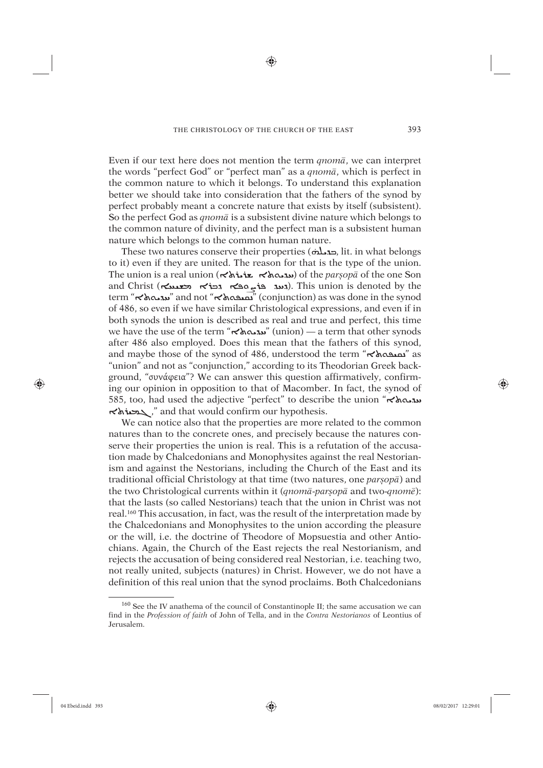Even if our text here does not mention the term *qnomā*, we can interpret the words "perfect God" or "perfect man" as a *qnomā*, which is perfect in the common nature to which it belongs. To understand this explanation better we should take into consideration that the fathers of the synod by perfect probably meant a concrete nature that exists by itself (subsistent). So the perfect God as *qnomā* is a subsistent divine nature which belongs to the common nature of divinity, and the perfect man is a subsistent human nature which belongs to the common human nature.

These two natures conserve their properties (ܕܝܠܗ, lit. in what belongs to it) even if they are united. The reason for that is the type of the union. The union is a real union (ܚܝܕܘܬܐ ܫܪܝܪܬܐ) of the *parṣopā* of the one Son and Christ (ܚܕ ܦܪܨܘܦܐ ܕܒܪܐ ܡܫܝܚܐ). This union is denoted by the term "ܚܝܕܘܬܐ" and not "ܢܩܝܦܘܬܐ" (conjunction) as was done in the synod of 486, so even if we have similar Christological expressions, and even if in both synods the union is described as real and true and perfect, this time we have the use of the term "ܚܝܕܘܬܐ" (union) — a term that other synods after 486 also employed. Does this mean that the fathers of this synod, and maybe those of the synod of 486, understood the term "ܢܩܝܦܘܬܐ" as "union" and not as "conjunction," according to its Theodorian Greek background, "συνάφεια"? We can answer this question affirmatively, confirming our opinion in opposition to that of Macomber. In fact, the synod of 585, too, had used the adjective "perfect" to describe the union "ܚܝܕܘܬܐ ܓܡܝܪܬܐ," and that would confirm our hypothesis.

We can notice also that the properties are more related to the common natures than to the concrete ones, and precisely because the natures conserve their properties the union is real. This is a refutation of the accusation made by Chalcedonians and Monophysites against the real Nestorianism and against the Nestorians, including the Church of the East and its traditional official Christology at that time (two natures, one *parṣopā*) and the two Christological currents within it (*qnomā-parṣopā* and two-*qnomē*): that the lasts (so called Nestorians) teach that the union in Christ was not real.[160] This accusation, in fact, was the result of the interpretation made by the Chalcedonians and Monophysites to the union according the pleasure or the will, i.e. the doctrine of Theodore of Mopsuestia and other Antiochians. Again, the Church of the East rejects the real Nestorianism, and rejects the accusation of being considered real Nestorian, i.e. teaching two, not really united, subjects (natures) in Christ. However, we do not have a definition of this real union that the synod proclaims. Both Chalcedonians

---

[160] See the IV anathema of the council of Constantinople II; the same accusation we can find in the *Profession of faith* of John of Tella, and in the *Contra Nestorianos* of Leontius of Jerusalem.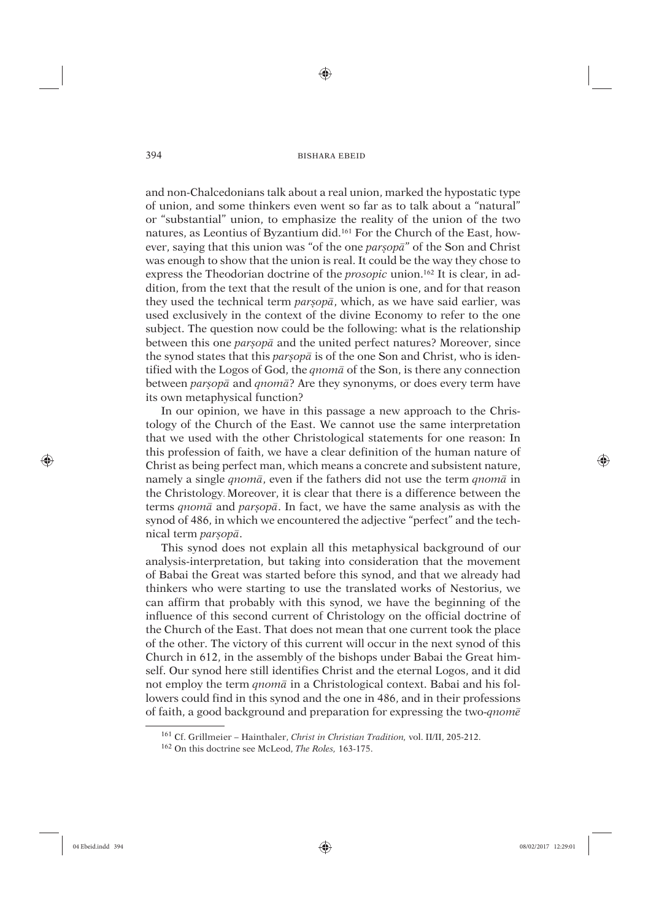and non-Chalcedonians talk about a real union, marked the hypostatic type of union, and some thinkers even went so far as to talk about a "natural" or "substantial" union, to emphasize the reality of the union of the two natures, as Leontius of Byzantium did.[161] For the Church of the East, however, saying that this union was "of the one *parṣopā*" of the Son and Christ was enough to show that the union is real. It could be the way they chose to express the Theodorian doctrine of the *prosopic* union.[162] It is clear, in addition, from the text that the result of the union is one, and for that reason they used the technical term *parṣopā*, which, as we have said earlier, was used exclusively in the context of the divine Economy to refer to the one subject. The question now could be the following: what is the relationship between this one *parṣopā* and the united perfect natures? Moreover, since the synod states that this *parṣopā* is of the one Son and Christ, who is identified with the Logos of God, the *qnomā* of the Son, is there any connection between *parṣopā* and *qnomā*? Are they synonyms, or does every term have its own metaphysical function?

In our opinion, we have in this passage a new approach to the Christology of the Church of the East. We cannot use the same interpretation that we used with the other Christological statements for one reason: In this profession of faith, we have a clear definition of the human nature of Christ as being perfect man, which means a concrete and subsistent nature, namely a single *qnomā*, even if the fathers did not use the term *qnomā* in the Christology. Moreover, it is clear that there is a difference between the terms *qnomā* and *parṣopā*. In fact, we have the same analysis as with the synod of 486, in which we encountered the adjective "perfect" and the technical term *parṣopā*.

This synod does not explain all this metaphysical background of our analysis-interpretation, but taking into consideration that the movement of Babai the Great was started before this synod, and that we already had thinkers who were starting to use the translated works of Nestorius, we can affirm that probably with this synod, we have the beginning of the influence of this second current of Christology on the official doctrine of the Church of the East. That does not mean that one current took the place of the other. The victory of this current will occur in the next synod of this Church in 612, in the assembly of the bishops under Babai the Great himself. Our synod here still identifies Christ and the eternal Logos, and it did not employ the term *qnomā* in a Christological context. Babai and his followers could find in this synod and the one in 486, and in their professions of faith, a good background and preparation for expressing the two-*qnomē*

---

[161] Cf. Grillmeier – Hainthaler, *Christ in Christian Tradition,* vol. II/II, 205-212.

[162] On this doctrine see McLeod, *The Roles,* 163-175.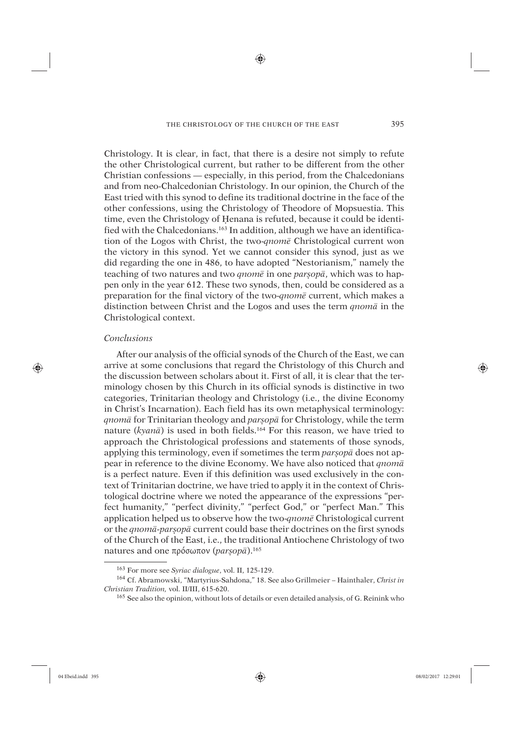Christology. It is clear, in fact, that there is a desire not simply to refute the other Christological current, but rather to be different from the other Christian confessions — especially, in this period, from the Chalcedonians and from neo-Chalcedonian Christology. In our opinion, the Church of the East tried with this synod to define its traditional doctrine in the face of the other confessions, using the Christology of Theodore of Mopsuestia. This time, even the Christology of Ḥenana is refuted, because it could be identified with the Chalcedonians.[163] In addition, although we have an identification of the Logos with Christ, the two-*qnomē* Christological current won the victory in this synod. Yet we cannot consider this synod, just as we did regarding the one in 486, to have adopted "Nestorianism," namely the teaching of two natures and two *qnomē* in one *parṣopā*, which was to happen only in the year 612. These two synods, then, could be considered as a preparation for the final victory of the two-*qnomē* current, which makes a distinction between Christ and the Logos and uses the term *qnomā* in the Christological context.

### *Conclusions*

After our analysis of the official synods of the Church of the East, we can arrive at some conclusions that regard the Christology of this Church and the discussion between scholars about it. First of all, it is clear that the terminology chosen by this Church in its official synods is distinctive in two categories, Trinitarian theology and Christology (i.e., the divine Economy in Christ's Incarnation). Each field has its own metaphysical terminology: *qnomā* for Trinitarian theology and *parṣopā* for Christology, while the term nature (*kyanā*) is used in both fields.[164] For this reason, we have tried to approach the Christological professions and statements of those synods, applying this terminology, even if sometimes the term *parṣopā* does not appear in reference to the divine Economy. We have also noticed that *qnomā* is a perfect nature. Even if this definition was used exclusively in the context of Trinitarian doctrine, we have tried to apply it in the context of Christological doctrine where we noted the appearance of the expressions "perfect humanity," "perfect divinity," "perfect God," or "perfect Man." This application helped us to observe how the two-*qnomē* Christological current or the *qnomā-parṣopā* current could base their doctrines on the first synods of the Church of the East, i.e., the traditional Antiochene Christology of two natures and one πρόσωπον (*parṣopā*).[165]

---

[163] For more see *Syriac dialogue*, vol. II, 125-129.

[164] Cf. Abramowski, "Martyrius-Sahdona," 18. See also Grillmeier – Hainthaler, *Christ in Christian Tradition,* vol. II/III, 615-620.

[165] See also the opinion, without lots of details or even detailed analysis, of G. Reinink who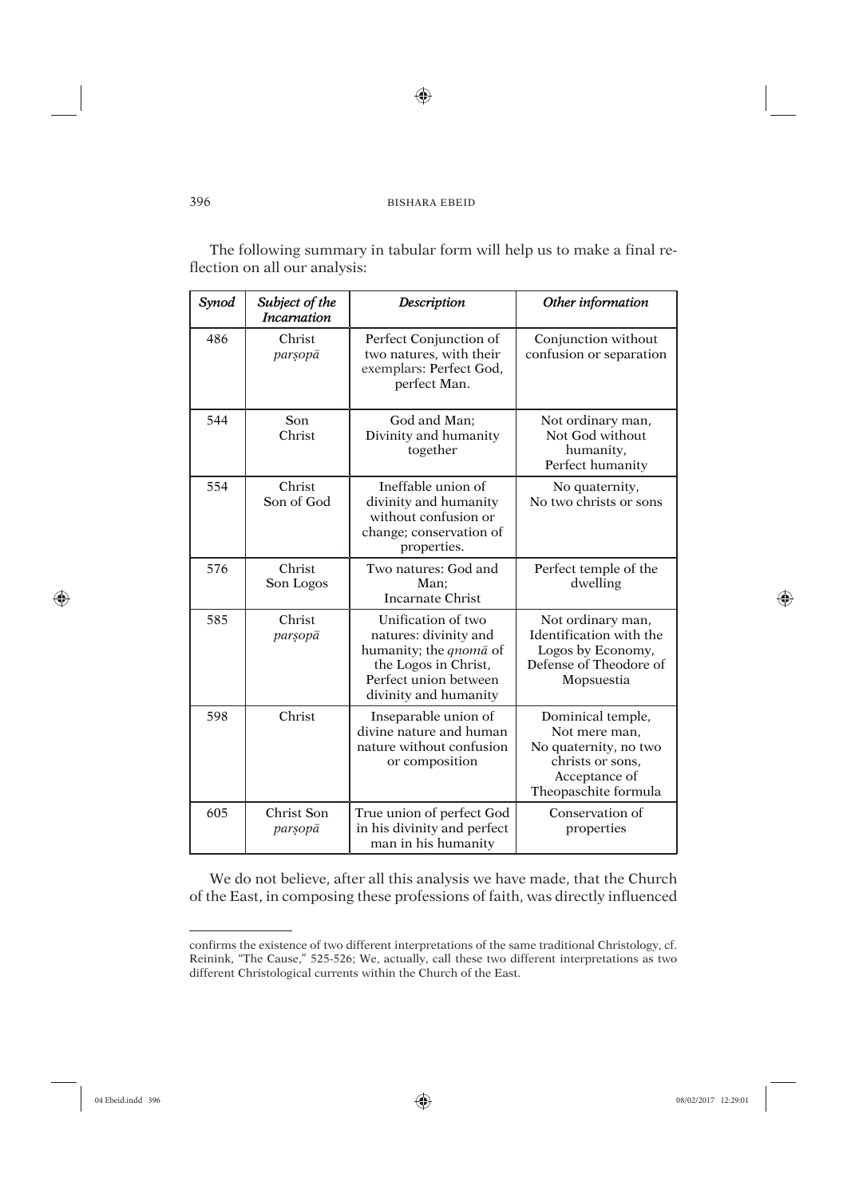The following summary in tabular form will help us to make a final reflection on all our analysis:

| *Synod* | *Subject of the Incarnation* | *Description* | *Other information* |
|---|---|---|---|
| 486 | Christ *parṣopā* | Perfect Conjunction of two natures, with their exemplars: Perfect God, perfect Man. | Conjunction without confusion or separation |
| 544 | Son Christ | God and Man; Divinity and humanity together | Not ordinary man, Not God without humanity, Perfect humanity |
| 554 | Christ Son of God | Ineffable union of divinity and humanity without confusion or change; conservation of properties. | No quaternity, No two christs or sons |
| 576 | Christ Son Logos | Two natures: God and Man; Incarnate Christ | Perfect temple of the dwelling |
| 585 | Christ *parṣopā* | Unification of two natures: divinity and humanity; the *qnomā* of the Logos in Christ, Perfect union between divinity and humanity | Not ordinary man, Identification with the Logos by Economy, Defense of Theodore of Mopsuestia |
| 598 | Christ | Inseparable union of divine nature and human nature without confusion or composition | Dominical temple, Not mere man, No quaternity, no two christs or sons, Acceptance of Theopaschite formula |
| 605 | Christ Son *parṣopā* | True union of perfect God in his divinity and perfect man in his humanity | Conservation of properties |

We do not believe, after all this analysis we have made, that the Church of the East, in composing these professions of faith, was directly influenced

---

confirms the existence of two different interpretations of the same traditional Christology, cf. Reinink, "The Cause," 525-526; We, actually, call these two different interpretations as two different Christological currents within the Church of the East.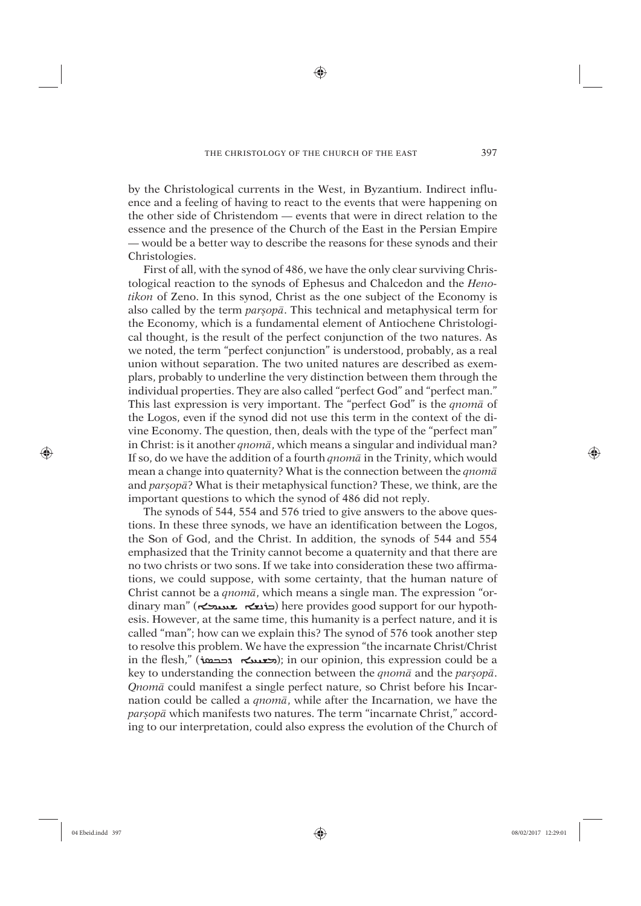by the Christological currents in the West, in Byzantium. Indirect influence and a feeling of having to react to the events that were happening on the other side of Christendom — events that were in direct relation to the essence and the presence of the Church of the East in the Persian Empire — would be a better way to describe the reasons for these synods and their Christologies.

First of all, with the synod of 486, we have the only clear surviving Christological reaction to the synods of Ephesus and Chalcedon and the *Henotikon* of Zeno. In this synod, Christ as the one subject of the Economy is also called by the term *parṣopā*. This technical and metaphysical term for the Economy, which is a fundamental element of Antiochene Christological thought, is the result of the perfect conjunction of the two natures. As we noted, the term "perfect conjunction" is understood, probably, as a real union without separation. The two united natures are described as exemplars, probably to underline the very distinction between them through the individual properties. They are also called "perfect God" and "perfect man." This last expression is very important. The "perfect God" is the *qnomā* of the Logos, even if the synod did not use this term in the context of the divine Economy. The question, then, deals with the type of the "perfect man" in Christ: is it another *qnomā*, which means a singular and individual man? If so, do we have the addition of a fourth *qnomā* in the Trinity, which would mean a change into quaternity? What is the connection between the *qnomā* and *parṣopā*? What is their metaphysical function? These, we think, are the important questions to which the synod of 486 did not reply.

The synods of 544, 554 and 576 tried to give answers to the above questions. In these three synods, we have an identification between the Logos, the Son of God, and the Christ. In addition, the synods of 544 and 554 emphasized that the Trinity cannot become a quaternity and that there are no two christs or two sons. If we take into consideration these two affirmations, we could suppose, with some certainty, that the human nature of Christ cannot be a *qnomā*, which means a single man. The expression "ordinary man" (ܒܪܢܫܐ ܥܡܝܐ) here provides good support for our hypothesis. However, at the same time, this humanity is a perfect nature, and it is called "man"; how can we explain this? The synod of 576 took another step to resolve this problem. We have the expression "the incarnate Christ/Christ in the flesh," (ܡܫܝܚܐ ܕܒܒܣܪ); in our opinion, this expression could be a key to understanding the connection between the *qnomā* and the *parṣopā*. *Qnomā* could manifest a single perfect nature, so Christ before his Incarnation could be called a *qnomā*, while after the Incarnation, we have the *parṣopā* which manifests two natures. The term "incarnate Christ," according to our interpretation, could also express the evolution of the Church of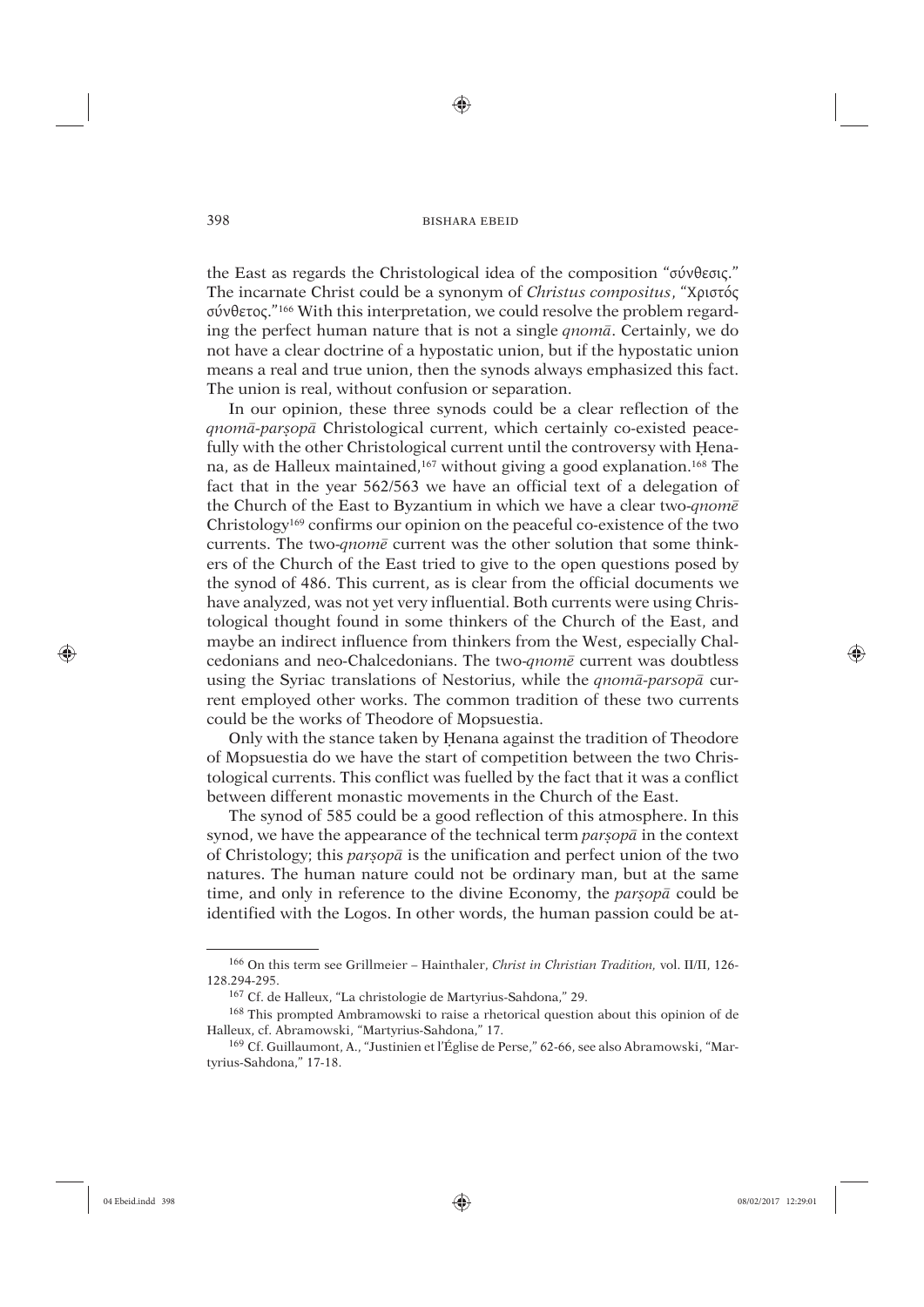the East as regards the Christological idea of the composition "σύνθεσις." The incarnate Christ could be a synonym of *Christus compositus*, "Χριστός σύνθετος."[166] With this interpretation, we could resolve the problem regarding the perfect human nature that is not a single *qnomā*. Certainly, we do not have a clear doctrine of a hypostatic union, but if the hypostatic union means a real and true union, then the synods always emphasized this fact. The union is real, without confusion or separation.

In our opinion, these three synods could be a clear reflection of the *qnomā-parṣopā* Christological current, which certainly co-existed peacefully with the other Christological current until the controversy with Ḥenana, as de Halleux maintained,[167] without giving a good explanation.[168] The fact that in the year 562/563 we have an official text of a delegation of the Church of the East to Byzantium in which we have a clear two-*qnomē* Christology[169] confirms our opinion on the peaceful co-existence of the two currents. The two-*qnomē* current was the other solution that some thinkers of the Church of the East tried to give to the open questions posed by the synod of 486. This current, as is clear from the official documents we have analyzed, was not yet very influential. Both currents were using Christological thought found in some thinkers of the Church of the East, and maybe an indirect influence from thinkers from the West, especially Chalcedonians and neo-Chalcedonians. The two-*qnomē* current was doubtless using the Syriac translations of Nestorius, while the *qnomā-parsopā* current employed other works. The common tradition of these two currents could be the works of Theodore of Mopsuestia.

Only with the stance taken by Ḥenana against the tradition of Theodore of Mopsuestia do we have the start of competition between the two Christological currents. This conflict was fuelled by the fact that it was a conflict between different monastic movements in the Church of the East.

The synod of 585 could be a good reflection of this atmosphere. In this synod, we have the appearance of the technical term *parṣopā* in the context of Christology; this *parṣopā* is the unification and perfect union of the two natures. The human nature could not be ordinary man, but at the same time, and only in reference to the divine Economy, the *parṣopā* could be identified with the Logos. In other words, the human passion could be at-

---

[166] On this term see Grillmeier – Hainthaler, *Christ in Christian Tradition*, vol. II/II, 126-128.294-295.

[167] Cf. de Halleux, "La christologie de Martyrius-Sahdona," 29.

[168] This prompted Ambramowski to raise a rhetorical question about this opinion of de Halleux, cf. Abramowski, "Martyrius-Sahdona," 17.

[169] Cf. Guillaumont, A., "Justinien et l'Église de Perse," 62-66, see also Abramowski, "Martyrius-Sahdona," 17-18.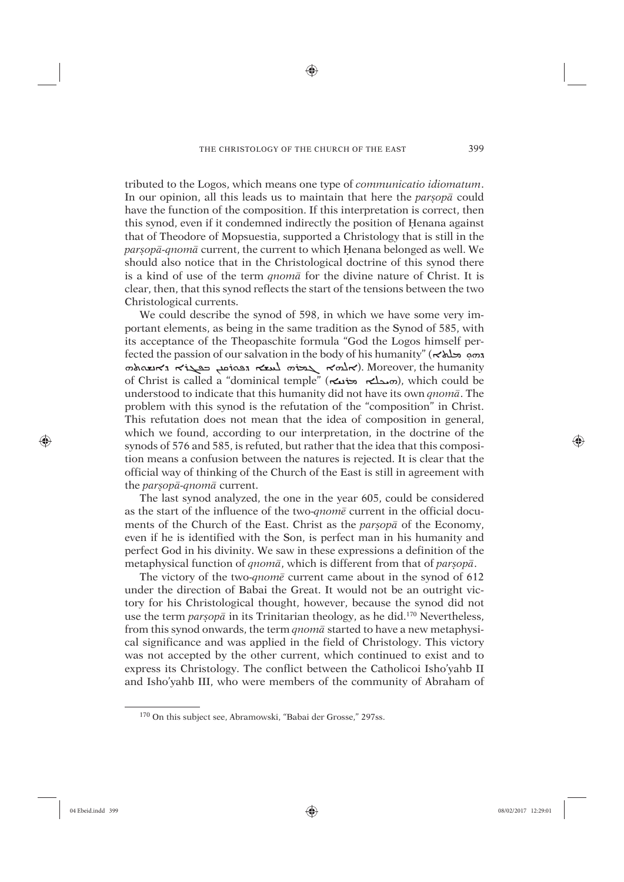tributed to the Logos, which means one type of *communicatio idiomatum*. In our opinion, all this leads us to maintain that here the *parṣopā* could have the function of the composition. If this interpretation is correct, then this synod, even if it condemned indirectly the position of Ḥenana against that of Theodore of Mopsuestia, supported a Christology that is still in the *parṣopā-qnomā* current, the current to which Ḥenana belonged as well. We should also notice that in the Christological doctrine of this synod there is a kind of use of the term *qnomā* for the divine nature of Christ. It is clear, then, that this synod reflects the start of the tensions between the two Christological currents.

We could describe the synod of 598, in which we have some very important elements, as being in the same tradition as the Synod of 585, with its acceptance of the Theopaschite formula "God the Logos himself perfected the passion of our salvation in the body of his humanity" (ܗܘ ܡܠܬܐ ܐܠܗܐ ܓܡܪ ܚܫܐ ܕܦܘܪܩܢܢ ܒܦܓܪܐ ܕܐܢܫܘܬܗ). Moreover, the humanity of Christ is called a "dominical temple" (ܗܝܟܠܐ ܡܪܝܢܝܐ), which could be understood to indicate that this humanity did not have its own *qnomā*. The problem with this synod is the refutation of the "composition" in Christ. This refutation does not mean that the idea of composition in general, which we found, according to our interpretation, in the doctrine of the synods of 576 and 585, is refuted, but rather that the idea that this composition means a confusion between the natures is rejected. It is clear that the official way of thinking of the Church of the East is still in agreement with the *parṣopā-qnomā* current.

The last synod analyzed, the one in the year 605, could be considered as the start of the influence of the two-*qnomē* current in the official documents of the Church of the East. Christ as the *parṣopā* of the Economy, even if he is identified with the Son, is perfect man in his humanity and perfect God in his divinity. We saw in these expressions a definition of the metaphysical function of *qnomā*, which is different from that of *parṣopā*.

The victory of the two-*qnomē* current came about in the synod of 612 under the direction of Babai the Great. It would not be an outright victory for his Christological thought, however, because the synod did not use the term *parṣopā* in its Trinitarian theology, as he did.[170] Nevertheless, from this synod onwards, the term *qnomā* started to have a new metaphysical significance and was applied in the field of Christology. This victory was not accepted by the other current, which continued to exist and to express its Christology. The conflict between the Catholicoi Isho'yahb II and Isho'yahb III, who were members of the community of Abraham of

[170] On this subject see, Abramowski, "Babai der Grosse," 297ss.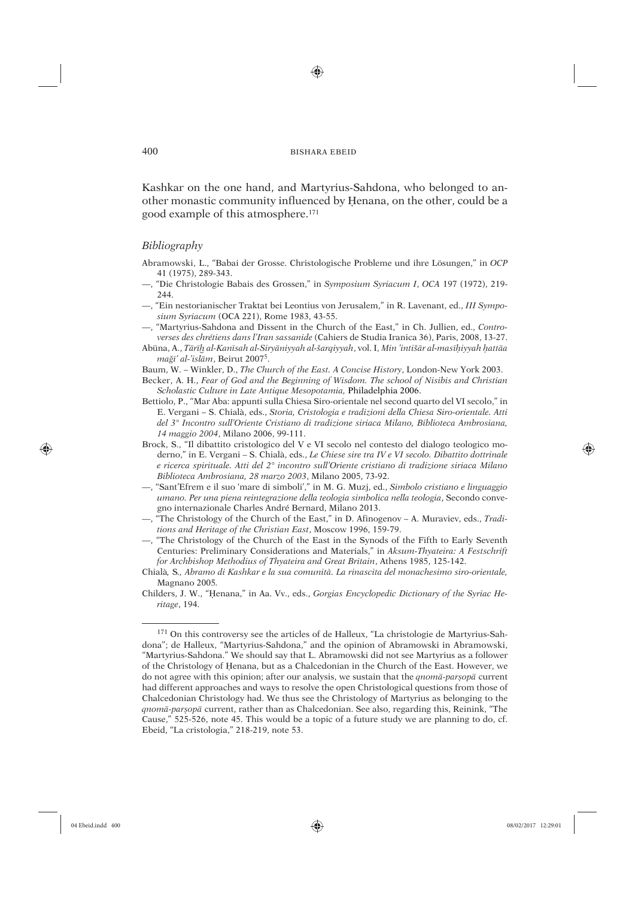Kashkar on the one hand, and Martyrius-Sahdona, who belonged to another monastic community influenced by Ḥenana, on the other, could be a good example of this atmosphere.[171]

## *Bibliography*

Abramowski, L., "Babai der Grosse. Christologische Probleme und ihre Lösungen," in *OCP* 41 (1975), 289-343.

—, "Die Christologie Babais des Grossen," in *Symposium Syriacum I*, *OCA* 197 (1972), 219-244.

—, "Ein nestorianischer Traktat bei Leontius von Jerusalem," in R. Lavenant, ed., *III Symposium Syriacum* (OCA 221), Rome 1983, 43-55.

—, "Martyrius-Sahdona and Dissent in the Church of the East," in Ch. Jullien, ed., *Controverses des chrétiens dans l'Iran sassanide* (Cahiers de Studia Iranica 36), Paris, 2008, 13-27.

Abūna, A., *Tārīḫ al-Kanīsah al-Siryāniyyah al-šarqiyyah*, vol. I, *Min 'intišār al-masīḥiyyah ḥattāa maǧī' al-'islām*, Beirut 2007[5].

Baum, W. – Winkler, D., *The Church of the East. A Concise History*, London-New York 2003.

Becker, A. H., *Fear of God and the Beginning of Wisdom. The school of Nisibis and Christian Scholastic Culture in Late Antique Mesopotamia*, Philadelphia 2006.

Bettiolo, P., "Mar Aba: appunti sulla Chiesa Siro-orientale nel second quarto del VI secolo," in E. Vergani – S. Chialà, eds., *Storia, Cristologia e tradizioni della Chiesa Siro-orientale. Atti del 3° Incontro sull'Oriente Cristiano di tradizione siriaca Milano, Biblioteca Ambrosiana, 14 maggio 2004*, Milano 2006, 99-111.

Brock, S., "Il dibattito cristologico del V e VI secolo nel contesto del dialogo teologico moderno," in E. Vergani – S. Chialà, eds., *Le Chiese sire tra IV e VI secolo. Dibattito dottrinale e ricerca spirituale. Atti del 2° incontro sull'Oriente cristiano di tradizione siriaca Milano Biblioteca Ambrosiana, 28 marzo 2003*, Milano 2005, 73-92.

—, "Sant'Efrem e il suo 'mare di simboli'," in M. G. Muzj, ed., *Simbolo cristiano e linguaggio umano. Per una piena reintegrazione della teologia simbolica nella teologia*, Secondo convegno internazionale Charles André Bernard, Milano 2013.

—, "The Christology of the Church of the East," in D. Afinogenov – A. Muraviev, eds., *Traditions and Heritage of the Christian East*, Moscow 1996, 159-79.

—, "The Christology of the Church of the East in the Synods of the Fifth to Early Seventh Centuries: Preliminary Considerations and Materials," in *Aksum-Thyateira: A Festschrift for Archbishop Methodius of Thyateira and Great Britain*, Athens 1985, 125-142.

Chialà, S., *Abramo di Kashkar e la sua comunità. La rinascita del monachesimo siro-orientale*, Magnano 2005.

Childers, J. W., "Ḥenana," in Aa. Vv., eds., *Gorgias Encyclopedic Dictionary of the Syriac Heritage*, 194.

---

[171] On this controversy see the articles of de Halleux, "La christologie de Martyrius-Sahdona"; de Halleux, "Martyrius-Sahdona," and the opinion of Abramowski in Abramowski, "Martyrius-Sahdona." We should say that L. Abramowski did not see Martyrius as a follower of the Christology of Ḥenana, but as a Chalcedonian in the Church of the East. However, we do not agree with this opinion; after our analysis, we sustain that the *qnomā-parṣopā* current had different approaches and ways to resolve the open Christological questions from those of Chalcedonian Christology had. We thus see the Christology of Martyrius as belonging to the *qnomā-parṣopā* current, rather than as Chalcedonian. See also, regarding this, Reinink, "The Cause," 525-526, note 45. This would be a topic of a future study we are planning to do, cf. Ebeid, "La cristologia," 218-219, note 53.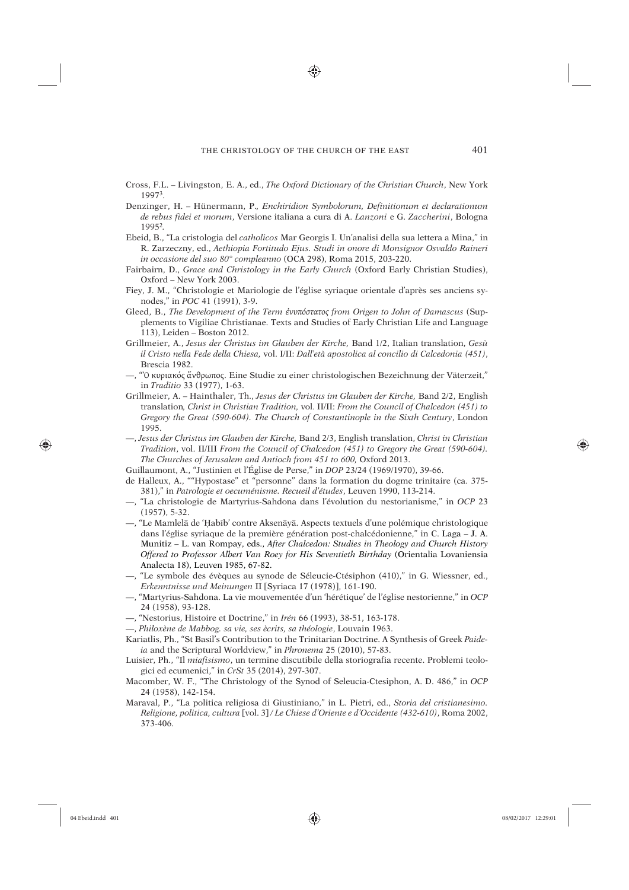Cross, F.L. – Livingston, E. A., ed., *The Oxford Dictionary of the Christian Church*, New York 1997³.

Denzinger, H. – Hünermann, P., *Enchiridion Symbolorum, Definitionum et declarationum de rebus fidei et morum*, Versione italiana a cura di A. *Lanzoni* e G. *Zaccherini*, Bologna 1995².

Ebeid, B., "La cristologia del *catholicos* Mar Georgis I. Un'analisi della sua lettera a Mina," in R. Zarzeczny, ed., *Aethiopia Fortitudo Ejus. Studi in onore di Monsignor Osvaldo Raineri in occasione del suo 80° compleanno* (OCA 298), Roma 2015, 203-220.

Fairbairn, D., *Grace and Christology in the Early Church* (Oxford Early Christian Studies), Oxford – New York 2003.

Fiey, J. M., "Christologie et Mariologie de l'église syriaque orientale d'après ses anciens synodes," in *POC* 41 (1991), 3-9.

Gleed, B., *The Development of the Term ἐνυπόστατος from Origen to John of Damascus* (Supplements to Vigiliae Christianae. Texts and Studies of Early Christian Life and Language 113), Leiden – Boston 2012.

Grillmeier, A., *Jesus der Christus im Glauben der Kirche,* Band 1/2, Italian translation, *Gesù il Cristo nella Fede della Chiesa,* vol. I/II: *Dall'età apostolica al concilio di Calcedonia (451)*, Brescia 1982.

—, "Ὁ κυριακός ἄνθρωπος. Eine Studie zu einer christologischen Bezeichnung der Väterzeit," in *Traditio* 33 (1977), 1-63.

Grillmeier, A. – Hainthaler, Th., *Jesus der Christus im Glauben der Kirche,* Band 2/2, English translation*, Christ in Christian Tradition,* vol. II/II: *From the Council of Chalcedon (451) to Gregory the Great (590-604). The Church of Constantinople in the Sixth Century*, London 1995.

—, *Jesus der Christus im Glauben der Kirche,* Band 2/3, English translation, *Christ in Christian Tradition*, vol. II/III *From the Council of Chalcedon (451) to Gregory the Great (590-604). The Churches of Jerusalem and Antioch from 451 to 600,* Oxford 2013.

Guillaumont, A., "Justinien et l'Église de Perse," in *DOP* 23/24 (1969/1970), 39-66.

de Halleux, A., ""Hypostase" et "personne" dans la formation du dogme trinitaire (ca. 375-381)," in *Patrologie et oecuménisme. Recueil d'études*, Leuven 1990, 113-214.

—, "La christologie de Martyrius-Sahdona dans l'évolution du nestorianisme," in *OCP* 23 (1957), 5-32.

—, "Le Mamlelā de 'Ḥabib' contre Aksenāyā. Aspects textuels d'une polémique christologique dans l'église syriaque de la première génération post-chalcédonienne," in C. Laga – J. A. Munitiz – L. van Rompay, eds., *After Chalcedon: Studies in Theology and Church History Offered to Professor Albert Van Roey for His Seventieth Birthday* (Orientalia Lovaniensia Analecta 18), Leuven 1985, 67-82.

—, "Le symbole des évèques au synode de Séleucie-Ctésiphon (410)," in G. Wiessner, ed., *Erkenntnisse und Meinungen* II [Syriaca 17 (1978)], 161-190.

—, "Martyrius-Sahdona. La vie mouvementée d'un 'hérétique' de l'église nestorienne," in *OCP* 24 (1958), 93-128.

—, "Nestorius, Histoire et Doctrine," in *Irén* 66 (1993), 38-51, 163-178.

—, *Philoxène de Mabbog. sa vie, ses ècrits, sa théologie*, Louvain 1963.

Kariatlis, Ph., "St Basil's Contribution to the Trinitarian Doctrine. A Synthesis of Greek *Paideia* and the Scriptural Worldview," in *Phronema* 25 (2010), 57-83.

Luisier, Ph., "Il *miafisismo*, un termine discutibile della storiografia recente. Problemi teologici ed ecumenici," in *CrSt* 35 (2014), 297-307.

Macomber, W. F., "The Christology of the Synod of Seleucia-Ctesiphon, A. D. 486," in *OCP* 24 (1958), 142-154.

Maraval, P., "La politica religiosa di Giustiniano," in L. Pietri, ed., *Storia del cristianesimo. Religione, politica, cultura* [vol. 3] */ Le Chiese d'Oriente e d'Occidente (432-610)*, Roma 2002, 373-406.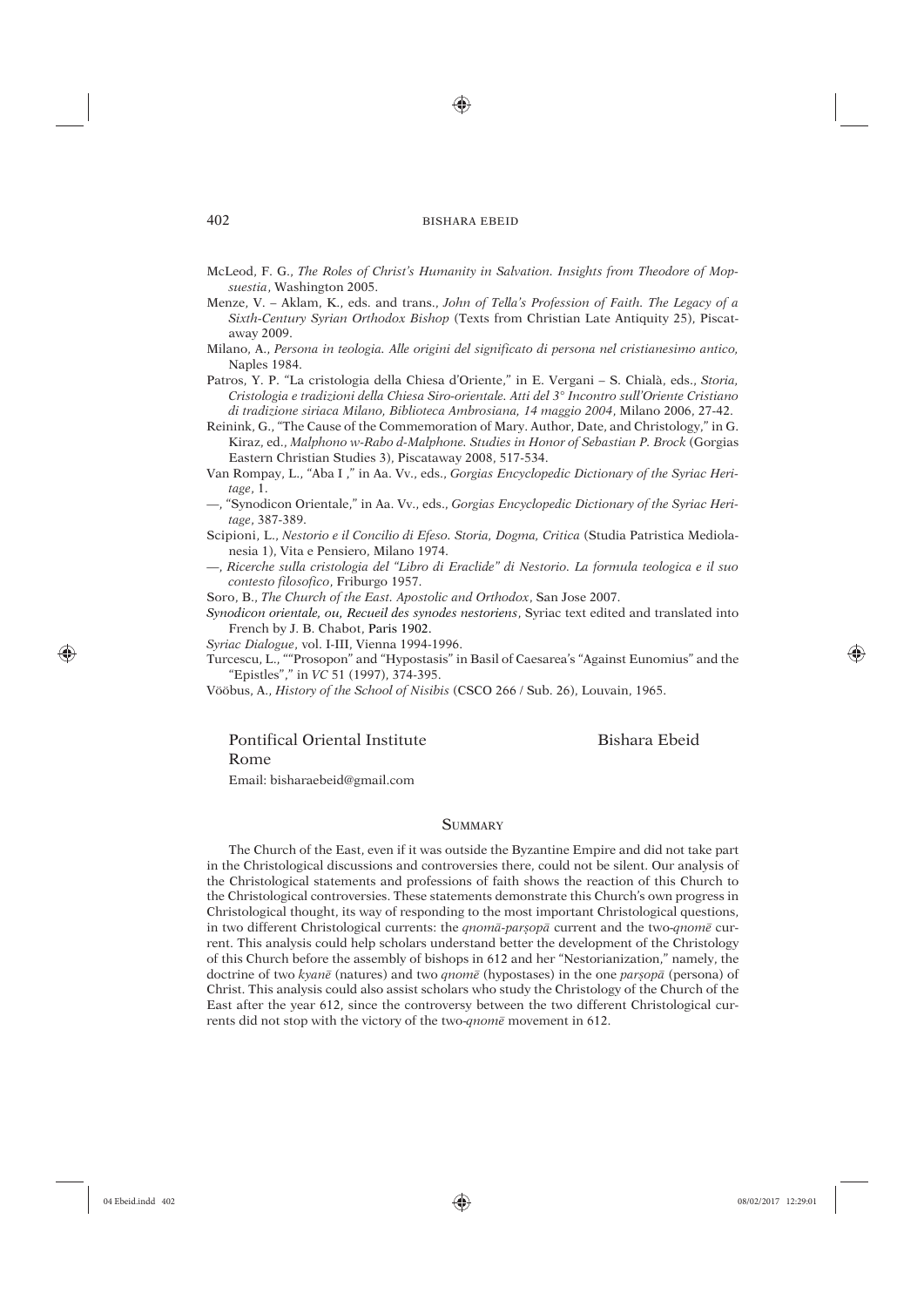McLeod, F. G., *The Roles of Christ's Humanity in Salvation. Insights from Theodore of Mopsuestia*, Washington 2005.

Menze, V. – Aklam, K., eds. and trans., *John of Tella's Profession of Faith. The Legacy of a Sixth-Century Syrian Orthodox Bishop* (Texts from Christian Late Antiquity 25), Piscataway 2009.

Milano, A., *Persona in teologia. Alle origini del significato di persona nel cristianesimo antico,* Naples 1984.

Patros, Y. P. "La cristologia della Chiesa d'Oriente," in E. Vergani – S. Chialà, eds., *Storia, Cristologia e tradizioni della Chiesa Siro-orientale. Atti del 3° Incontro sull'Oriente Cristiano di tradizione siriaca Milano, Biblioteca Ambrosiana, 14 maggio 2004*, Milano 2006, 27-42.

Reinink, G., "The Cause of the Commemoration of Mary. Author, Date, and Christology," in G. Kiraz, ed., *Malphono w-Rabo d-Malphone. Studies in Honor of Sebastian P. Brock* (Gorgias Eastern Christian Studies 3), Piscataway 2008, 517-534.

Van Rompay, L., "Aba I ," in Aa. Vv., eds., *Gorgias Encyclopedic Dictionary of the Syriac Heritage*, 1.

—, "Synodicon Orientale," in Aa. Vv., eds., *Gorgias Encyclopedic Dictionary of the Syriac Heritage*, 387-389.

Scipioni, L., *Nestorio e il Concilio di Efeso. Storia, Dogma, Critica* (Studia Patristica Mediolanesia 1), Vita e Pensiero, Milano 1974.

—, *Ricerche sulla cristologia del "Libro di Eraclide" di Nestorio. La formula teologica e il suo contesto filosofico*, Friburgo 1957.

Soro, B., *The Church of the East. Apostolic and Orthodox*, San Jose 2007.

*Synodicon orientale, ou, Recueil des synodes nestoriens*, Syriac text edited and translated into French by J. B. Chabot, Paris 1902.

*Syriac Dialogue*, vol. I-III, Vienna 1994-1996.

Turcescu, L., ""Prosopon" and "Hypostasis" in Basil of Caesarea's "Against Eunomius" and the "Epistles"," in *VC* 51 (1997), 374-395.

Vööbus, A., *History of the School of Nisibis* (CSCO 266 / Sub. 26), Louvain, 1965.

Pontifical Oriental Institute
Rome
Email: bisharaebeid@gmail.com

Bishara Ebeid

## Summary

The Church of the East, even if it was outside the Byzantine Empire and did not take part in the Christological discussions and controversies there, could not be silent. Our analysis of the Christological statements and professions of faith shows the reaction of this Church to the Christological controversies. These statements demonstrate this Church's own progress in Christological thought, its way of responding to the most important Christological questions, in two different Christological currents: the *qnomā-parṣopā* current and the two-*qnomē* current. This analysis could help scholars understand better the development of the Christology of this Church before the assembly of bishops in 612 and her "Nestorianization," namely, the doctrine of two *kyanē* (natures) and two *qnomē* (hypostases) in the one *parṣopā* (persona) of Christ. This analysis could also assist scholars who study the Christology of the Church of the East after the year 612, since the controversy between the two different Christological currents did not stop with the victory of the two-*qnomē* movement in 612.